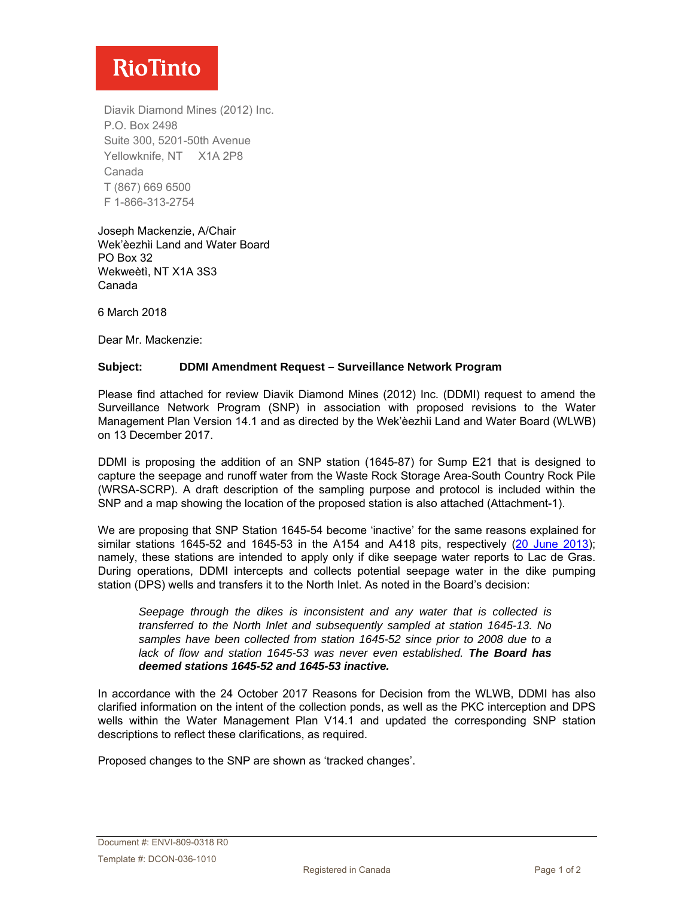RioTinto

Diavik Diamond Mines (2012) Inc.
P.O. Box 2498
Suite 300, 5201-50th Avenue
Yellowknife, NT X1A 2P8
Canada
T (867) 669 6500
F 1-866-313-2754

Joseph Mackenzie, A/Chair
Wek'èezhìi Land and Water Board
PO Box 32
Wekweètì, NT X1A 3S3
Canada

6 March 2018

Dear Mr. Mackenzie:

**Subject: DDMI Amendment Request – Surveillance Network Program**

Please find attached for review Diavik Diamond Mines (2012) Inc. (DDMI) request to amend the Surveillance Network Program (SNP) in association with proposed revisions to the Water Management Plan Version 14.1 and as directed by the Wek'èezhìi Land and Water Board (WLWB) on 13 December 2017.

DDMI is proposing the addition of an SNP station (1645-87) for Sump E21 that is designed to capture the seepage and runoff water from the Waste Rock Storage Area-South Country Rock Pile (WRSA-SCRP). A draft description of the sampling purpose and protocol is included within the SNP and a map showing the location of the proposed station is also attached (Attachment-1).

We are proposing that SNP Station 1645-54 become 'inactive' for the same reasons explained for similar stations 1645-52 and 1645-53 in the A154 and A418 pits, respectively (20 June 2013); namely, these stations are intended to apply only if dike seepage water reports to Lac de Gras. During operations, DDMI intercepts and collects potential seepage water in the dike pumping station (DPS) wells and transfers it to the North Inlet. As noted in the Board's decision:

> *Seepage through the dikes is inconsistent and any water that is collected is transferred to the North Inlet and subsequently sampled at station 1645-13. No samples have been collected from station 1645-52 since prior to 2008 due to a lack of flow and station 1645-53 was never even established.* ***The Board has deemed stations 1645-52 and 1645-53 inactive.***

In accordance with the 24 October 2017 Reasons for Decision from the WLWB, DDMI has also clarified information on the intent of the collection ponds, as well as the PKC interception and DPS wells within the Water Management Plan V14.1 and updated the corresponding SNP station descriptions to reflect these clarifications, as required.

Proposed changes to the SNP are shown as 'tracked changes'.

Document #: ENVI-809-0318 R0

Template #: DCON-036-1010

Registered in Canada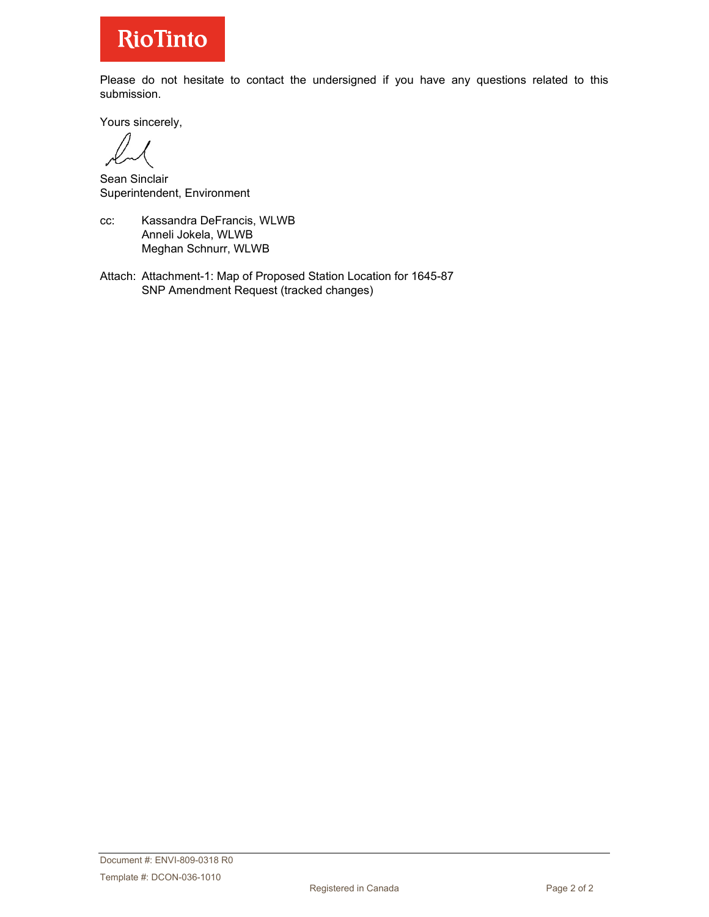Please do not hesitate to contact the undersigned if you have any questions related to this submission.

Yours sincerely,

Sean Sinclair
Superintendent, Environment

cc: Kassandra DeFrancis, WLWB
Anneli Jokela, WLWB
Meghan Schnurr, WLWB

Attach: Attachment-1: Map of Proposed Station Location for 1645-87
SNP Amendment Request (tracked changes)

Document #: ENVI-809-0318 R0

Template #: DCON-036-1010

Registered in Canada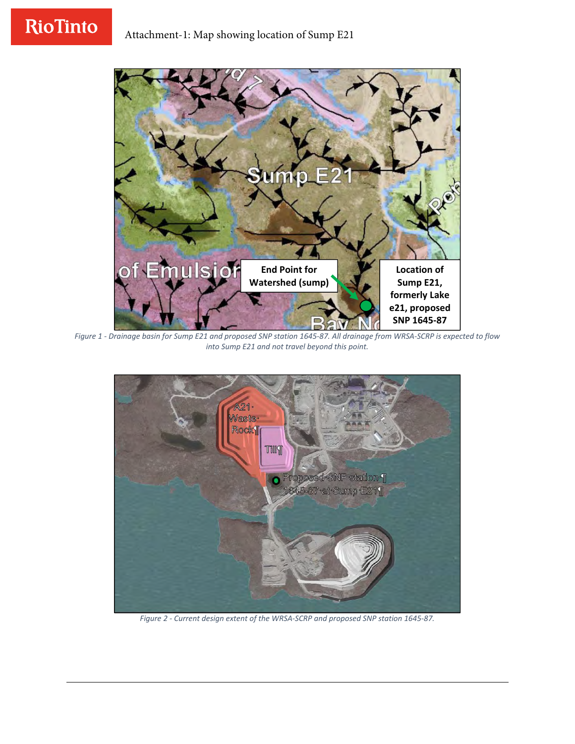Attachment-1: Map showing location of Sump E21

*Figure 1 - Drainage basin for Sump E21 and proposed SNP station 1645-87. All drainage from WRSA-SCRP is expected to flow into Sump E21 and not travel beyond this point.*

*Figure 2 - Current design extent of the WRSA-SCRP and proposed SNP station 1645-87.*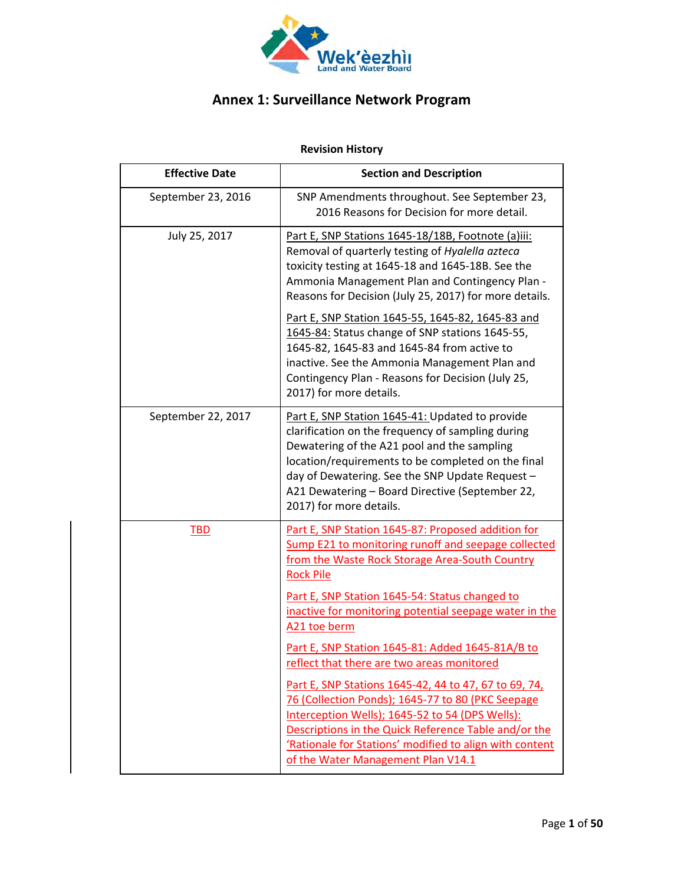Wek'èezhìı Land and Water Board

# Annex 1: Surveillance Network Program

**Revision History**

| Effective Date | Section and Description |
|---|---|
| September 23, 2016 | SNP Amendments throughout. See September 23, 2016 Reasons for Decision for more detail. |
| July 25, 2017 | Part E, SNP Stations 1645-18/18B, Footnote (a)iii: Removal of quarterly testing of *Hyalella azteca* toxicity testing at 1645-18 and 1645-18B. See the Ammonia Management Plan and Contingency Plan - Reasons for Decision (July 25, 2017) for more details.<br><br>Part E, SNP Station 1645-55, 1645-82, 1645-83 and 1645-84: Status change of SNP stations 1645-55, 1645-82, 1645-83 and 1645-84 from active to inactive. See the Ammonia Management Plan and Contingency Plan - Reasons for Decision (July 25, 2017) for more details. |
| September 22, 2017 | Part E, SNP Station 1645-41: Updated to provide clarification on the frequency of sampling during Dewatering of the A21 pool and the sampling location/requirements to be completed on the final day of Dewatering. See the SNP Update Request – A21 Dewatering – Board Directive (September 22, 2017) for more details. |
| TBD | Part E, SNP Station 1645-87: Proposed addition for Sump E21 to monitoring runoff and seepage collected from the Waste Rock Storage Area-South Country Rock Pile<br><br>Part E, SNP Station 1645-54: Status changed to inactive for monitoring potential seepage water in the A21 toe berm<br><br>Part E, SNP Station 1645-81: Added 1645-81A/B to reflect that there are two areas monitored<br><br>Part E, SNP Stations 1645-42, 44 to 47, 67 to 69, 74, 76 (Collection Ponds); 1645-77 to 80 (PKC Seepage Interception Wells); 1645-52 to 54 (DPS Wells): Descriptions in the Quick Reference Table and/or the 'Rationale for Stations' modified to align with content of the Water Management Plan V14.1 |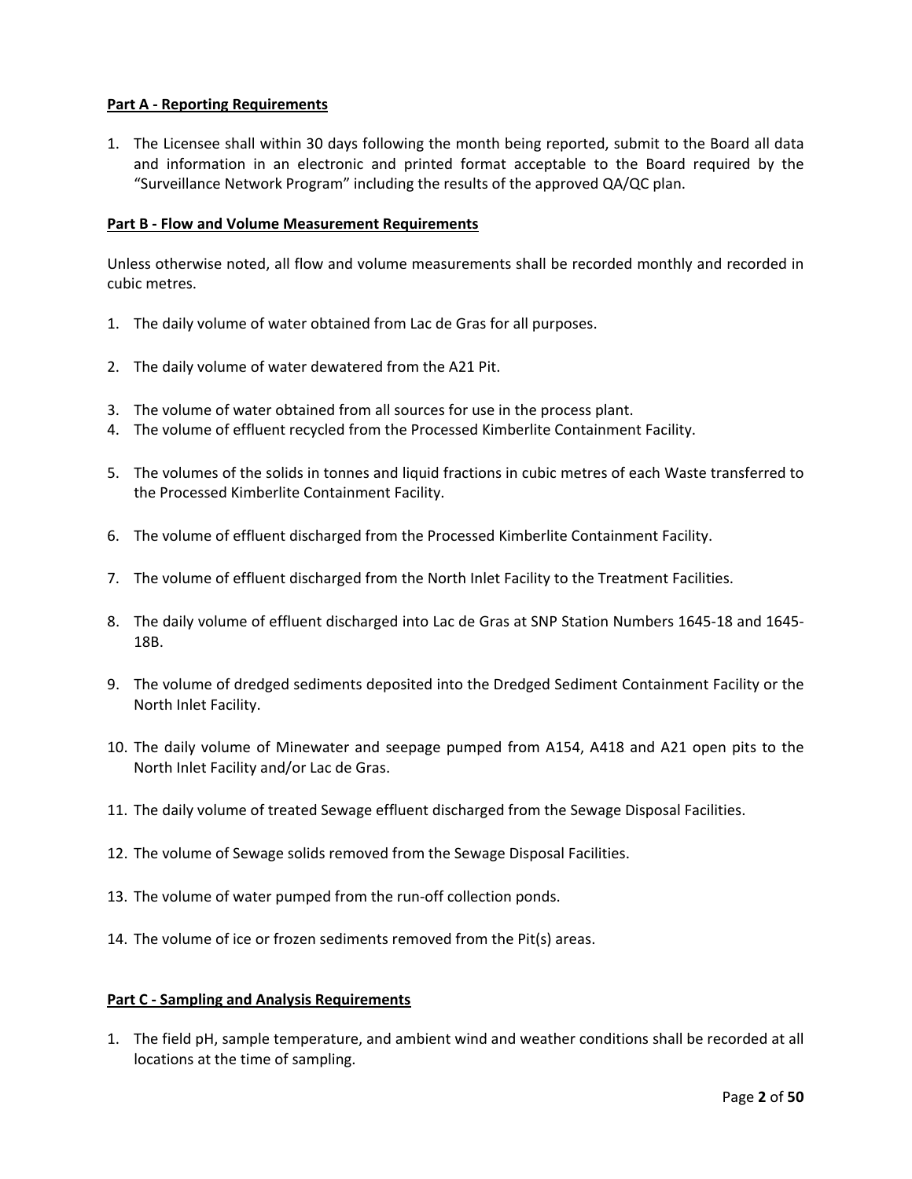**Part A - Reporting Requirements**

1. The Licensee shall within 30 days following the month being reported, submit to the Board all data and information in an electronic and printed format acceptable to the Board required by the "Surveillance Network Program" including the results of the approved QA/QC plan.

**Part B - Flow and Volume Measurement Requirements**

Unless otherwise noted, all flow and volume measurements shall be recorded monthly and recorded in cubic metres.

1. The daily volume of water obtained from Lac de Gras for all purposes.

2. The daily volume of water dewatered from the A21 Pit.

3. The volume of water obtained from all sources for use in the process plant.
4. The volume of effluent recycled from the Processed Kimberlite Containment Facility.

5. The volumes of the solids in tonnes and liquid fractions in cubic metres of each Waste transferred to the Processed Kimberlite Containment Facility.

6. The volume of effluent discharged from the Processed Kimberlite Containment Facility.

7. The volume of effluent discharged from the North Inlet Facility to the Treatment Facilities.

8. The daily volume of effluent discharged into Lac de Gras at SNP Station Numbers 1645-18 and 1645-18B.

9. The volume of dredged sediments deposited into the Dredged Sediment Containment Facility or the North Inlet Facility.

10. The daily volume of Minewater and seepage pumped from A154, A418 and A21 open pits to the North Inlet Facility and/or Lac de Gras.

11. The daily volume of treated Sewage effluent discharged from the Sewage Disposal Facilities.

12. The volume of Sewage solids removed from the Sewage Disposal Facilities.

13. The volume of water pumped from the run-off collection ponds.

14. The volume of ice or frozen sediments removed from the Pit(s) areas.

**Part C - Sampling and Analysis Requirements**

1. The field pH, sample temperature, and ambient wind and weather conditions shall be recorded at all locations at the time of sampling.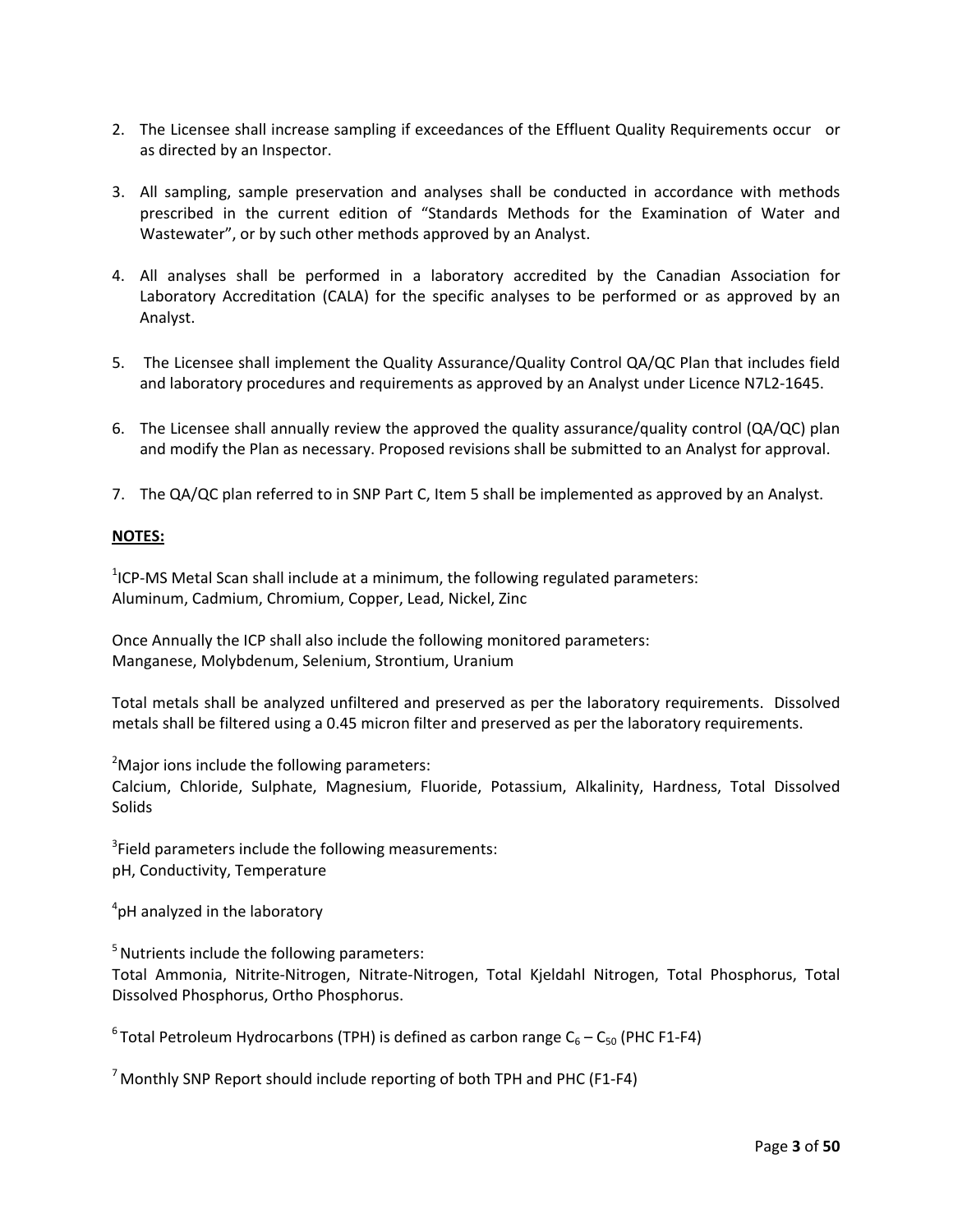2. The Licensee shall increase sampling if exceedances of the Effluent Quality Requirements occur or as directed by an Inspector.

3. All sampling, sample preservation and analyses shall be conducted in accordance with methods prescribed in the current edition of "Standards Methods for the Examination of Water and Wastewater", or by such other methods approved by an Analyst.

4. All analyses shall be performed in a laboratory accredited by the Canadian Association for Laboratory Accreditation (CALA) for the specific analyses to be performed or as approved by an Analyst.

5. The Licensee shall implement the Quality Assurance/Quality Control QA/QC Plan that includes field and laboratory procedures and requirements as approved by an Analyst under Licence N7L2-1645.

6. The Licensee shall annually review the approved the quality assurance/quality control (QA/QC) plan and modify the Plan as necessary. Proposed revisions shall be submitted to an Analyst for approval.

7. The QA/QC plan referred to in SNP Part C, Item 5 shall be implemented as approved by an Analyst.

**NOTES:**

[1]ICP-MS Metal Scan shall include at a minimum, the following regulated parameters:
Aluminum, Cadmium, Chromium, Copper, Lead, Nickel, Zinc

Once Annually the ICP shall also include the following monitored parameters:
Manganese, Molybdenum, Selenium, Strontium, Uranium

Total metals shall be analyzed unfiltered and preserved as per the laboratory requirements. Dissolved metals shall be filtered using a 0.45 micron filter and preserved as per the laboratory requirements.

[2]Major ions include the following parameters:
Calcium, Chloride, Sulphate, Magnesium, Fluoride, Potassium, Alkalinity, Hardness, Total Dissolved Solids

[3]Field parameters include the following measurements:
pH, Conductivity, Temperature

[4]pH analyzed in the laboratory

[5] Nutrients include the following parameters:
Total Ammonia, Nitrite-Nitrogen, Nitrate-Nitrogen, Total Kjeldahl Nitrogen, Total Phosphorus, Total Dissolved Phosphorus, Ortho Phosphorus.

[6] Total Petroleum Hydrocarbons (TPH) is defined as carbon range $C_6 – C_{50}$ (PHC F1-F4)

[7] Monthly SNP Report should include reporting of both TPH and PHC (F1-F4)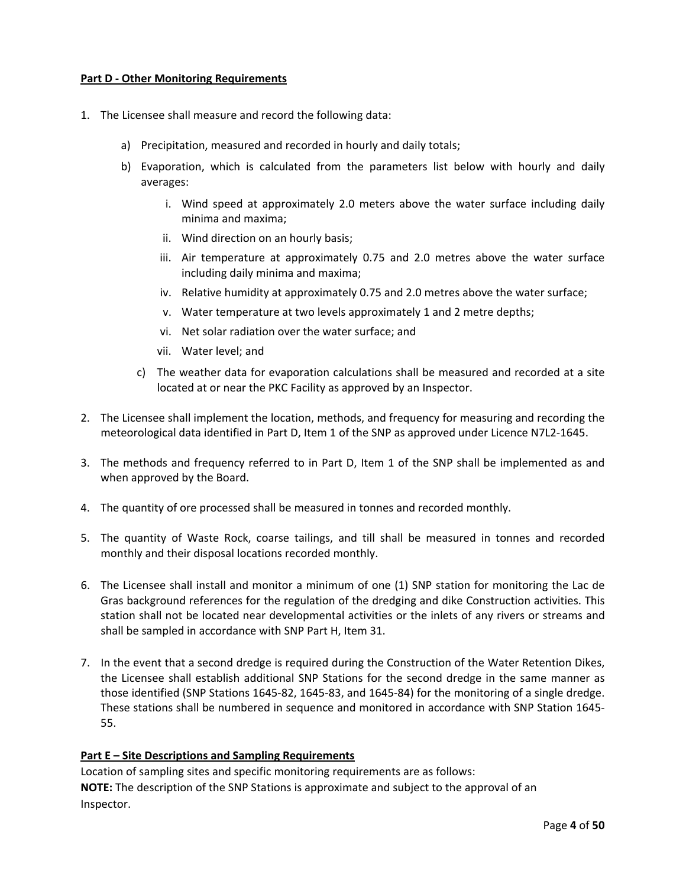**Part D - Other Monitoring Requirements**

1. The Licensee shall measure and record the following data:

    a) Precipitation, measured and recorded in hourly and daily totals;

    b) Evaporation, which is calculated from the parameters list below with hourly and daily averages:

        i. Wind speed at approximately 2.0 meters above the water surface including daily minima and maxima;

        ii. Wind direction on an hourly basis;

        iii. Air temperature at approximately 0.75 and 2.0 metres above the water surface including daily minima and maxima;

        iv. Relative humidity at approximately 0.75 and 2.0 metres above the water surface;

        v. Water temperature at two levels approximately 1 and 2 metre depths;

        vi. Net solar radiation over the water surface; and

        vii. Water level; and

    c) The weather data for evaporation calculations shall be measured and recorded at a site located at or near the PKC Facility as approved by an Inspector.

2. The Licensee shall implement the location, methods, and frequency for measuring and recording the meteorological data identified in Part D, Item 1 of the SNP as approved under Licence N7L2-1645.

3. The methods and frequency referred to in Part D, Item 1 of the SNP shall be implemented as and when approved by the Board.

4. The quantity of ore processed shall be measured in tonnes and recorded monthly.

5. The quantity of Waste Rock, coarse tailings, and till shall be measured in tonnes and recorded monthly and their disposal locations recorded monthly.

6. The Licensee shall install and monitor a minimum of one (1) SNP station for monitoring the Lac de Gras background references for the regulation of the dredging and dike Construction activities. This station shall not be located near developmental activities or the inlets of any rivers or streams and shall be sampled in accordance with SNP Part H, Item 31.

7. In the event that a second dredge is required during the Construction of the Water Retention Dikes, the Licensee shall establish additional SNP Stations for the second dredge in the same manner as those identified (SNP Stations 1645-82, 1645-83, and 1645-84) for the monitoring of a single dredge. These stations shall be numbered in sequence and monitored in accordance with SNP Station 1645-55.

**Part E – Site Descriptions and Sampling Requirements**

Location of sampling sites and specific monitoring requirements are as follows:

**NOTE:** The description of the SNP Stations is approximate and subject to the approval of an Inspector.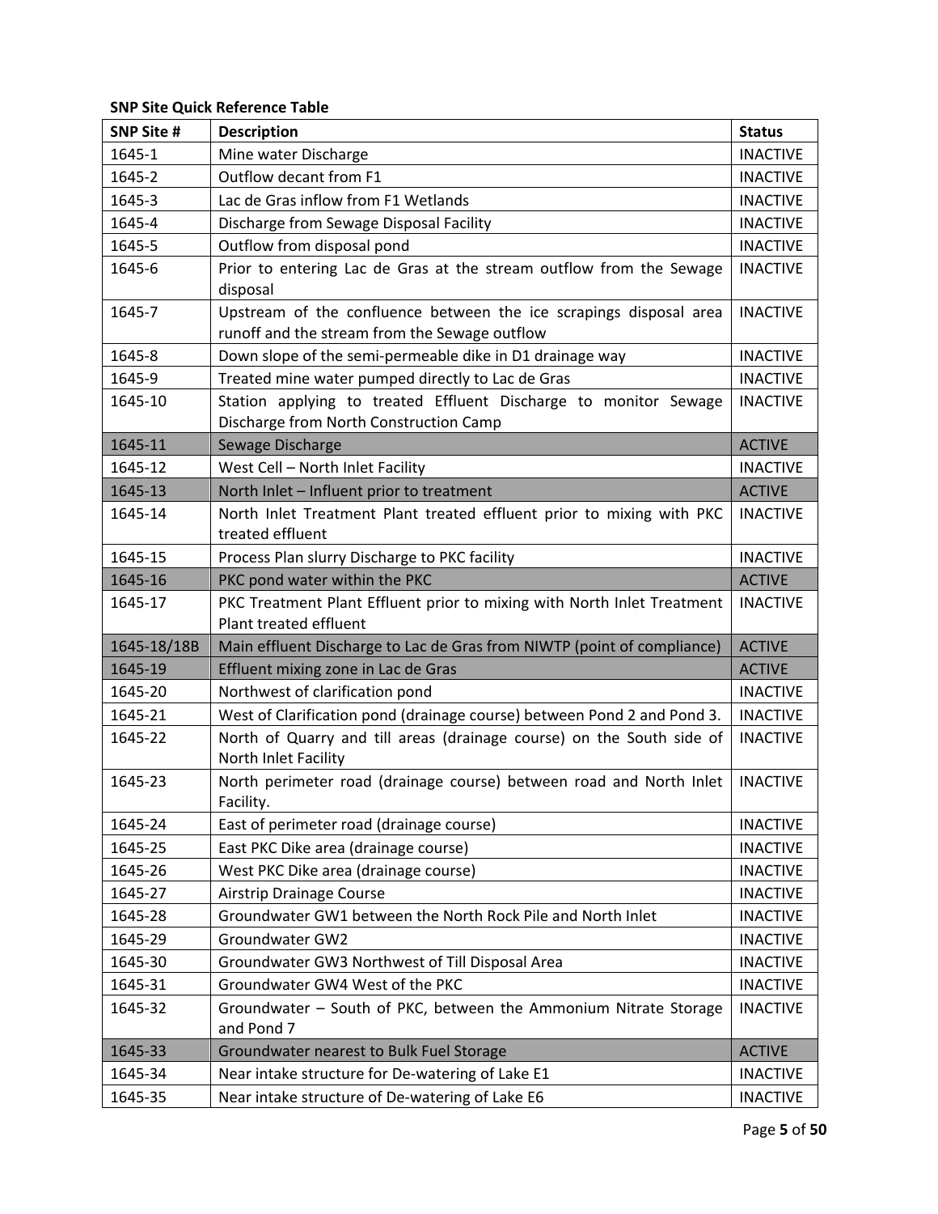**SNP Site Quick Reference Table**

| SNP Site # | Description | Status |
|---|---|---|
| 1645-1 | Mine water Discharge | INACTIVE |
| 1645-2 | Outflow decant from F1 | INACTIVE |
| 1645-3 | Lac de Gras inflow from F1 Wetlands | INACTIVE |
| 1645-4 | Discharge from Sewage Disposal Facility | INACTIVE |
| 1645-5 | Outflow from disposal pond | INACTIVE |
| 1645-6 | Prior to entering Lac de Gras at the stream outflow from the Sewage disposal | INACTIVE |
| 1645-7 | Upstream of the confluence between the ice scrapings disposal area runoff and the stream from the Sewage outflow | INACTIVE |
| 1645-8 | Down slope of the semi-permeable dike in D1 drainage way | INACTIVE |
| 1645-9 | Treated mine water pumped directly to Lac de Gras | INACTIVE |
| 1645-10 | Station applying to treated Effluent Discharge to monitor Sewage Discharge from North Construction Camp | INACTIVE |
| 1645-11 | Sewage Discharge | ACTIVE |
| 1645-12 | West Cell – North Inlet Facility | INACTIVE |
| 1645-13 | North Inlet – Influent prior to treatment | ACTIVE |
| 1645-14 | North Inlet Treatment Plant treated effluent prior to mixing with PKC treated effluent | INACTIVE |
| 1645-15 | Process Plan slurry Discharge to PKC facility | INACTIVE |
| 1645-16 | PKC pond water within the PKC | ACTIVE |
| 1645-17 | PKC Treatment Plant Effluent prior to mixing with North Inlet Treatment Plant treated effluent | INACTIVE |
| 1645-18/18B | Main effluent Discharge to Lac de Gras from NIWTP (point of compliance) | ACTIVE |
| 1645-19 | Effluent mixing zone in Lac de Gras | ACTIVE |
| 1645-20 | Northwest of clarification pond | INACTIVE |
| 1645-21 | West of Clarification pond (drainage course) between Pond 2 and Pond 3. | INACTIVE |
| 1645-22 | North of Quarry and till areas (drainage course) on the South side of North Inlet Facility | INACTIVE |
| 1645-23 | North perimeter road (drainage course) between road and North Inlet Facility. | INACTIVE |
| 1645-24 | East of perimeter road (drainage course) | INACTIVE |
| 1645-25 | East PKC Dike area (drainage course) | INACTIVE |
| 1645-26 | West PKC Dike area (drainage course) | INACTIVE |
| 1645-27 | Airstrip Drainage Course | INACTIVE |
| 1645-28 | Groundwater GW1 between the North Rock Pile and North Inlet | INACTIVE |
| 1645-29 | Groundwater GW2 | INACTIVE |
| 1645-30 | Groundwater GW3 Northwest of Till Disposal Area | INACTIVE |
| 1645-31 | Groundwater GW4 West of the PKC | INACTIVE |
| 1645-32 | Groundwater – South of PKC, between the Ammonium Nitrate Storage and Pond 7 | INACTIVE |
| 1645-33 | Groundwater nearest to Bulk Fuel Storage | ACTIVE |
| 1645-34 | Near intake structure for De-watering of Lake E1 | INACTIVE |
| 1645-35 | Near intake structure of De-watering of Lake E6 | INACTIVE |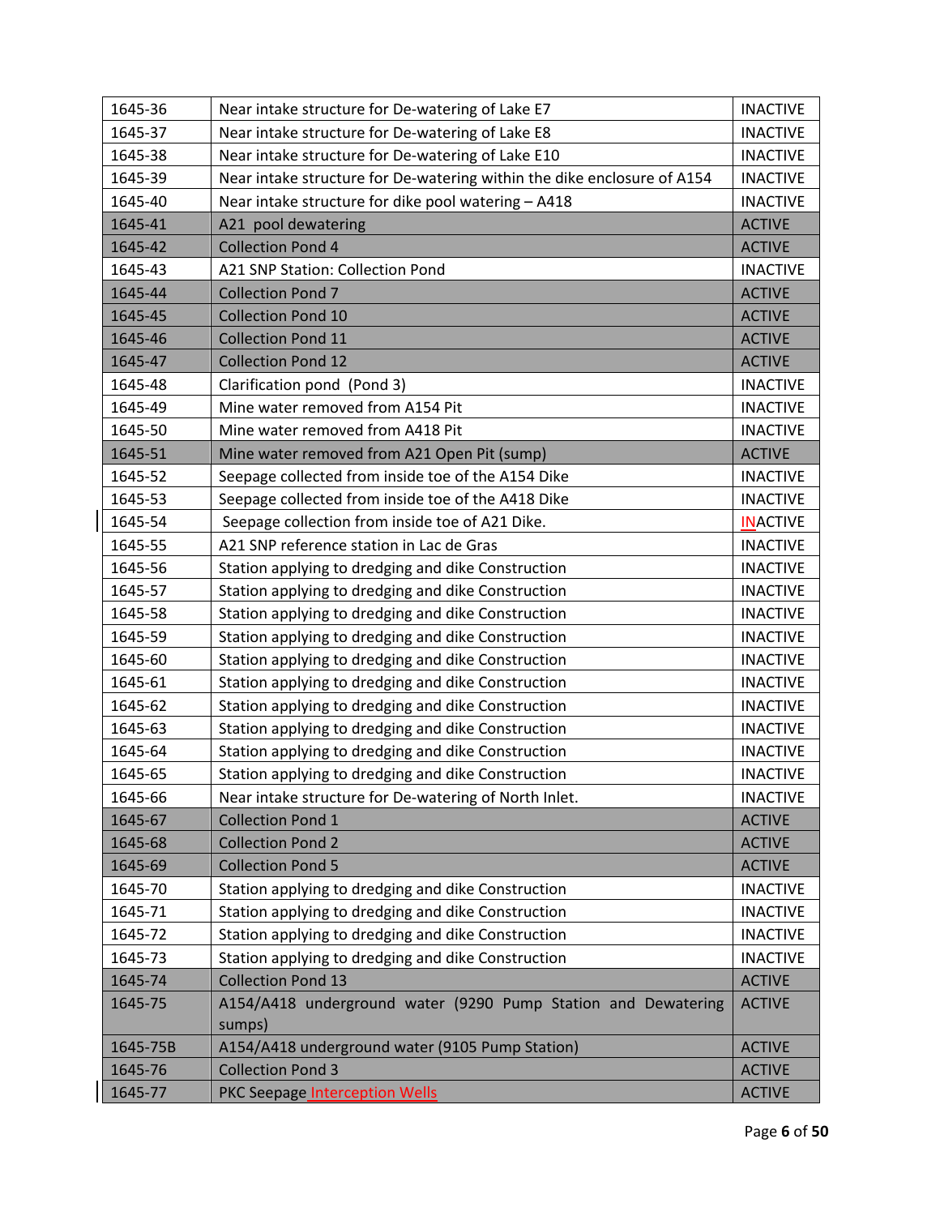| | | |
|---|---|---|
| 1645-36 | Near intake structure for De-watering of Lake E7 | INACTIVE |
| 1645-37 | Near intake structure for De-watering of Lake E8 | INACTIVE |
| 1645-38 | Near intake structure for De-watering of Lake E10 | INACTIVE |
| 1645-39 | Near intake structure for De-watering within the dike enclosure of A154 | INACTIVE |
| 1645-40 | Near intake structure for dike pool watering – A418 | INACTIVE |
| 1645-41 | A21 pool dewatering | ACTIVE |
| 1645-42 | Collection Pond 4 | ACTIVE |
| 1645-43 | A21 SNP Station: Collection Pond | INACTIVE |
| 1645-44 | Collection Pond 7 | ACTIVE |
| 1645-45 | Collection Pond 10 | ACTIVE |
| 1645-46 | Collection Pond 11 | ACTIVE |
| 1645-47 | Collection Pond 12 | ACTIVE |
| 1645-48 | Clarification pond (Pond 3) | INACTIVE |
| 1645-49 | Mine water removed from A154 Pit | INACTIVE |
| 1645-50 | Mine water removed from A418 Pit | INACTIVE |
| 1645-51 | Mine water removed from A21 Open Pit (sump) | ACTIVE |
| 1645-52 | Seepage collected from inside toe of the A154 Dike | INACTIVE |
| 1645-53 | Seepage collected from inside toe of the A418 Dike | INACTIVE |
| 1645-54 | Seepage collection from inside toe of A21 Dike. | INACTIVE |
| 1645-55 | A21 SNP reference station in Lac de Gras | INACTIVE |
| 1645-56 | Station applying to dredging and dike Construction | INACTIVE |
| 1645-57 | Station applying to dredging and dike Construction | INACTIVE |
| 1645-58 | Station applying to dredging and dike Construction | INACTIVE |
| 1645-59 | Station applying to dredging and dike Construction | INACTIVE |
| 1645-60 | Station applying to dredging and dike Construction | INACTIVE |
| 1645-61 | Station applying to dredging and dike Construction | INACTIVE |
| 1645-62 | Station applying to dredging and dike Construction | INACTIVE |
| 1645-63 | Station applying to dredging and dike Construction | INACTIVE |
| 1645-64 | Station applying to dredging and dike Construction | INACTIVE |
| 1645-65 | Station applying to dredging and dike Construction | INACTIVE |
| 1645-66 | Near intake structure for De-watering of North Inlet. | INACTIVE |
| 1645-67 | Collection Pond 1 | ACTIVE |
| 1645-68 | Collection Pond 2 | ACTIVE |
| 1645-69 | Collection Pond 5 | ACTIVE |
| 1645-70 | Station applying to dredging and dike Construction | INACTIVE |
| 1645-71 | Station applying to dredging and dike Construction | INACTIVE |
| 1645-72 | Station applying to dredging and dike Construction | INACTIVE |
| 1645-73 | Station applying to dredging and dike Construction | INACTIVE |
| 1645-74 | Collection Pond 13 | ACTIVE |
| 1645-75 | A154/A418 underground water (9290 Pump Station and Dewatering sumps) | ACTIVE |
| 1645-75B | A154/A418 underground water (9105 Pump Station) | ACTIVE |
| 1645-76 | Collection Pond 3 | ACTIVE |
| 1645-77 | PKC Seepage Interception Wells | ACTIVE |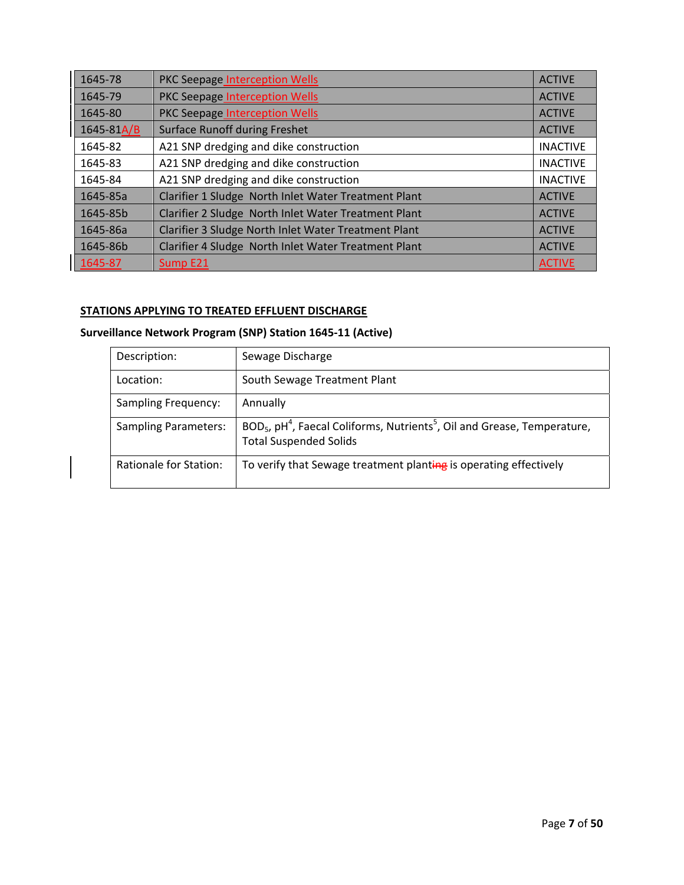| | | |
|---|---|---|
| 1645-78 | PKC Seepage Interception Wells | ACTIVE |
| 1645-79 | PKC Seepage Interception Wells | ACTIVE |
| 1645-80 | PKC Seepage Interception Wells | ACTIVE |
| 1645-81A/B | Surface Runoff during Freshet | ACTIVE |
| 1645-82 | A21 SNP dredging and dike construction | INACTIVE |
| 1645-83 | A21 SNP dredging and dike construction | INACTIVE |
| 1645-84 | A21 SNP dredging and dike construction | INACTIVE |
| 1645-85a | Clarifier 1 Sludge North Inlet Water Treatment Plant | ACTIVE |
| 1645-85b | Clarifier 2 Sludge North Inlet Water Treatment Plant | ACTIVE |
| 1645-86a | Clarifier 3 Sludge North Inlet Water Treatment Plant | ACTIVE |
| 1645-86b | Clarifier 4 Sludge North Inlet Water Treatment Plant | ACTIVE |
| 1645-87 | Sump E21 | ACTIVE |

**STATIONS APPLYING TO TREATED EFFLUENT DISCHARGE**

**Surveillance Network Program (SNP) Station 1645-11 (Active)**

| | |
|---|---|
| Description: | Sewage Discharge |
| Location: | South Sewage Treatment Plant |
| Sampling Frequency: | Annually |
| Sampling Parameters: | $BOD_5$, pH[4], Faecal Coliforms, Nutrients[5], Oil and Grease, Temperature, Total Suspended Solids |
| Rationale for Station: | To verify that Sewage treatment planting is operating effectively |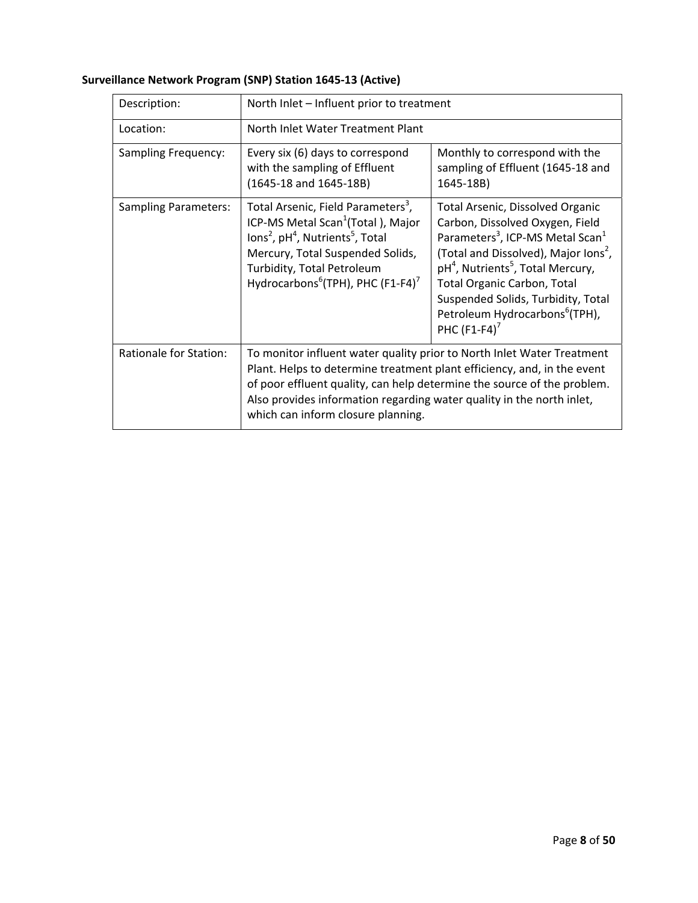**Surveillance Network Program (SNP) Station 1645-13 (Active)**

| Description: | North Inlet – Influent prior to treatment | |
|---|---|---|
| Location: | North Inlet Water Treatment Plant | |
| Sampling Frequency: | Every six (6) days to correspond with the sampling of Effluent (1645-18 and 1645-18B) | Monthly to correspond with the sampling of Effluent (1645-18 and 1645-18B) |
| Sampling Parameters: | Total Arsenic, Field Parameters[3], ICP-MS Metal Scan[1](Total ), Major Ions[2], pH[4], Nutrients[5], Total Mercury, Total Suspended Solids, Turbidity, Total Petroleum Hydrocarbons[6](TPH), PHC (F1-F4)[7] | Total Arsenic, Dissolved Organic Carbon, Dissolved Oxygen, Field Parameters[3], ICP-MS Metal Scan[1] (Total and Dissolved), Major Ions[2], pH[4], Nutrients[5], Total Mercury, Total Organic Carbon, Total Suspended Solids, Turbidity, Total Petroleum Hydrocarbons[6](TPH), PHC (F1-F4)[7] |
| Rationale for Station: | To monitor influent water quality prior to North Inlet Water Treatment Plant. Helps to determine treatment plant efficiency, and, in the event of poor effluent quality, can help determine the source of the problem. Also provides information regarding water quality in the north inlet, which can inform closure planning. | |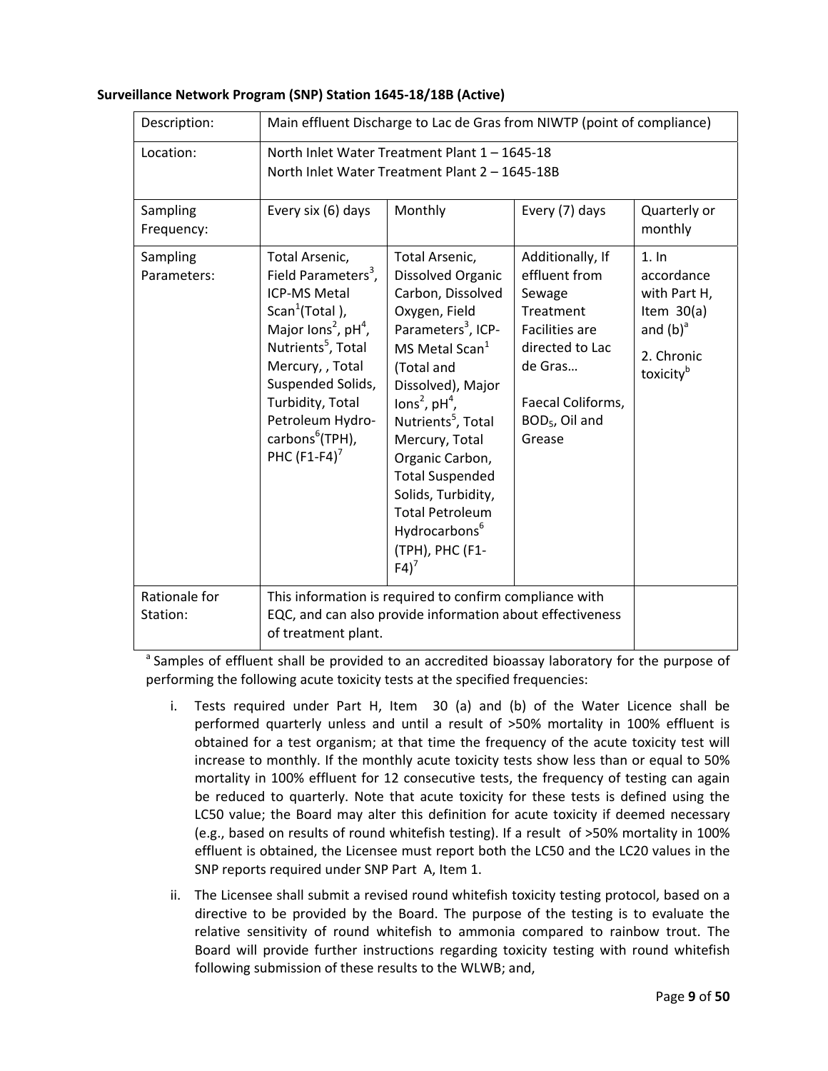**Surveillance Network Program (SNP) Station 1645-18/18B (Active)**

| Description: | Main effluent Discharge to Lac de Gras from NIWTP (point of compliance) | | | |
|---|---|---|---|---|
| Location: | North Inlet Water Treatment Plant 1 – 1645-18<br>North Inlet Water Treatment Plant 2 – 1645-18B | | | |
| Sampling Frequency: | Every six (6) days | Monthly | Every (7) days | Quarterly or monthly |
| Sampling Parameters: | Total Arsenic, Field Parameters[3], ICP-MS Metal Scan[1](Total ), Major Ions[2], pH[4], Nutrients[5], Total Mercury, , Total Suspended Solids, Turbidity, Total Petroleum Hydro-carbons[6](TPH), PHC (F1-F4)[7] | Total Arsenic, Dissolved Organic Carbon, Dissolved Oxygen, Field Parameters[3], ICP-MS Metal Scan[1] (Total and Dissolved), Major Ions[2], pH[4], Nutrients[5], Total Mercury, Total Organic Carbon, Total Suspended Solids, Turbidity, Total Petroleum Hydrocarbons[6] (TPH), PHC (F1-F4)[7] | Additionally, If effluent from Sewage Treatment Facilities are directed to Lac de Gras… Faecal Coliforms, $BOD_5$, Oil and Grease | 1. In accordance with Part H, Item 30(a) and (b)[a]<br>2. Chronic toxicity[b] |
| Rationale for Station: | This information is required to confirm compliance with EQC, and can also provide information about effectiveness of treatment plant. | | | |

[a] Samples of effluent shall be provided to an accredited bioassay laboratory for the purpose of performing the following acute toxicity tests at the specified frequencies:

i. Tests required under Part H, Item 30 (a) and (b) of the Water Licence shall be performed quarterly unless and until a result of >50% mortality in 100% effluent is obtained for a test organism; at that time the frequency of the acute toxicity test will increase to monthly. If the monthly acute toxicity tests show less than or equal to 50% mortality in 100% effluent for 12 consecutive tests, the frequency of testing can again be reduced to quarterly. Note that acute toxicity for these tests is defined using the LC50 value; the Board may alter this definition for acute toxicity if deemed necessary (e.g., based on results of round whitefish testing). If a result of >50% mortality in 100% effluent is obtained, the Licensee must report both the LC50 and the LC20 values in the SNP reports required under SNP Part A, Item 1.

ii. The Licensee shall submit a revised round whitefish toxicity testing protocol, based on a directive to be provided by the Board. The purpose of the testing is to evaluate the relative sensitivity of round whitefish to ammonia compared to rainbow trout. The Board will provide further instructions regarding toxicity testing with round whitefish following submission of these results to the WLWB; and,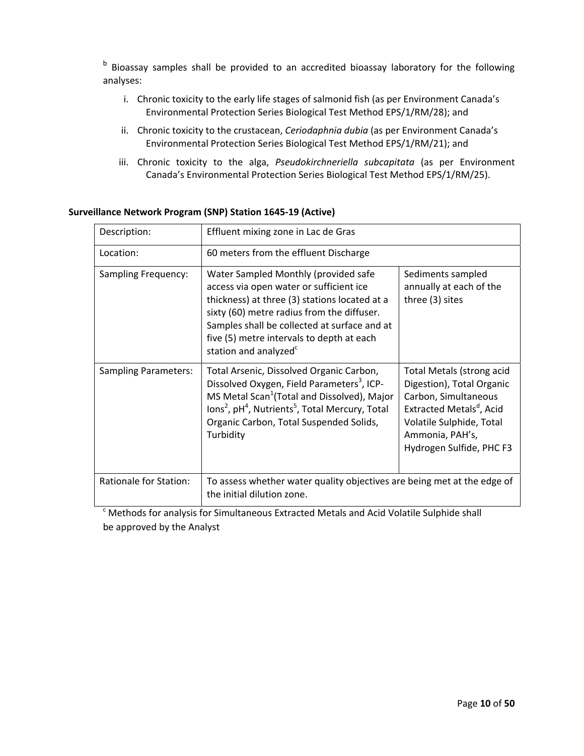[b] Bioassay samples shall be provided to an accredited bioassay laboratory for the following analyses:

i. Chronic toxicity to the early life stages of salmonid fish (as per Environment Canada's Environmental Protection Series Biological Test Method EPS/1/RM/28); and

ii. Chronic toxicity to the crustacean, *Ceriodaphnia dubia* (as per Environment Canada's Environmental Protection Series Biological Test Method EPS/1/RM/21); and

iii. Chronic toxicity to the alga, *Pseudokirchneriella subcapitata* (as per Environment Canada's Environmental Protection Series Biological Test Method EPS/1/RM/25).

**Surveillance Network Program (SNP) Station 1645-19 (Active)**

| Description: | Effluent mixing zone in Lac de Gras | |
|---|---|---|
| Location: | 60 meters from the effluent Discharge | |
| Sampling Frequency: | Water Sampled Monthly (provided safe access via open water or sufficient ice thickness) at three (3) stations located at a sixty (60) metre radius from the diffuser. Samples shall be collected at surface and at five (5) metre intervals to depth at each station and analyzed[c] | Sediments sampled annually at each of the three (3) sites |
| Sampling Parameters: | Total Arsenic, Dissolved Organic Carbon, Dissolved Oxygen, Field Parameters[3], ICP-MS Metal Scan[1](Total and Dissolved), Major Ions[2], pH[4], Nutrients[5], Total Mercury, Total Organic Carbon, Total Suspended Solids, Turbidity | Total Metals (strong acid Digestion), Total Organic Carbon, Simultaneous Extracted Metals[d], Acid Volatile Sulphide, Total Ammonia, PAH's, Hydrogen Sulfide, PHC F3 |
| Rationale for Station: | To assess whether water quality objectives are being met at the edge of the initial dilution zone. | |

[c] Methods for analysis for Simultaneous Extracted Metals and Acid Volatile Sulphide shall be approved by the Analyst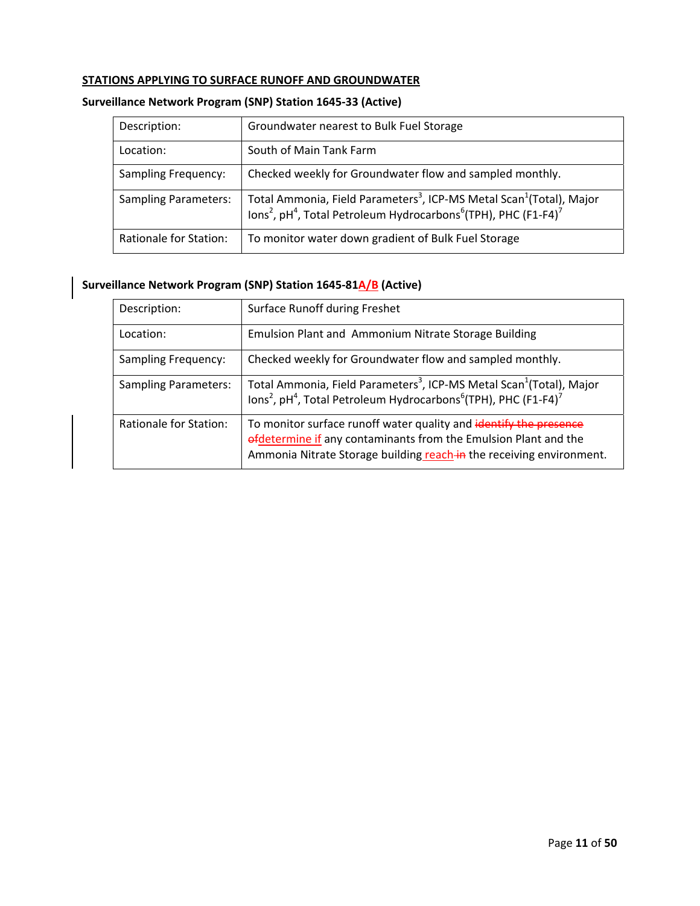**STATIONS APPLYING TO SURFACE RUNOFF AND GROUNDWATER**

**Surveillance Network Program (SNP) Station 1645-33 (Active)**

| | |
|---|---|
| Description: | Groundwater nearest to Bulk Fuel Storage |
| Location: | South of Main Tank Farm |
| Sampling Frequency: | Checked weekly for Groundwater flow and sampled monthly. |
| Sampling Parameters: | Total Ammonia, Field Parameters[3], ICP-MS Metal Scan[1](Total), Major Ions[2], pH[4], Total Petroleum Hydrocarbons[6](TPH), PHC (F1-F4)[7] |
| Rationale for Station: | To monitor water down gradient of Bulk Fuel Storage |

**Surveillance Network Program (SNP) Station 1645-81A/B (Active)**

| | |
|---|---|
| Description: | Surface Runoff during Freshet |
| Location: | Emulsion Plant and Ammonium Nitrate Storage Building |
| Sampling Frequency: | Checked weekly for Groundwater flow and sampled monthly. |
| Sampling Parameters: | Total Ammonia, Field Parameters[3], ICP-MS Metal Scan[1](Total), Major Ions[2], pH[4], Total Petroleum Hydrocarbons[6](TPH), PHC (F1-F4)[7] |
| Rationale for Station: | To monitor surface runoff water quality and ~~identify the presence of~~determine if any contaminants from the Emulsion Plant and the Ammonia Nitrate Storage building reach ~~in~~ the receiving environment. |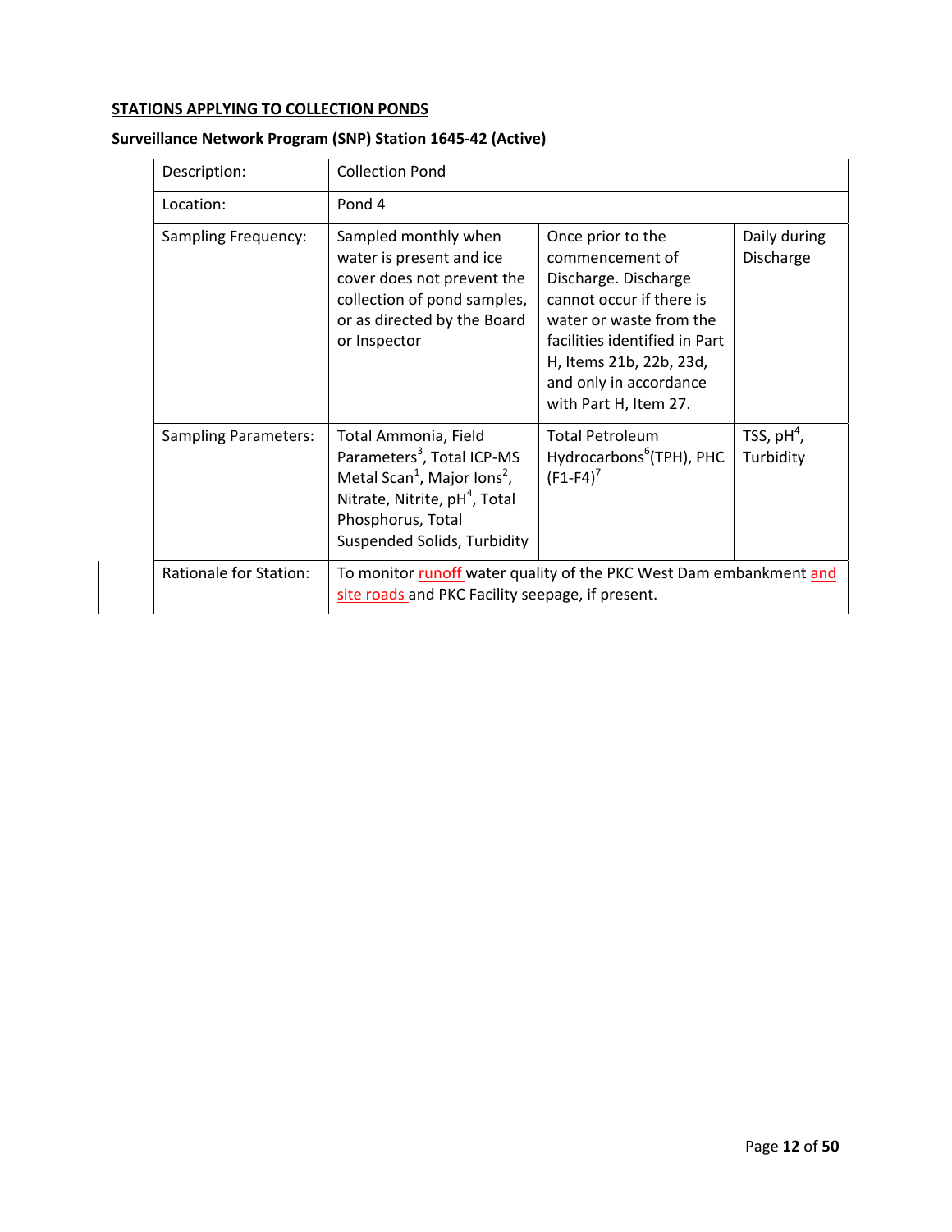**STATIONS APPLYING TO COLLECTION PONDS**

**Surveillance Network Program (SNP) Station 1645-42 (Active)**

| Description: | Collection Pond | | |
|---|---|---|---|
| Location: | Pond 4 | | |
| Sampling Frequency: | Sampled monthly when water is present and ice cover does not prevent the collection of pond samples, or as directed by the Board or Inspector | Once prior to the commencement of Discharge. Discharge cannot occur if there is water or waste from the facilities identified in Part H, Items 21b, 22b, 23d, and only in accordance with Part H, Item 27. | Daily during Discharge |
| Sampling Parameters: | Total Ammonia, Field Parameters[3], Total ICP-MS Metal Scan[1], Major Ions[2], Nitrate, Nitrite, pH[4], Total Phosphorus, Total Suspended Solids, Turbidity | Total Petroleum Hydrocarbons[6](TPH), PHC (F1-F4)[7] | TSS, pH[4], Turbidity |
| Rationale for Station: | To monitor runoff water quality of the PKC West Dam embankment and site roads and PKC Facility seepage, if present. | | |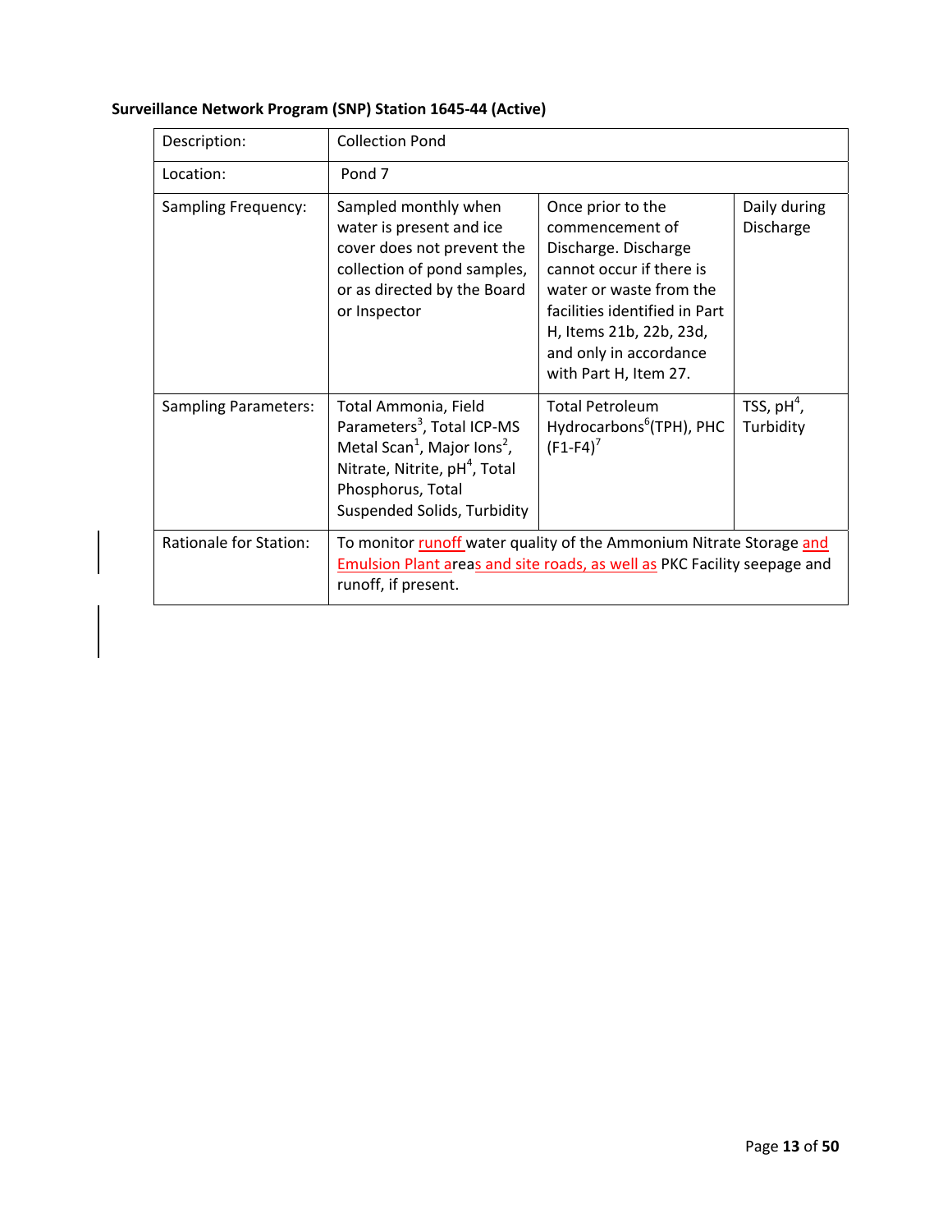**Surveillance Network Program (SNP) Station 1645-44 (Active)**

| Description: | Collection Pond | | |
|---|---|---|---|
| Location: | Pond 7 | | |
| Sampling Frequency: | Sampled monthly when water is present and ice cover does not prevent the collection of pond samples, or as directed by the Board or Inspector | Once prior to the commencement of Discharge. Discharge cannot occur if there is water or waste from the facilities identified in Part H, Items 21b, 22b, 23d, and only in accordance with Part H, Item 27. | Daily during Discharge |
| Sampling Parameters: | Total Ammonia, Field Parameters[3], Total ICP-MS Metal Scan[1], Major Ions[2], Nitrate, Nitrite, pH[4], Total Phosphorus, Total Suspended Solids, Turbidity | Total Petroleum Hydrocarbons[6](TPH), PHC (F1-F4)[7] | TSS, pH[4], Turbidity |
| Rationale for Station: | To monitor runoff water quality of the Ammonium Nitrate Storage and Emulsion Plant areas and site roads, as well as PKC Facility seepage and runoff, if present. | | |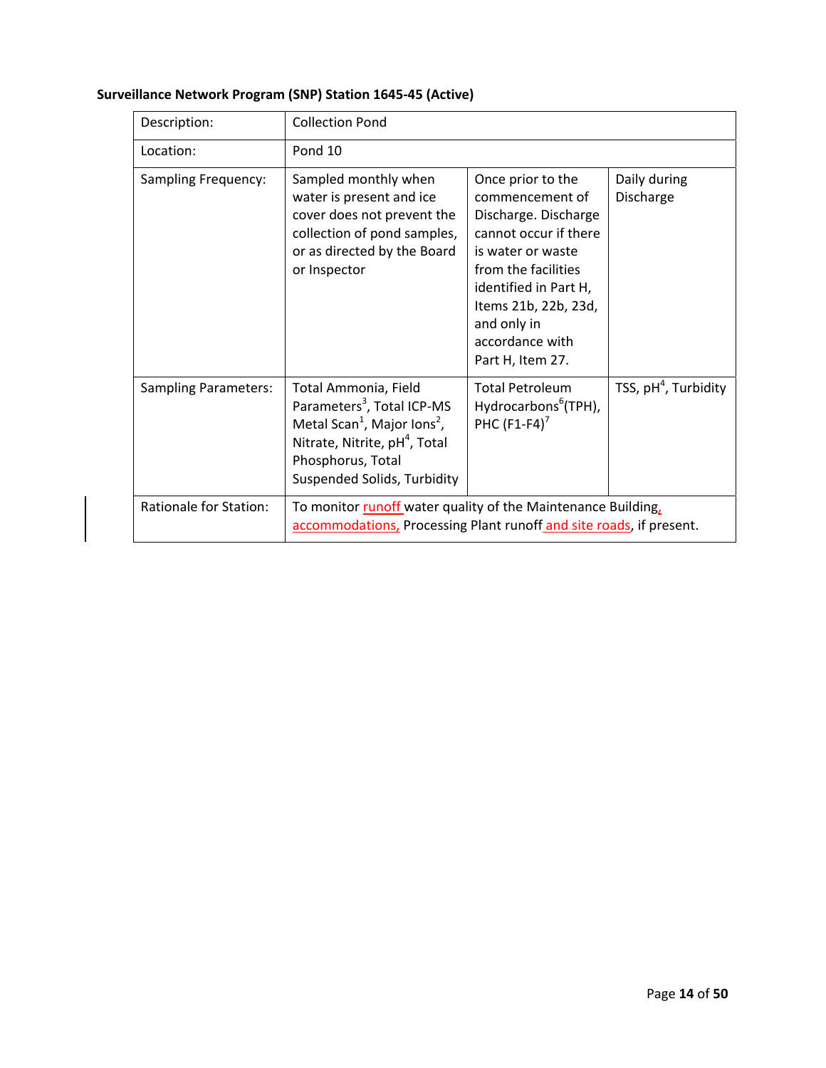**Surveillance Network Program (SNP) Station 1645-45 (Active)**

| Description: | Collection Pond | | |
|---|---|---|---|
| Location: | Pond 10 | | |
| Sampling Frequency: | Sampled monthly when water is present and ice cover does not prevent the collection of pond samples, or as directed by the Board or Inspector | Once prior to the commencement of Discharge. Discharge cannot occur if there is water or waste from the facilities identified in Part H, Items 21b, 22b, 23d, and only in accordance with Part H, Item 27. | Daily during Discharge |
| Sampling Parameters: | Total Ammonia, Field Parameters[3], Total ICP-MS Metal Scan[1], Major Ions[2], Nitrate, Nitrite, pH[4], Total Phosphorus, Total Suspended Solids, Turbidity | Total Petroleum Hydrocarbons[6](TPH), PHC (F1-F4)[7] | TSS, pH[4], Turbidity |
| Rationale for Station: | To monitor runoff water quality of the Maintenance Building, accommodations, Processing Plant runoff and site roads, if present. | | |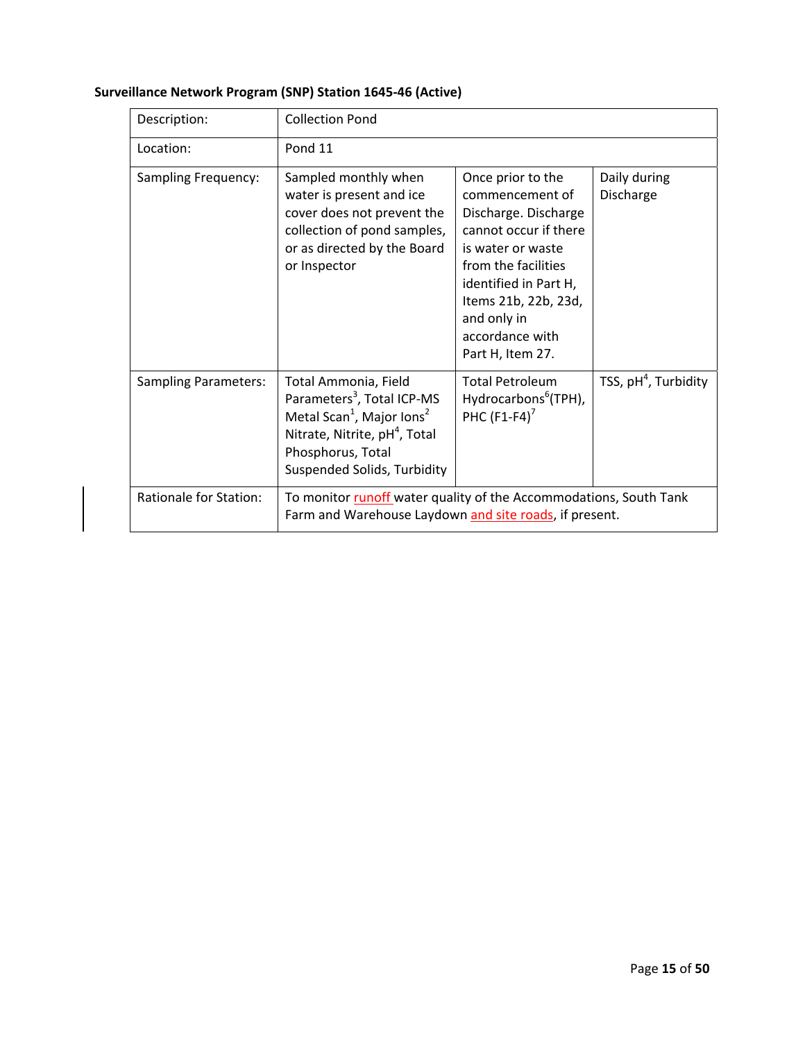**Surveillance Network Program (SNP) Station 1645-46 (Active)**

| Description: | Collection Pond | | |
|---|---|---|---|
| Location: | Pond 11 | | |
| Sampling Frequency: | Sampled monthly when water is present and ice cover does not prevent the collection of pond samples, or as directed by the Board or Inspector | Once prior to the commencement of Discharge. Discharge cannot occur if there is water or waste from the facilities identified in Part H, Items 21b, 22b, 23d, and only in accordance with Part H, Item 27. | Daily during Discharge |
| Sampling Parameters: | Total Ammonia, Field Parameters[3], Total ICP-MS Metal Scan[1], Major Ions[2] Nitrate, Nitrite, pH[4], Total Phosphorus, Total Suspended Solids, Turbidity | Total Petroleum Hydrocarbons[6](TPH), PHC (F1-F4)[7] | TSS, pH[4], Turbidity |
| Rationale for Station: | To monitor runoff water quality of the Accommodations, South Tank Farm and Warehouse Laydown and site roads, if present. | | |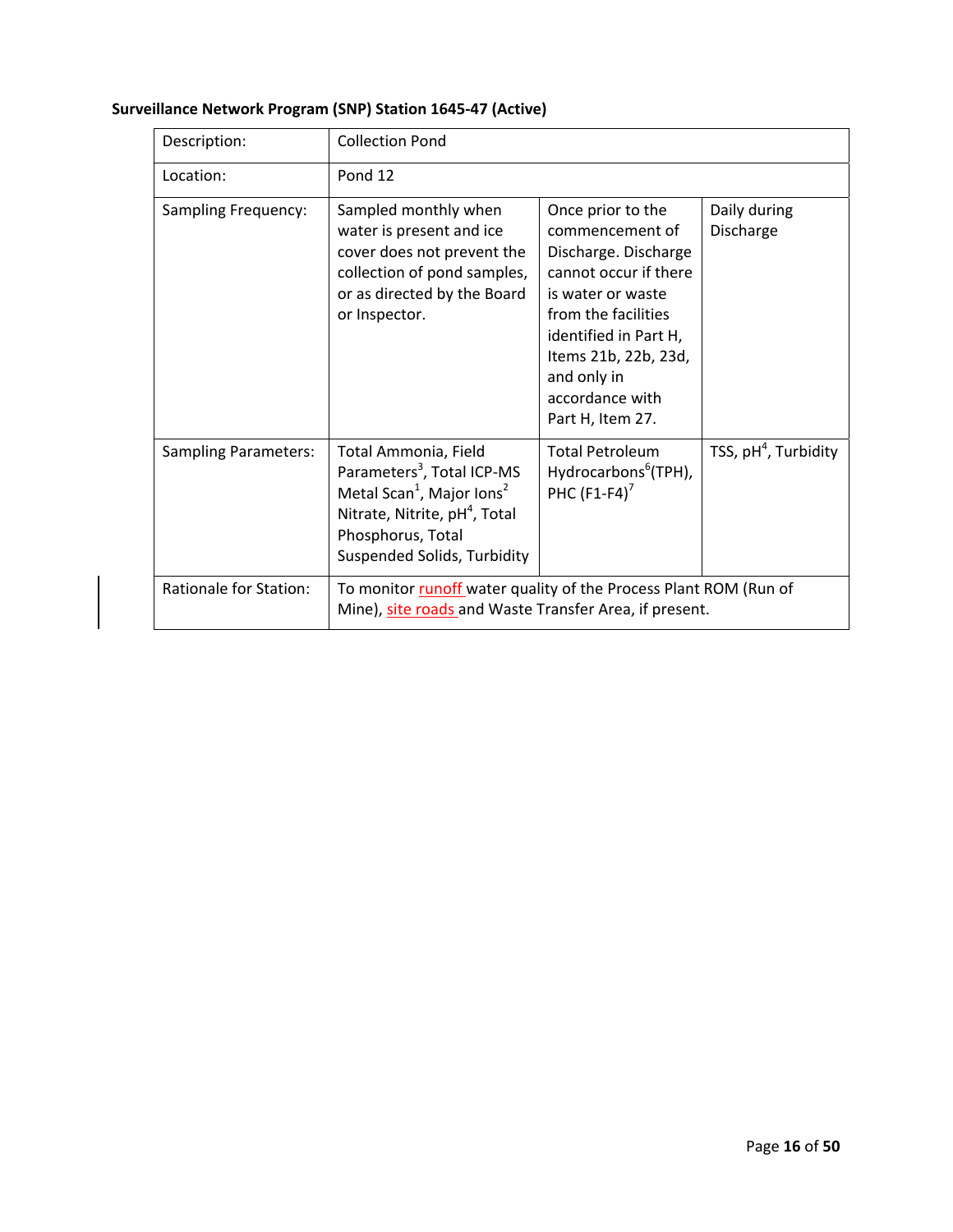**Surveillance Network Program (SNP) Station 1645-47 (Active)**

| Description: | Collection Pond | | |
|---|---|---|---|
| Location: | Pond 12 | | |
| Sampling Frequency: | Sampled monthly when water is present and ice cover does not prevent the collection of pond samples, or as directed by the Board or Inspector. | Once prior to the commencement of Discharge. Discharge cannot occur if there is water or waste from the facilities identified in Part H, Items 21b, 22b, 23d, and only in accordance with Part H, Item 27. | Daily during Discharge |
| Sampling Parameters: | Total Ammonia, Field Parameters[3], Total ICP-MS Metal Scan[1], Major Ions[2] Nitrate, Nitrite, pH[4], Total Phosphorus, Total Suspended Solids, Turbidity | Total Petroleum Hydrocarbons[6](TPH), PHC (F1-F4)[7] | TSS, pH[4], Turbidity |
| Rationale for Station: | To monitor runoff water quality of the Process Plant ROM (Run of Mine), site roads and Waste Transfer Area, if present. | | |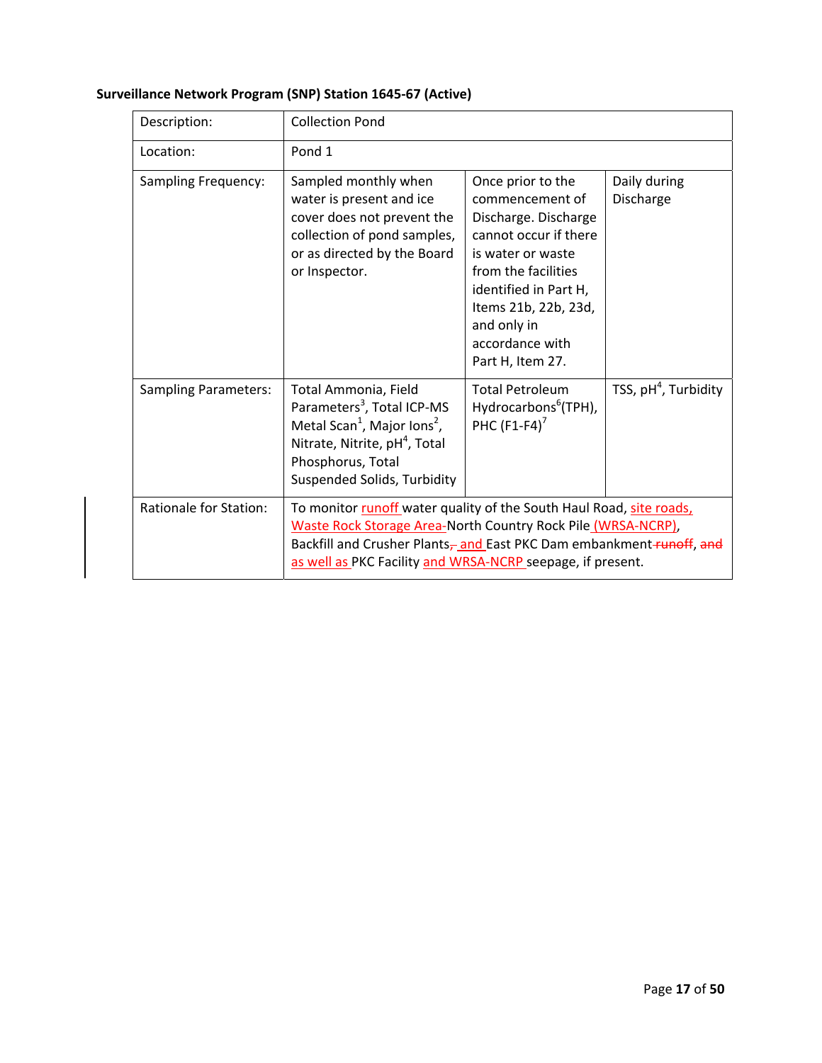**Surveillance Network Program (SNP) Station 1645-67 (Active)**

| Description: | Collection Pond | | |
|---|---|---|---|
| Location: | Pond 1 | | |
| Sampling Frequency: | Sampled monthly when water is present and ice cover does not prevent the collection of pond samples, or as directed by the Board or Inspector. | Once prior to the commencement of Discharge. Discharge cannot occur if there is water or waste from the facilities identified in Part H, Items 21b, 22b, 23d, and only in accordance with Part H, Item 27. | Daily during Discharge |
| Sampling Parameters: | Total Ammonia, Field Parameters[3], Total ICP-MS Metal Scan[1], Major Ions[2], Nitrate, Nitrite, pH[4], Total Phosphorus, Total Suspended Solids, Turbidity | Total Petroleum Hydrocarbons[6](TPH), PHC (F1-F4)[7] | TSS, pH[4], Turbidity |
| Rationale for Station: | To monitor runoff water quality of the South Haul Road, site roads, Waste Rock Storage Area-North Country Rock Pile (WRSA-NCRP), Backfill and Crusher Plants, and East PKC Dam embankment ~~runoff~~, ~~and~~ as well as PKC Facility and WRSA-NCRP seepage, if present. | | |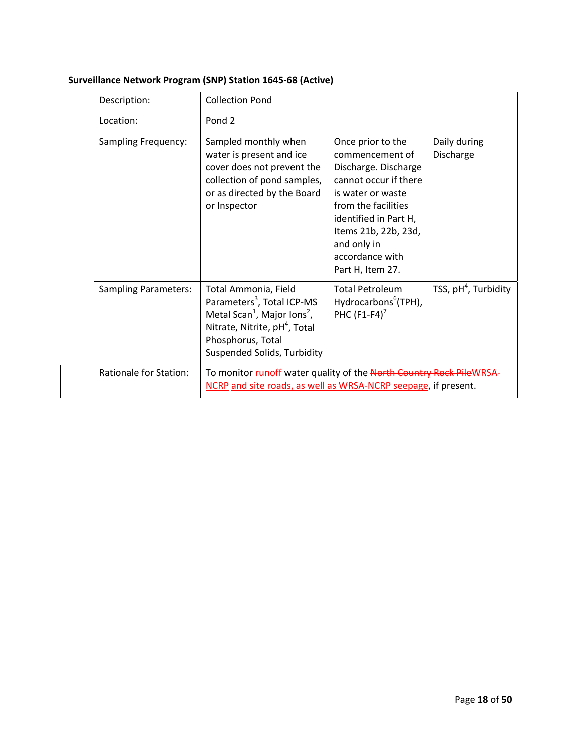**Surveillance Network Program (SNP) Station 1645-68 (Active)**

| Description: | Collection Pond | | |
|---|---|---|---|
| Location: | Pond 2 | | |
| Sampling Frequency: | Sampled monthly when water is present and ice cover does not prevent the collection of pond samples, or as directed by the Board or Inspector | Once prior to the commencement of Discharge. Discharge cannot occur if there is water or waste from the facilities identified in Part H, Items 21b, 22b, 23d, and only in accordance with Part H, Item 27. | Daily during Discharge |
| Sampling Parameters: | Total Ammonia, Field Parameters[3], Total ICP-MS Metal Scan[1], Major Ions[2], Nitrate, Nitrite, pH[4], Total Phosphorus, Total Suspended Solids, Turbidity | Total Petroleum Hydrocarbons[6](TPH), PHC (F1-F4)[7] | TSS, pH[4], Turbidity |
| Rationale for Station: | To monitor runoff water quality of the ~~North Country Rock Pile~~WRSA-NCRP and site roads, as well as WRSA-NCRP seepage, if present. | | |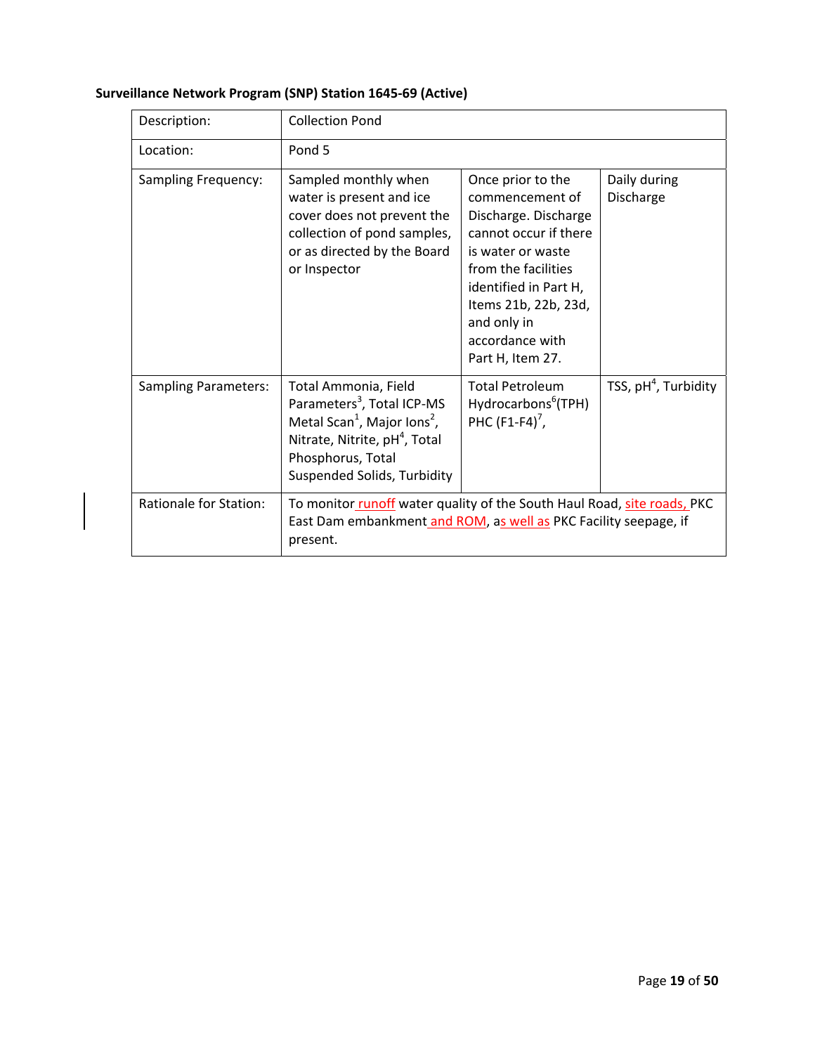**Surveillance Network Program (SNP) Station 1645-69 (Active)**

| Description: | Collection Pond | | |
|---|---|---|---|
| Location: | Pond 5 | | |
| Sampling Frequency: | Sampled monthly when water is present and ice cover does not prevent the collection of pond samples, or as directed by the Board or Inspector | Once prior to the commencement of Discharge. Discharge cannot occur if there is water or waste from the facilities identified in Part H, Items 21b, 22b, 23d, and only in accordance with Part H, Item 27. | Daily during Discharge |
| Sampling Parameters: | Total Ammonia, Field Parameters[3], Total ICP-MS Metal Scan[1], Major Ions[2], Nitrate, Nitrite, pH[4], Total Phosphorus, Total Suspended Solids, Turbidity | Total Petroleum Hydrocarbons[6](TPH) PHC (F1-F4)[7], | TSS, pH[4], Turbidity |
| Rationale for Station: | To monitor runoff water quality of the South Haul Road, site roads, PKC East Dam embankment and ROM, as well as PKC Facility seepage, if present. | | |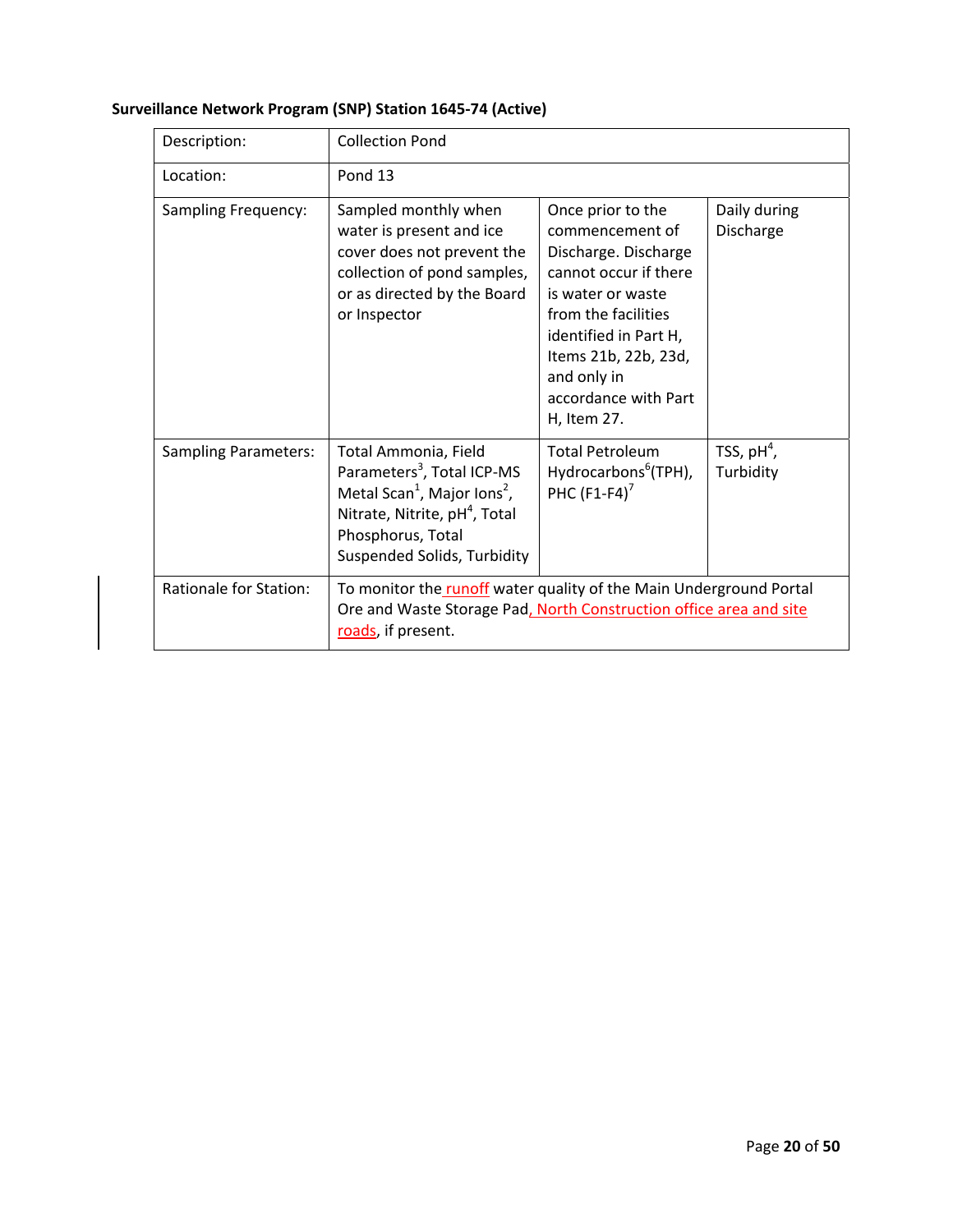**Surveillance Network Program (SNP) Station 1645-74 (Active)**

| Description: | Collection Pond | | |
|---|---|---|---|
| Location: | Pond 13 | | |
| Sampling Frequency: | Sampled monthly when water is present and ice cover does not prevent the collection of pond samples, or as directed by the Board or Inspector | Once prior to the commencement of Discharge. Discharge cannot occur if there is water or waste from the facilities identified in Part H, Items 21b, 22b, 23d, and only in accordance with Part H, Item 27. | Daily during Discharge |
| Sampling Parameters: | Total Ammonia, Field Parameters[3], Total ICP-MS Metal Scan[1], Major Ions[2], Nitrate, Nitrite, pH[4], Total Phosphorus, Total Suspended Solids, Turbidity | Total Petroleum Hydrocarbons[6](TPH), PHC (F1-F4)[7] | TSS, pH[4], Turbidity |
| Rationale for Station: | To monitor the runoff water quality of the Main Underground Portal Ore and Waste Storage Pad, North Construction office area and site roads, if present. | | |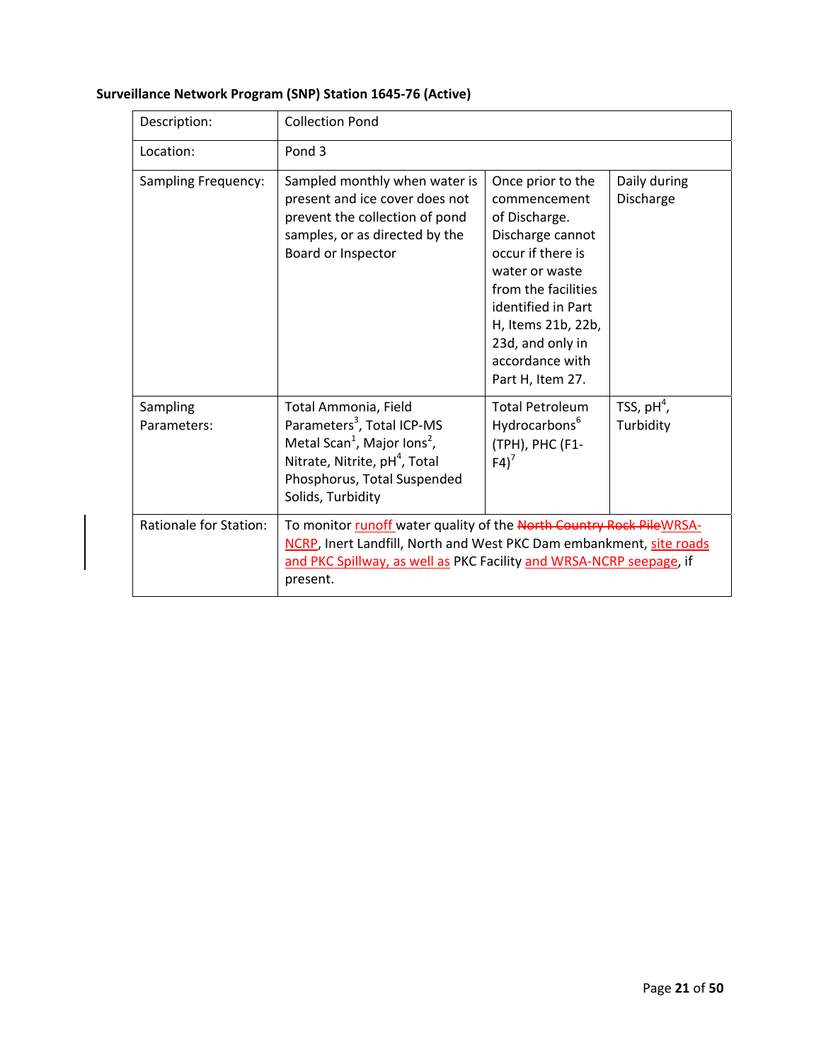**Surveillance Network Program (SNP) Station 1645-76 (Active)**

| Description: | Collection Pond | | |
|---|---|---|---|
| Location: | Pond 3 | | |
| Sampling Frequency: | Sampled monthly when water is present and ice cover does not prevent the collection of pond samples, or as directed by the Board or Inspector | Once prior to the commencement of Discharge. Discharge cannot occur if there is water or waste from the facilities identified in Part H, Items 21b, 22b, 23d, and only in accordance with Part H, Item 27. | Daily during Discharge |
| Sampling Parameters: | Total Ammonia, Field Parameters[3], Total ICP-MS Metal Scan[1], Major Ions[2], Nitrate, Nitrite, pH[4], Total Phosphorus, Total Suspended Solids, Turbidity | Total Petroleum Hydrocarbons[6] (TPH), PHC (F1-F4)[7] | TSS, pH[4], Turbidity |
| Rationale for Station: | To monitor runoff water quality of the ~~North Country Rock Pile~~WRSA-NCRP, Inert Landfill, North and West PKC Dam embankment, site roads and PKC Spillway, as well as PKC Facility and WRSA-NCRP seepage, if present. | | |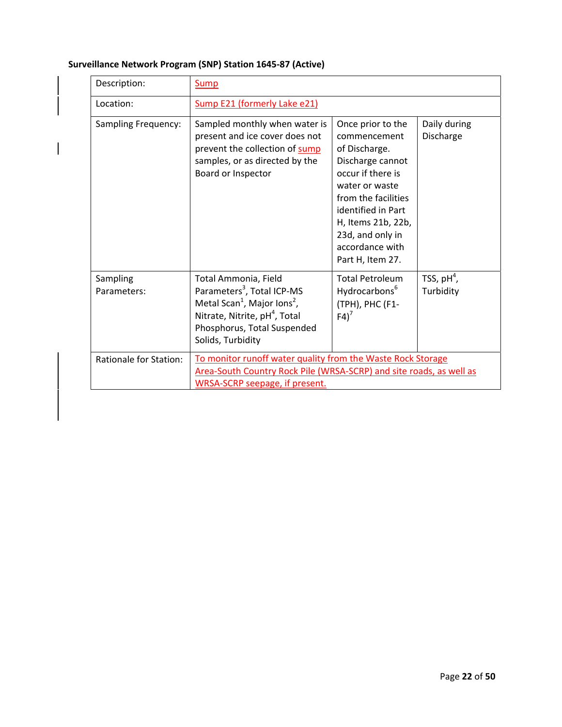**Surveillance Network Program (SNP) Station 1645-87 (Active)**

| Description: | Sump | | |
|---|---|---|---|
| Location: | Sump E21 (formerly Lake e21) | | |
| Sampling Frequency: | Sampled monthly when water is present and ice cover does not prevent the collection of sump samples, or as directed by the Board or Inspector | Once prior to the commencement of Discharge. Discharge cannot occur if there is water or waste from the facilities identified in Part H, Items 21b, 22b, 23d, and only in accordance with Part H, Item 27. | Daily during Discharge |
| Sampling Parameters: | Total Ammonia, Field Parameters[3], Total ICP-MS Metal Scan[1], Major Ions[2], Nitrate, Nitrite, pH[4], Total Phosphorus, Total Suspended Solids, Turbidity | Total Petroleum Hydrocarbons[6] (TPH), PHC (F1-F4)[7] | TSS, pH[4], Turbidity |
| Rationale for Station: | To monitor runoff water quality from the Waste Rock Storage Area-South Country Rock Pile (WRSA-SCRP) and site roads, as well as WRSA-SCRP seepage, if present. | | |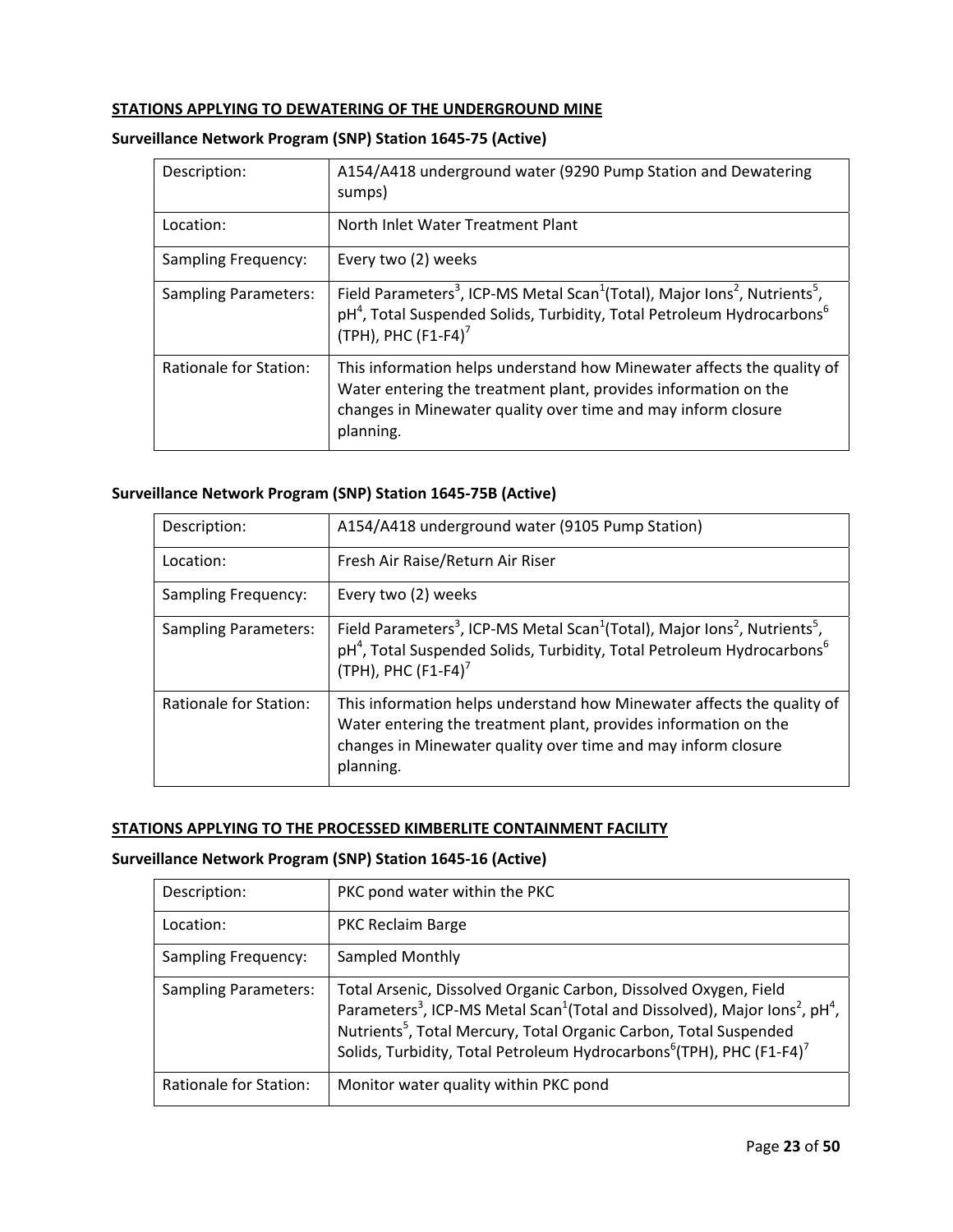## STATIONS APPLYING TO DEWATERING OF THE UNDERGROUND MINE

### Surveillance Network Program (SNP) Station 1645-75 (Active)

| | |
|---|---|
| Description: | A154/A418 underground water (9290 Pump Station and Dewatering sumps) |
| Location: | North Inlet Water Treatment Plant |
| Sampling Frequency: | Every two (2) weeks |
| Sampling Parameters: | Field Parameters[3], ICP-MS Metal Scan[1](Total), Major Ions[2], Nutrients[5], pH[4], Total Suspended Solids, Turbidity, Total Petroleum Hydrocarbons[6] (TPH), PHC (F1-F4)[7] |
| Rationale for Station: | This information helps understand how Minewater affects the quality of Water entering the treatment plant, provides information on the changes in Minewater quality over time and may inform closure planning. |

### Surveillance Network Program (SNP) Station 1645-75B (Active)

| | |
|---|---|
| Description: | A154/A418 underground water (9105 Pump Station) |
| Location: | Fresh Air Raise/Return Air Riser |
| Sampling Frequency: | Every two (2) weeks |
| Sampling Parameters: | Field Parameters[3], ICP-MS Metal Scan[1](Total), Major Ions[2], Nutrients[5], pH[4], Total Suspended Solids, Turbidity, Total Petroleum Hydrocarbons[6] (TPH), PHC (F1-F4)[7] |
| Rationale for Station: | This information helps understand how Minewater affects the quality of Water entering the treatment plant, provides information on the changes in Minewater quality over time and may inform closure planning. |

## STATIONS APPLYING TO THE PROCESSED KIMBERLITE CONTAINMENT FACILITY

### Surveillance Network Program (SNP) Station 1645-16 (Active)

| | |
|---|---|
| Description: | PKC pond water within the PKC |
| Location: | PKC Reclaim Barge |
| Sampling Frequency: | Sampled Monthly |
| Sampling Parameters: | Total Arsenic, Dissolved Organic Carbon, Dissolved Oxygen, Field Parameters[3], ICP-MS Metal Scan[1](Total and Dissolved), Major Ions[2], pH[4], Nutrients[5], Total Mercury, Total Organic Carbon, Total Suspended Solids, Turbidity, Total Petroleum Hydrocarbons[6](TPH), PHC (F1-F4)[7] |
| Rationale for Station: | Monitor water quality within PKC pond |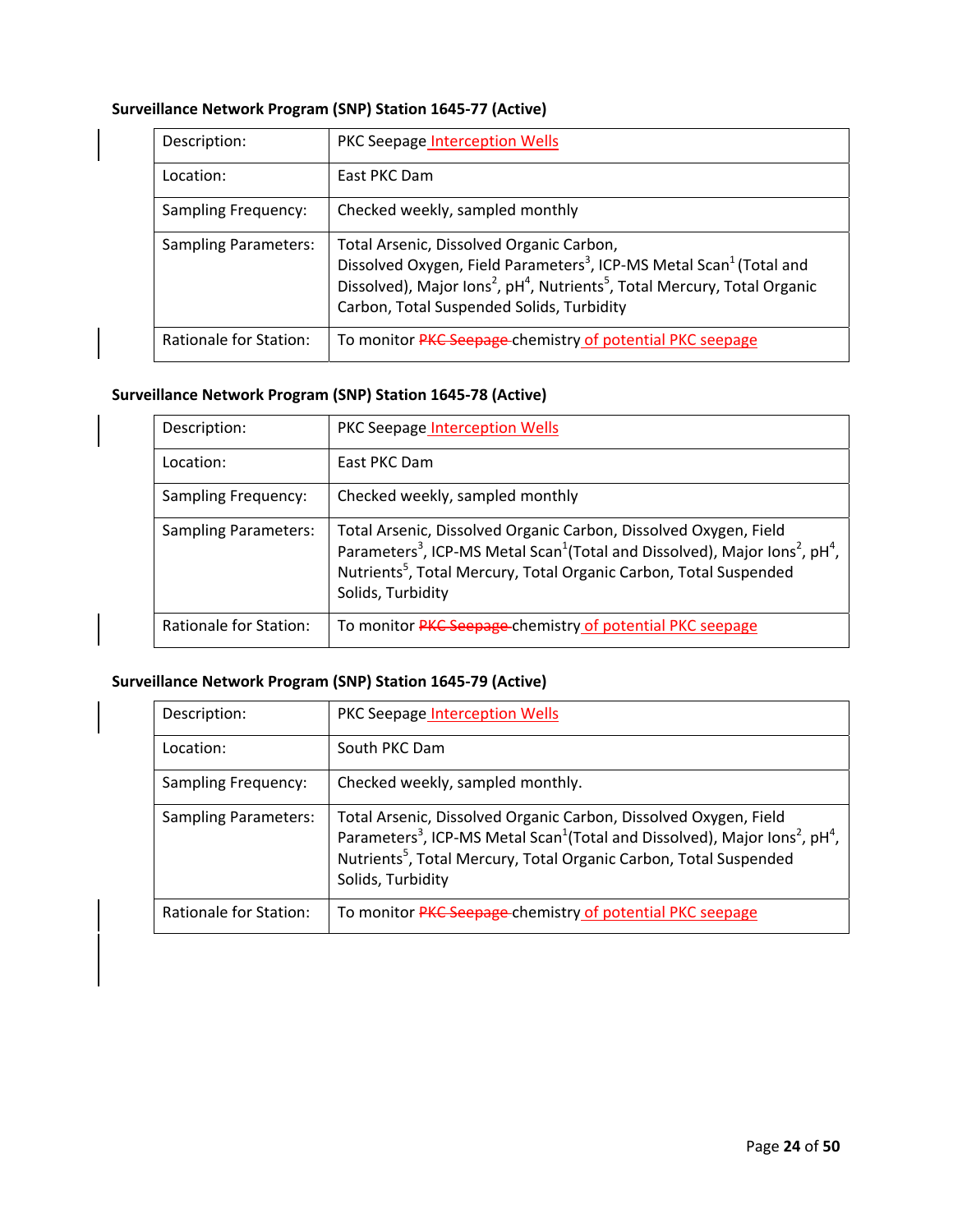**Surveillance Network Program (SNP) Station 1645-77 (Active)**

| Description: | PKC Seepage Interception Wells |
|---|---|
| Location: | East PKC Dam |
| Sampling Frequency: | Checked weekly, sampled monthly |
| Sampling Parameters: | Total Arsenic, Dissolved Organic Carbon, Dissolved Oxygen, Field Parameters[3], ICP-MS Metal Scan[1] (Total and Dissolved), Major Ions[2], pH[4], Nutrients[5], Total Mercury, Total Organic Carbon, Total Suspended Solids, Turbidity |
| Rationale for Station: | To monitor ~~PKC Seepage~~ chemistry of potential PKC seepage |

**Surveillance Network Program (SNP) Station 1645-78 (Active)**

| Description: | PKC Seepage Interception Wells |
|---|---|
| Location: | East PKC Dam |
| Sampling Frequency: | Checked weekly, sampled monthly |
| Sampling Parameters: | Total Arsenic, Dissolved Organic Carbon, Dissolved Oxygen, Field Parameters[3], ICP-MS Metal Scan[1](Total and Dissolved), Major Ions[2], pH[4], Nutrients[5], Total Mercury, Total Organic Carbon, Total Suspended Solids, Turbidity |
| Rationale for Station: | To monitor ~~PKC Seepage~~ chemistry of potential PKC seepage |

**Surveillance Network Program (SNP) Station 1645-79 (Active)**

| Description: | PKC Seepage Interception Wells |
|---|---|
| Location: | South PKC Dam |
| Sampling Frequency: | Checked weekly, sampled monthly. |
| Sampling Parameters: | Total Arsenic, Dissolved Organic Carbon, Dissolved Oxygen, Field Parameters[3], ICP-MS Metal Scan[1](Total and Dissolved), Major Ions[2], pH[4], Nutrients[5], Total Mercury, Total Organic Carbon, Total Suspended Solids, Turbidity |
| Rationale for Station: | To monitor ~~PKC Seepage~~ chemistry of potential PKC seepage |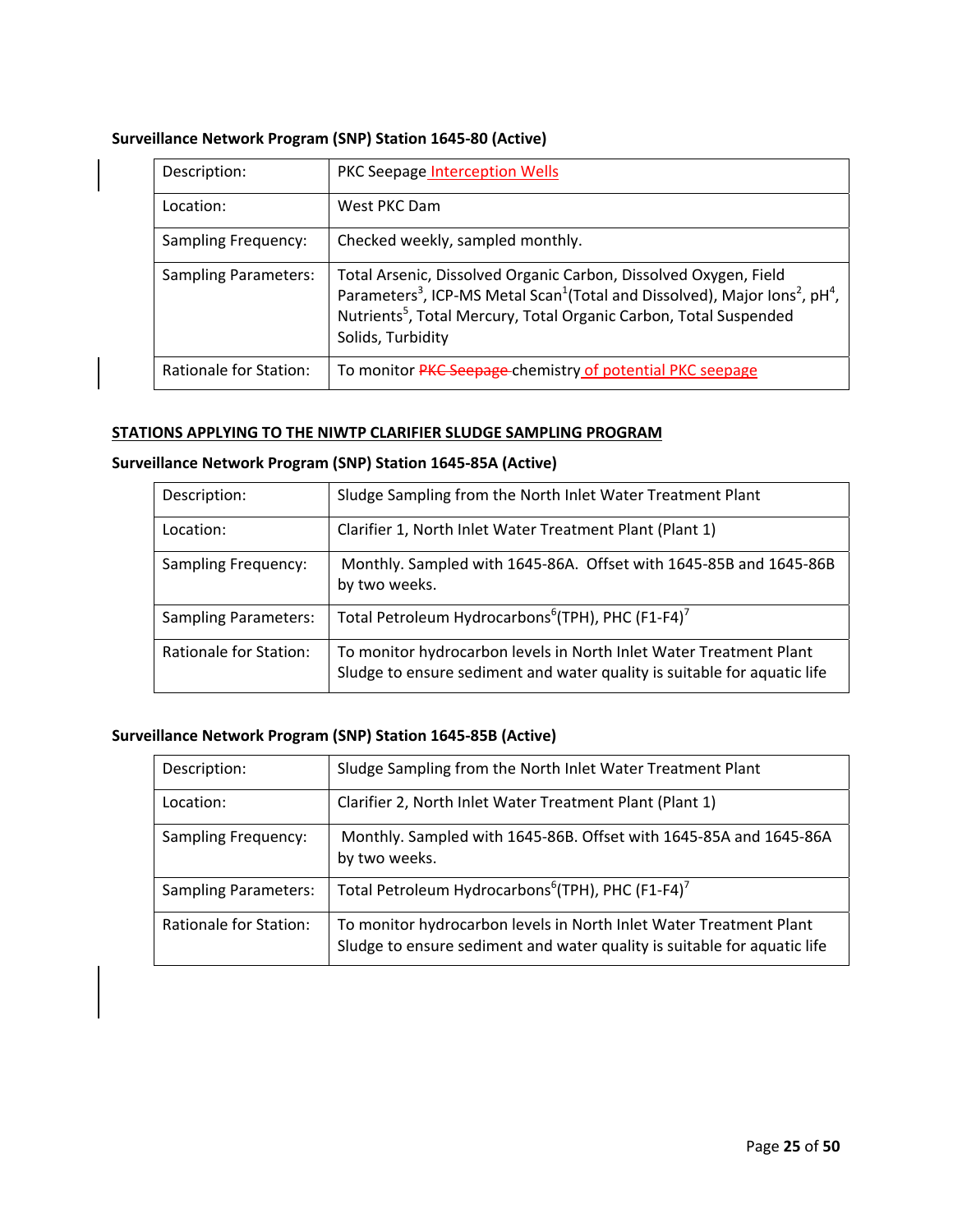**Surveillance Network Program (SNP) Station 1645-80 (Active)**

| Description: | PKC Seepage Interception Wells |
|---|---|
| Location: | West PKC Dam |
| Sampling Frequency: | Checked weekly, sampled monthly. |
| Sampling Parameters: | Total Arsenic, Dissolved Organic Carbon, Dissolved Oxygen, Field Parameters[3], ICP-MS Metal Scan[1](Total and Dissolved), Major Ions[2], pH[4], Nutrients[5], Total Mercury, Total Organic Carbon, Total Suspended Solids, Turbidity |
| Rationale for Station: | To monitor ~~PKC Seepage~~ chemistry of potential PKC seepage |

**STATIONS APPLYING TO THE NIWTP CLARIFIER SLUDGE SAMPLING PROGRAM**

**Surveillance Network Program (SNP) Station 1645-85A (Active)**

| Description: | Sludge Sampling from the North Inlet Water Treatment Plant |
|---|---|
| Location: | Clarifier 1, North Inlet Water Treatment Plant (Plant 1) |
| Sampling Frequency: | Monthly. Sampled with 1645-86A. Offset with 1645-85B and 1645-86B by two weeks. |
| Sampling Parameters: | Total Petroleum Hydrocarbons[6](TPH), PHC (F1-F4)[7] |
| Rationale for Station: | To monitor hydrocarbon levels in North Inlet Water Treatment Plant Sludge to ensure sediment and water quality is suitable for aquatic life |

**Surveillance Network Program (SNP) Station 1645-85B (Active)**

| Description: | Sludge Sampling from the North Inlet Water Treatment Plant |
|---|---|
| Location: | Clarifier 2, North Inlet Water Treatment Plant (Plant 1) |
| Sampling Frequency: | Monthly. Sampled with 1645-86B. Offset with 1645-85A and 1645-86A by two weeks. |
| Sampling Parameters: | Total Petroleum Hydrocarbons[6](TPH), PHC (F1-F4)[7] |
| Rationale for Station: | To monitor hydrocarbon levels in North Inlet Water Treatment Plant Sludge to ensure sediment and water quality is suitable for aquatic life |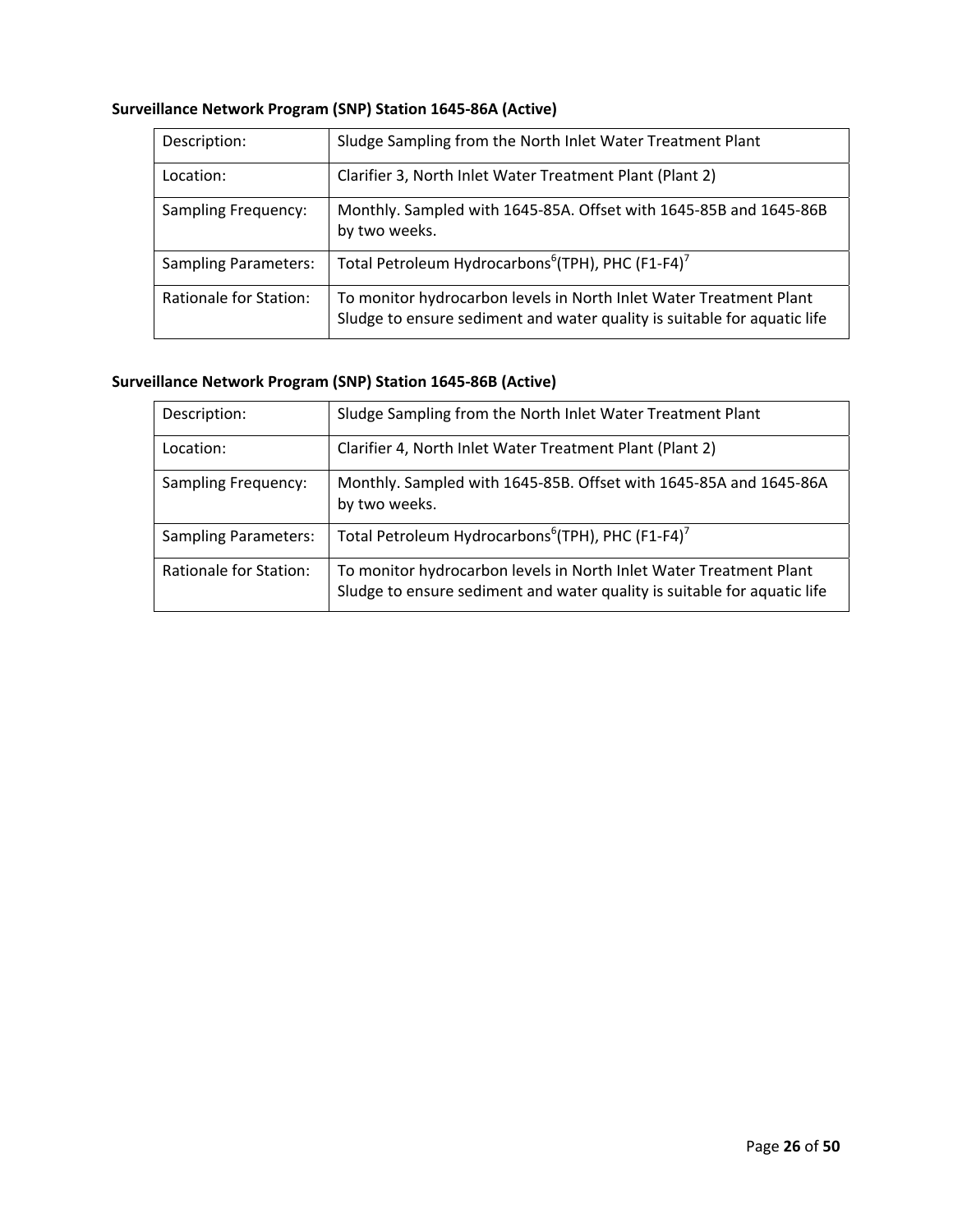**Surveillance Network Program (SNP) Station 1645-86A (Active)**

| | |
|---|---|
| Description: | Sludge Sampling from the North Inlet Water Treatment Plant |
| Location: | Clarifier 3, North Inlet Water Treatment Plant (Plant 2) |
| Sampling Frequency: | Monthly. Sampled with 1645-85A. Offset with 1645-85B and 1645-86B by two weeks. |
| Sampling Parameters: | Total Petroleum Hydrocarbons[6](TPH), PHC (F1-F4)[7] |
| Rationale for Station: | To monitor hydrocarbon levels in North Inlet Water Treatment Plant Sludge to ensure sediment and water quality is suitable for aquatic life |

**Surveillance Network Program (SNP) Station 1645-86B (Active)**

| | |
|---|---|
| Description: | Sludge Sampling from the North Inlet Water Treatment Plant |
| Location: | Clarifier 4, North Inlet Water Treatment Plant (Plant 2) |
| Sampling Frequency: | Monthly. Sampled with 1645-85B. Offset with 1645-85A and 1645-86A by two weeks. |
| Sampling Parameters: | Total Petroleum Hydrocarbons[6](TPH), PHC (F1-F4)[7] |
| Rationale for Station: | To monitor hydrocarbon levels in North Inlet Water Treatment Plant Sludge to ensure sediment and water quality is suitable for aquatic life |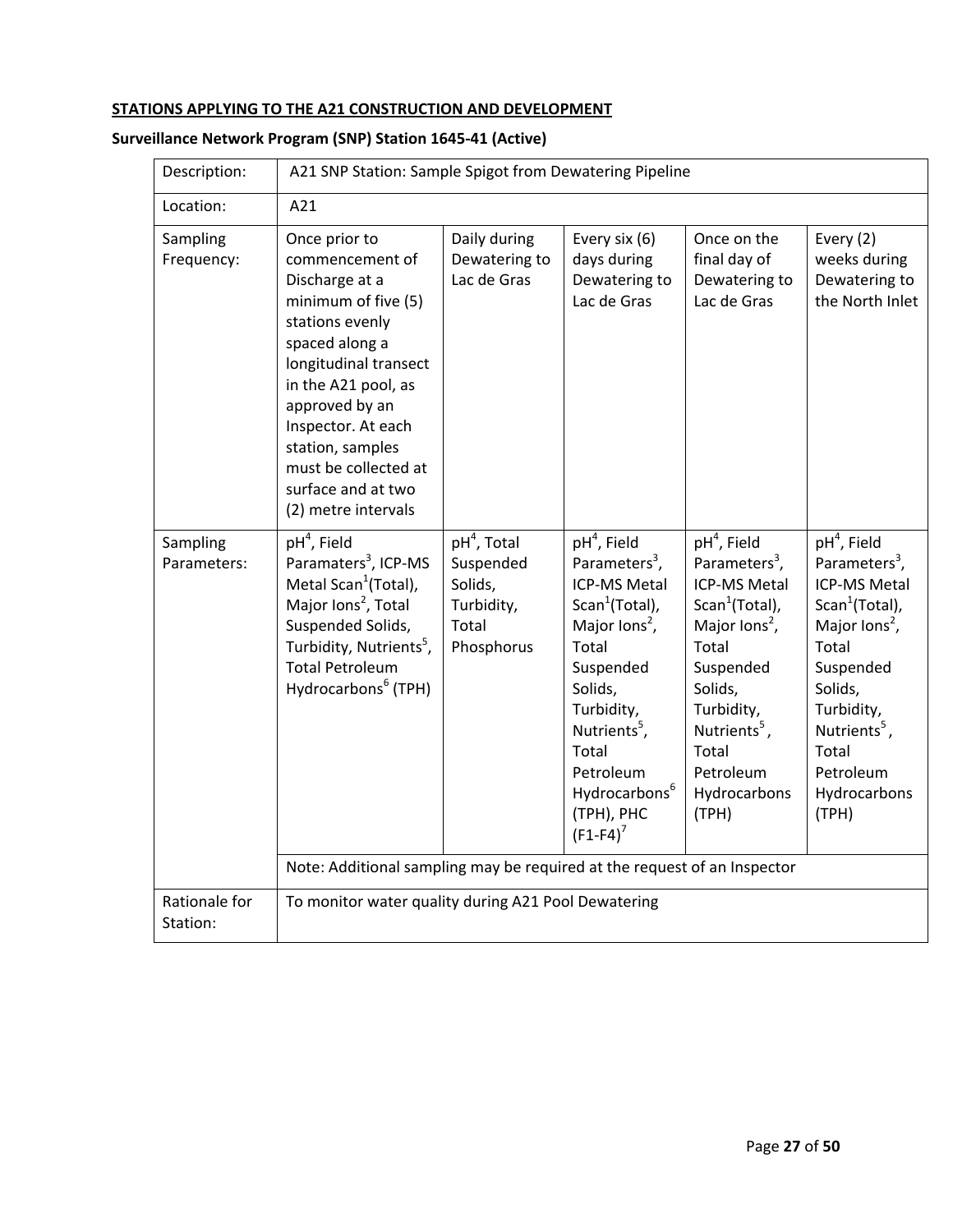**STATIONS APPLYING TO THE A21 CONSTRUCTION AND DEVELOPMENT**

**Surveillance Network Program (SNP) Station 1645-41 (Active)**

| Description: | A21 SNP Station: Sample Spigot from Dewatering Pipeline | | | | |
|---|---|---|---|---|---|
| Location: | A21 | | | | |
| Sampling Frequency: | Once prior to commencement of Discharge at a minimum of five (5) stations evenly spaced along a longitudinal transect in the A21 pool, as approved by an Inspector. At each station, samples must be collected at surface and at two (2) metre intervals | Daily during Dewatering to Lac de Gras | Every six (6) days during Dewatering to Lac de Gras | Once on the final day of Dewatering to Lac de Gras | Every (2) weeks during Dewatering to the North Inlet |
| Sampling Parameters: | pH[4], Field Paramaters[3], ICP-MS Metal Scan[1](Total), Major Ions[2], Total Suspended Solids, Turbidity, Nutrients[5], Total Petroleum Hydrocarbons[6] (TPH) | pH[4], Total Suspended Solids, Turbidity, Total Phosphorus | pH[4], Field Parameters[3], ICP-MS Metal Scan[1](Total), Major Ions[2], Total Suspended Solids, Turbidity, Nutrients[5], Total Petroleum Hydrocarbons[6] (TPH), PHC (F1-F4)[7] | pH[4], Field Parameters[3], ICP-MS Metal Scan[1](Total), Major Ions[2], Total Suspended Solids, Turbidity, Nutrients[5], Total Petroleum Hydrocarbons (TPH) | pH[4], Field Parameters[3], ICP-MS Metal Scan[1](Total), Major Ions[2], Total Suspended Solids, Turbidity, Nutrients[5], Total Petroleum Hydrocarbons (TPH) |
| | Note: Additional sampling may be required at the request of an Inspector | | | | |
| Rationale for Station: | To monitor water quality during A21 Pool Dewatering | | | | |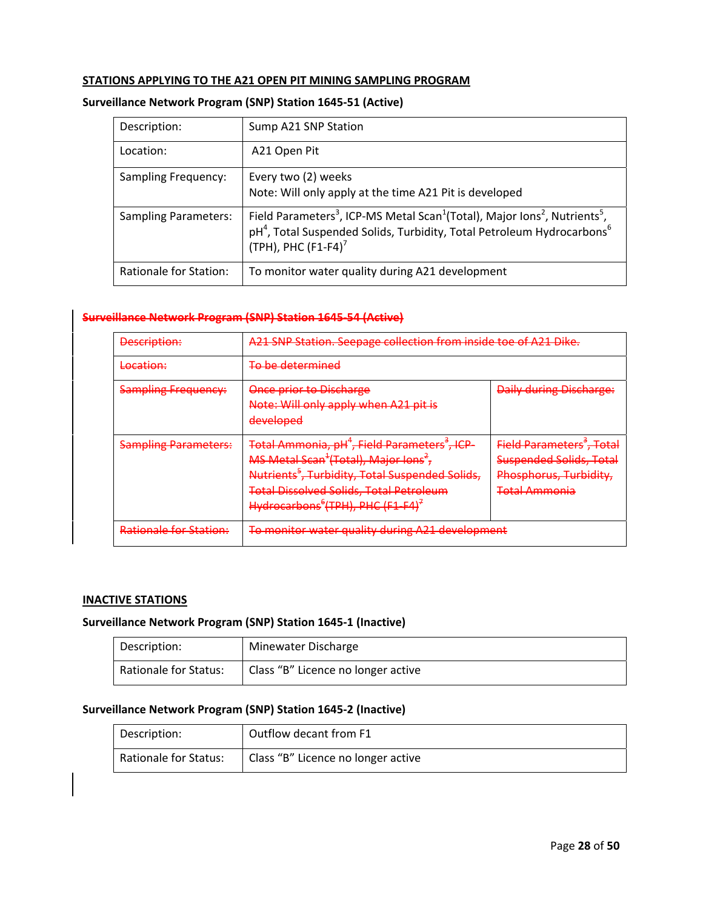**STATIONS APPLYING TO THE A21 OPEN PIT MINING SAMPLING PROGRAM**

**Surveillance Network Program (SNP) Station 1645-51 (Active)**

| Description: | Sump A21 SNP Station |
|---|---|
| Location: | A21 Open Pit |
| Sampling Frequency: | Every two (2) weeks<br>Note: Will only apply at the time A21 Pit is developed |
| Sampling Parameters: | Field Parameters[3], ICP-MS Metal Scan[1](Total), Major Ions[2], Nutrients[5], pH[4], Total Suspended Solids, Turbidity, Total Petroleum Hydrocarbons[6] (TPH), PHC (F1-F4)[7] |
| Rationale for Station: | To monitor water quality during A21 development |

~~**Surveillance Network Program (SNP) Station 1645-54 (Active)**~~

| ~~Description:~~ | ~~A21 SNP Station. Seepage collection from inside toe of A21 Dike.~~ | |
|---|---|---|
| ~~Location:~~ | ~~To be determined~~ | |
| ~~Sampling Frequency:~~ | ~~Once prior to Discharge~~<br>~~Note: Will only apply when A21 pit is developed~~ | ~~Daily during Discharge:~~ |
| ~~Sampling Parameters:~~ | ~~Total Ammonia, pH[4], Field Parameters[3], ICP-MS Metal Scan[1](Total), Major Ions[2], Nutrients[5], Turbidity, Total Suspended Solids, Total Dissolved Solids, Total Petroleum Hydrocarbons[6](TPH), PHC (F1-F4)[7]~~ | ~~Field Parameters[3], Total Suspended Solids, Total Phosphorus, Turbidity, Total Ammonia~~ |
| ~~Rationale for Station:~~ | ~~To monitor water quality during A21 development~~ | |

**INACTIVE STATIONS**

**Surveillance Network Program (SNP) Station 1645-1 (Inactive)**

| Description: | Minewater Discharge |
|---|---|
| Rationale for Status: | Class "B" Licence no longer active |

**Surveillance Network Program (SNP) Station 1645-2 (Inactive)**

| Description: | Outflow decant from F1 |
|---|---|
| Rationale for Status: | Class "B" Licence no longer active |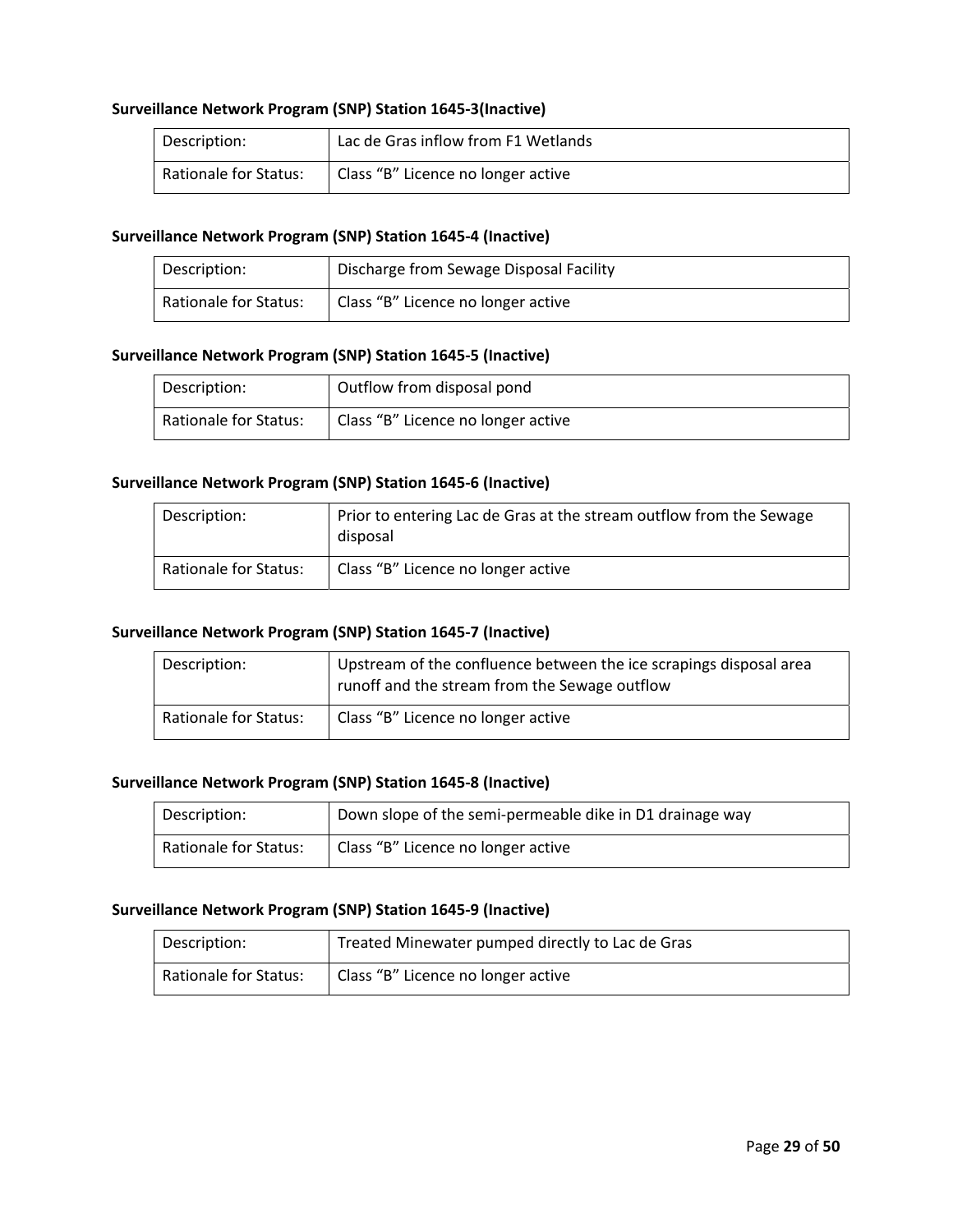**Surveillance Network Program (SNP) Station 1645-3(Inactive)**

| Description: | Lac de Gras inflow from F1 Wetlands |
|---|---|
| Rationale for Status: | Class “B” Licence no longer active |

**Surveillance Network Program (SNP) Station 1645-4 (Inactive)**

| Description: | Discharge from Sewage Disposal Facility |
|---|---|
| Rationale for Status: | Class “B” Licence no longer active |

**Surveillance Network Program (SNP) Station 1645-5 (Inactive)**

| Description: | Outflow from disposal pond |
|---|---|
| Rationale for Status: | Class “B” Licence no longer active |

**Surveillance Network Program (SNP) Station 1645-6 (Inactive)**

| Description: | Prior to entering Lac de Gras at the stream outflow from the Sewage disposal |
|---|---|
| Rationale for Status: | Class “B” Licence no longer active |

**Surveillance Network Program (SNP) Station 1645-7 (Inactive)**

| Description: | Upstream of the confluence between the ice scrapings disposal area runoff and the stream from the Sewage outflow |
|---|---|
| Rationale for Status: | Class “B” Licence no longer active |

**Surveillance Network Program (SNP) Station 1645-8 (Inactive)**

| Description: | Down slope of the semi-permeable dike in D1 drainage way |
|---|---|
| Rationale for Status: | Class “B” Licence no longer active |

**Surveillance Network Program (SNP) Station 1645-9 (Inactive)**

| Description: | Treated Minewater pumped directly to Lac de Gras |
|---|---|
| Rationale for Status: | Class “B” Licence no longer active |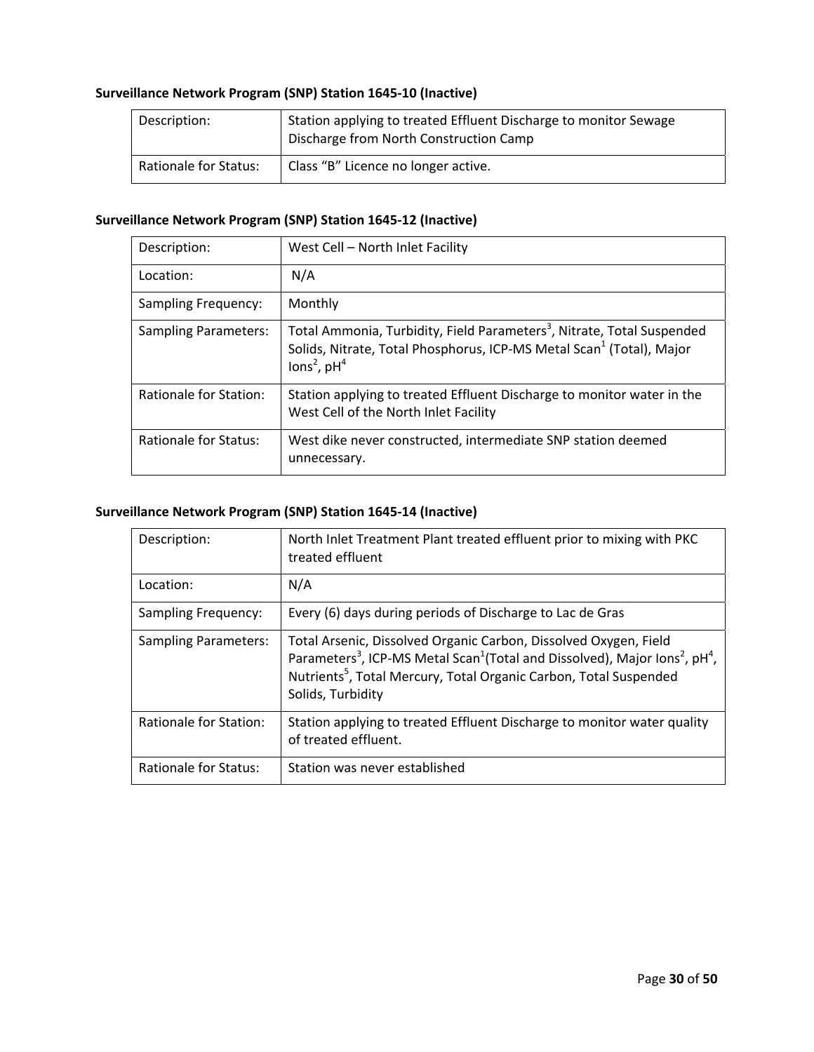**Surveillance Network Program (SNP) Station 1645-10 (Inactive)**

| Description: | Station applying to treated Effluent Discharge to monitor Sewage Discharge from North Construction Camp |
|---|---|
| Rationale for Status: | Class “B” Licence no longer active. |

**Surveillance Network Program (SNP) Station 1645-12 (Inactive)**

| Description: | West Cell – North Inlet Facility |
|---|---|
| Location: | N/A |
| Sampling Frequency: | Monthly |
| Sampling Parameters: | Total Ammonia, Turbidity, Field Parameters[3], Nitrate, Total Suspended Solids, Nitrate, Total Phosphorus, ICP-MS Metal Scan[1] (Total), Major Ions[2], pH[4] |
| Rationale for Station: | Station applying to treated Effluent Discharge to monitor water in the West Cell of the North Inlet Facility |
| Rationale for Status: | West dike never constructed, intermediate SNP station deemed unnecessary. |

**Surveillance Network Program (SNP) Station 1645-14 (Inactive)**

| Description: | North Inlet Treatment Plant treated effluent prior to mixing with PKC treated effluent |
|---|---|
| Location: | N/A |
| Sampling Frequency: | Every (6) days during periods of Discharge to Lac de Gras |
| Sampling Parameters: | Total Arsenic, Dissolved Organic Carbon, Dissolved Oxygen, Field Parameters[3], ICP-MS Metal Scan[1](Total and Dissolved), Major Ions[2], pH[4], Nutrients[5], Total Mercury, Total Organic Carbon, Total Suspended Solids, Turbidity |
| Rationale for Station: | Station applying to treated Effluent Discharge to monitor water quality of treated effluent. |
| Rationale for Status: | Station was never established |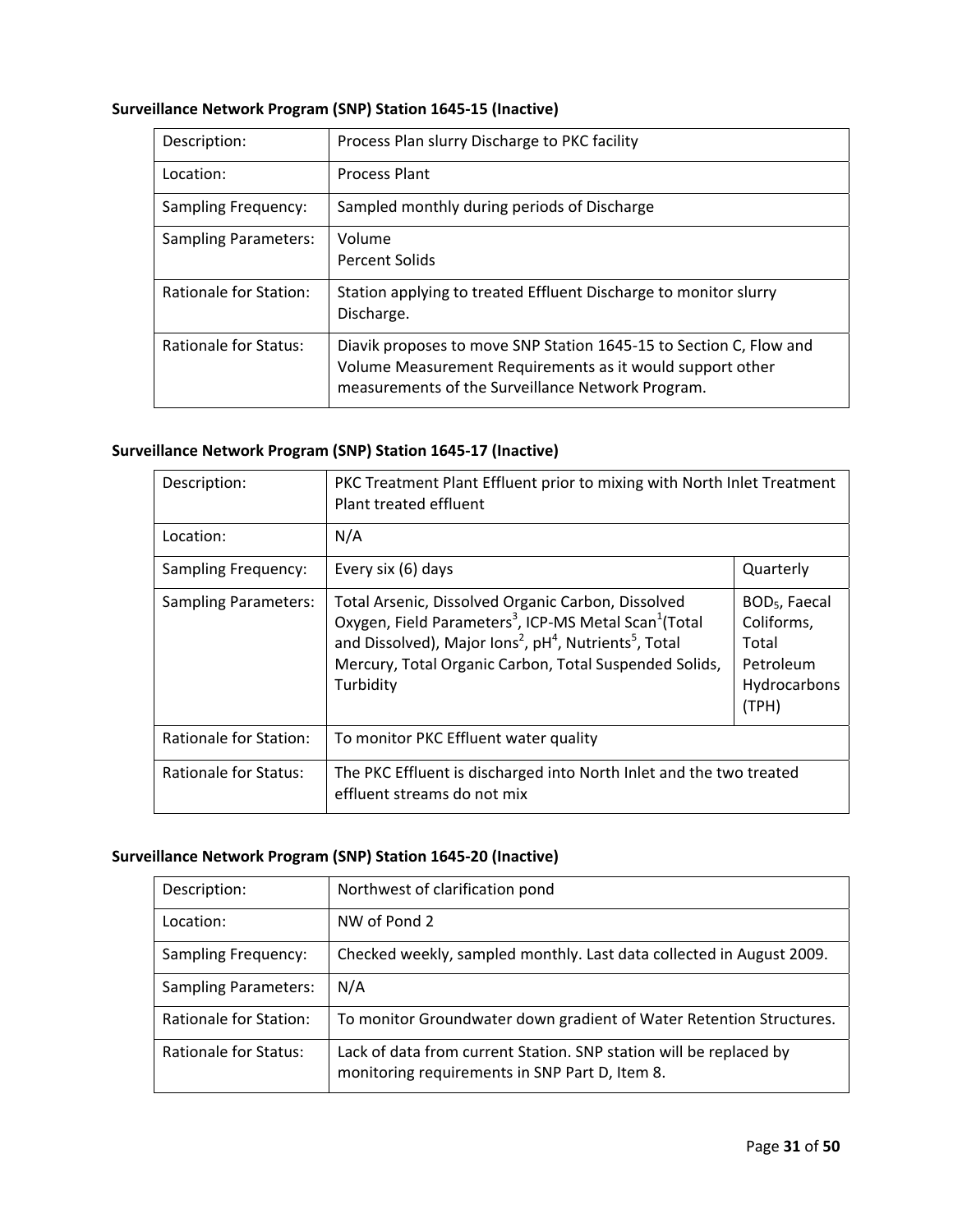**Surveillance Network Program (SNP) Station 1645-15 (Inactive)**

| Description: | Process Plan slurry Discharge to PKC facility |
|---|---|
| Location: | Process Plant |
| Sampling Frequency: | Sampled monthly during periods of Discharge |
| Sampling Parameters: | Volume<br>Percent Solids |
| Rationale for Station: | Station applying to treated Effluent Discharge to monitor slurry Discharge. |
| Rationale for Status: | Diavik proposes to move SNP Station 1645-15 to Section C, Flow and Volume Measurement Requirements as it would support other measurements of the Surveillance Network Program. |

**Surveillance Network Program (SNP) Station 1645-17 (Inactive)**

| Description: | PKC Treatment Plant Effluent prior to mixing with North Inlet Treatment Plant treated effluent | |
|---|---|---|
| Location: | N/A | |
| Sampling Frequency: | Every six (6) days | Quarterly |
| Sampling Parameters: | Total Arsenic, Dissolved Organic Carbon, Dissolved Oxygen, Field Parameters[3], ICP-MS Metal Scan[1](Total and Dissolved), Major Ions[2], pH[4], Nutrients[5], Total Mercury, Total Organic Carbon, Total Suspended Solids, Turbidity | $BOD_5$, Faecal Coliforms, Total Petroleum Hydrocarbons (TPH) |
| Rationale for Station: | To monitor PKC Effluent water quality | |
| Rationale for Status: | The PKC Effluent is discharged into North Inlet and the two treated effluent streams do not mix | |

**Surveillance Network Program (SNP) Station 1645-20 (Inactive)**

| Description: | Northwest of clarification pond |
|---|---|
| Location: | NW of Pond 2 |
| Sampling Frequency: | Checked weekly, sampled monthly. Last data collected in August 2009. |
| Sampling Parameters: | N/A |
| Rationale for Station: | To monitor Groundwater down gradient of Water Retention Structures. |
| Rationale for Status: | Lack of data from current Station. SNP station will be replaced by monitoring requirements in SNP Part D, Item 8. |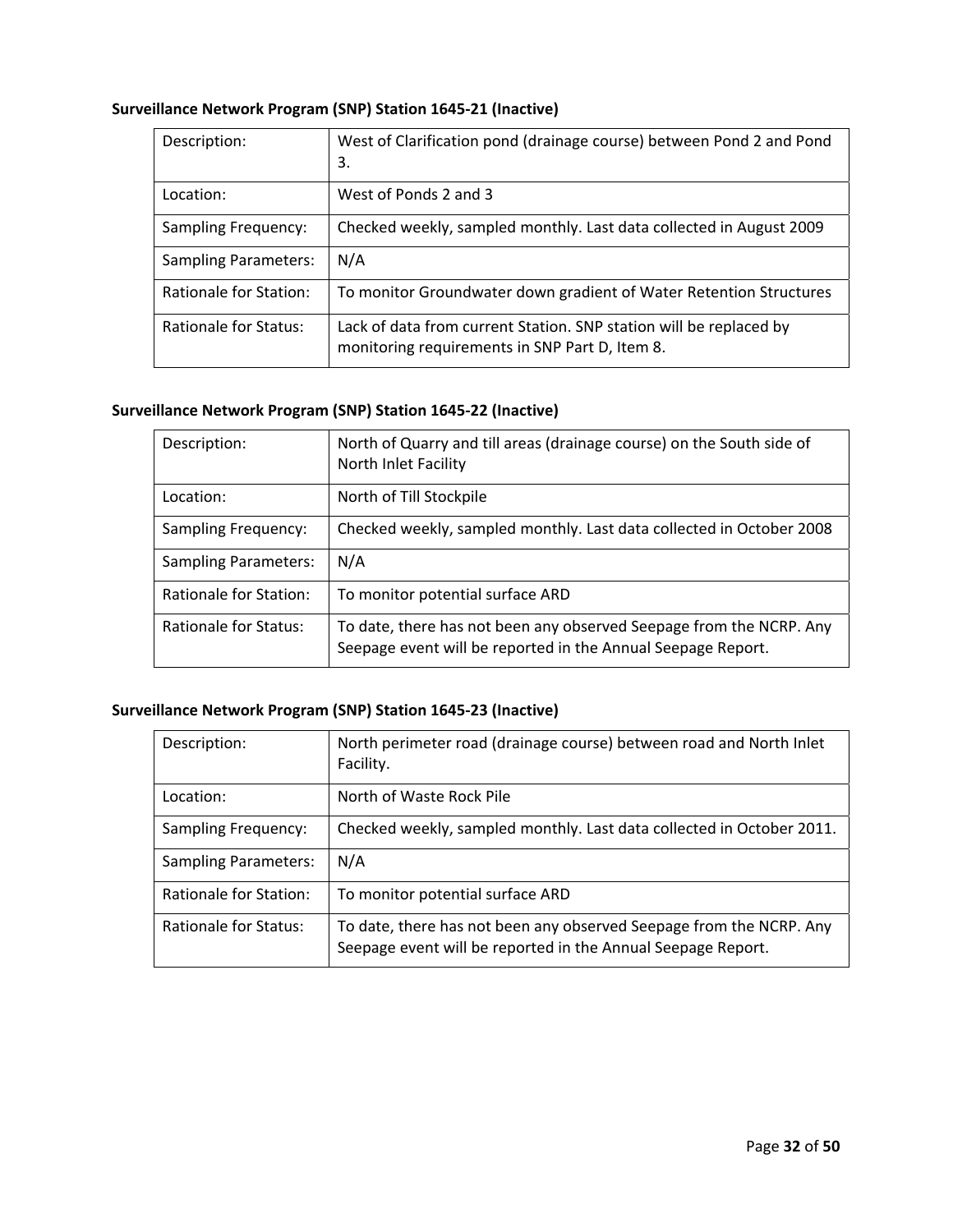**Surveillance Network Program (SNP) Station 1645-21 (Inactive)**

| | |
|---|---|
| Description: | West of Clarification pond (drainage course) between Pond 2 and Pond 3. |
| Location: | West of Ponds 2 and 3 |
| Sampling Frequency: | Checked weekly, sampled monthly. Last data collected in August 2009 |
| Sampling Parameters: | N/A |
| Rationale for Station: | To monitor Groundwater down gradient of Water Retention Structures |
| Rationale for Status: | Lack of data from current Station. SNP station will be replaced by monitoring requirements in SNP Part D, Item 8. |

**Surveillance Network Program (SNP) Station 1645-22 (Inactive)**

| | |
|---|---|
| Description: | North of Quarry and till areas (drainage course) on the South side of North Inlet Facility |
| Location: | North of Till Stockpile |
| Sampling Frequency: | Checked weekly, sampled monthly. Last data collected in October 2008 |
| Sampling Parameters: | N/A |
| Rationale for Station: | To monitor potential surface ARD |
| Rationale for Status: | To date, there has not been any observed Seepage from the NCRP. Any Seepage event will be reported in the Annual Seepage Report. |

**Surveillance Network Program (SNP) Station 1645-23 (Inactive)**

| | |
|---|---|
| Description: | North perimeter road (drainage course) between road and North Inlet Facility. |
| Location: | North of Waste Rock Pile |
| Sampling Frequency: | Checked weekly, sampled monthly. Last data collected in October 2011. |
| Sampling Parameters: | N/A |
| Rationale for Station: | To monitor potential surface ARD |
| Rationale for Status: | To date, there has not been any observed Seepage from the NCRP. Any Seepage event will be reported in the Annual Seepage Report. |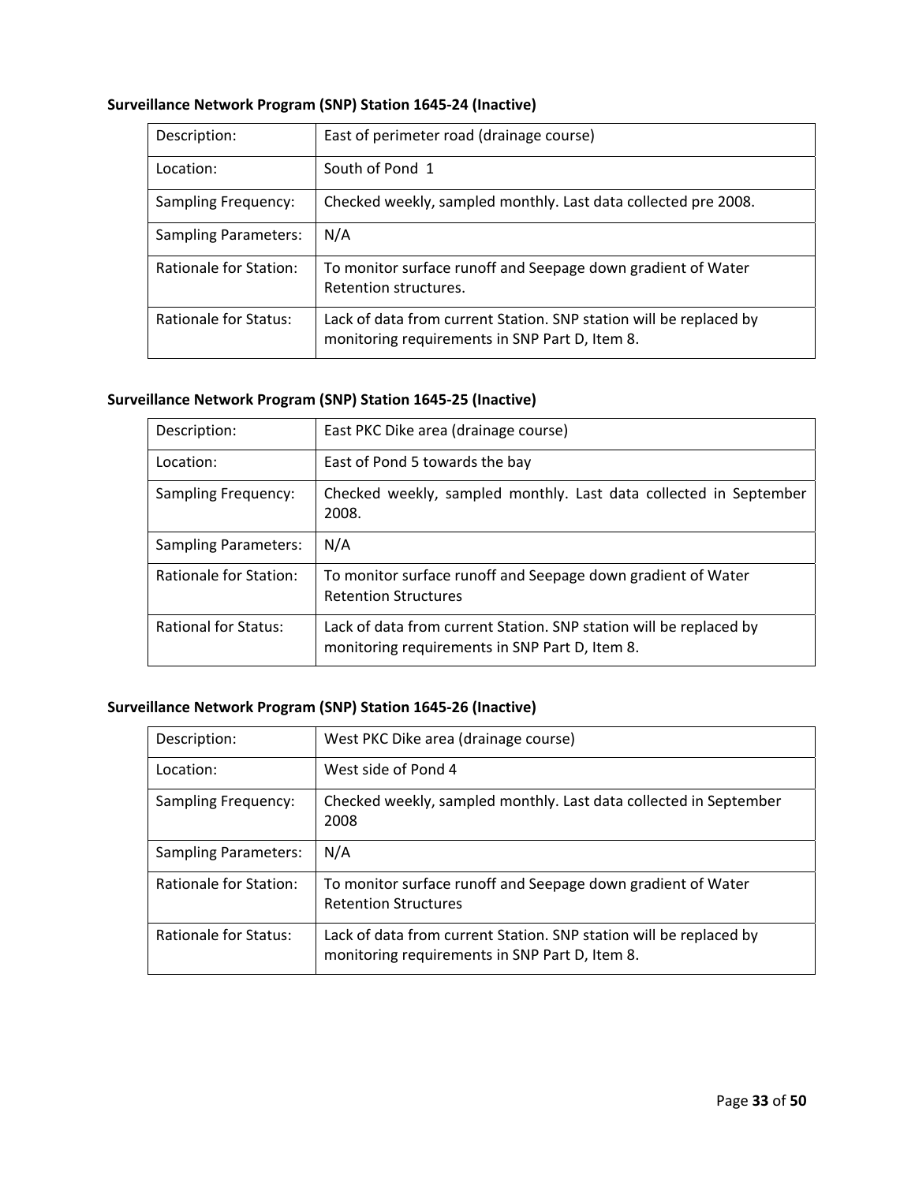**Surveillance Network Program (SNP) Station 1645-24 (Inactive)**

| | |
|---|---|
| Description: | East of perimeter road (drainage course) |
| Location: | South of Pond 1 |
| Sampling Frequency: | Checked weekly, sampled monthly. Last data collected pre 2008. |
| Sampling Parameters: | N/A |
| Rationale for Station: | To monitor surface runoff and Seepage down gradient of Water Retention structures. |
| Rationale for Status: | Lack of data from current Station. SNP station will be replaced by monitoring requirements in SNP Part D, Item 8. |

**Surveillance Network Program (SNP) Station 1645-25 (Inactive)**

| | |
|---|---|
| Description: | East PKC Dike area (drainage course) |
| Location: | East of Pond 5 towards the bay |
| Sampling Frequency: | Checked weekly, sampled monthly. Last data collected in September 2008. |
| Sampling Parameters: | N/A |
| Rationale for Station: | To monitor surface runoff and Seepage down gradient of Water Retention Structures |
| Rational for Status: | Lack of data from current Station. SNP station will be replaced by monitoring requirements in SNP Part D, Item 8. |

**Surveillance Network Program (SNP) Station 1645-26 (Inactive)**

| | |
|---|---|
| Description: | West PKC Dike area (drainage course) |
| Location: | West side of Pond 4 |
| Sampling Frequency: | Checked weekly, sampled monthly. Last data collected in September 2008 |
| Sampling Parameters: | N/A |
| Rationale for Station: | To monitor surface runoff and Seepage down gradient of Water Retention Structures |
| Rationale for Status: | Lack of data from current Station. SNP station will be replaced by monitoring requirements in SNP Part D, Item 8. |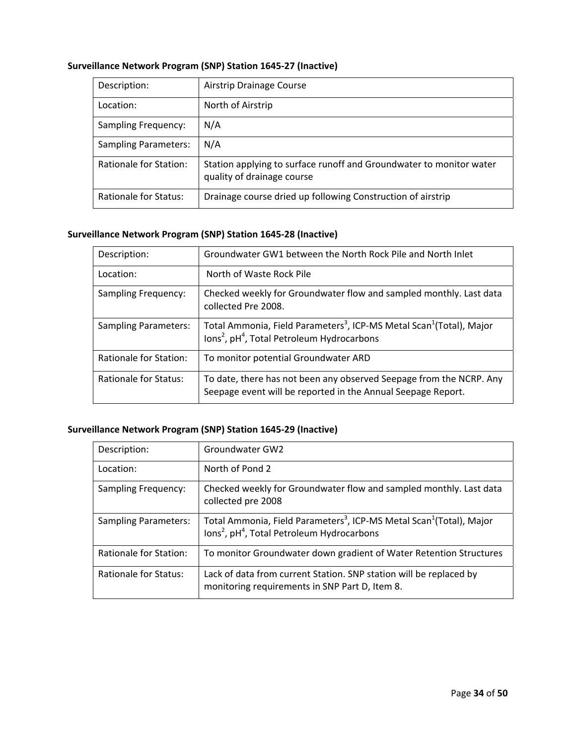**Surveillance Network Program (SNP) Station 1645-27 (Inactive)**

| Description: | Airstrip Drainage Course |
|---|---|
| Location: | North of Airstrip |
| Sampling Frequency: | N/A |
| Sampling Parameters: | N/A |
| Rationale for Station: | Station applying to surface runoff and Groundwater to monitor water quality of drainage course |
| Rationale for Status: | Drainage course dried up following Construction of airstrip |

**Surveillance Network Program (SNP) Station 1645-28 (Inactive)**

| Description: | Groundwater GW1 between the North Rock Pile and North Inlet |
|---|---|
| Location: | North of Waste Rock Pile |
| Sampling Frequency: | Checked weekly for Groundwater flow and sampled monthly. Last data collected Pre 2008. |
| Sampling Parameters: | Total Ammonia, Field Parameters[3], ICP-MS Metal Scan[1](Total), Major Ions[2], pH[4], Total Petroleum Hydrocarbons |
| Rationale for Station: | To monitor potential Groundwater ARD |
| Rationale for Status: | To date, there has not been any observed Seepage from the NCRP. Any Seepage event will be reported in the Annual Seepage Report. |

**Surveillance Network Program (SNP) Station 1645-29 (Inactive)**

| Description: | Groundwater GW2 |
|---|---|
| Location: | North of Pond 2 |
| Sampling Frequency: | Checked weekly for Groundwater flow and sampled monthly. Last data collected pre 2008 |
| Sampling Parameters: | Total Ammonia, Field Parameters[3], ICP-MS Metal Scan[1](Total), Major Ions[2], pH[4], Total Petroleum Hydrocarbons |
| Rationale for Station: | To monitor Groundwater down gradient of Water Retention Structures |
| Rationale for Status: | Lack of data from current Station. SNP station will be replaced by monitoring requirements in SNP Part D, Item 8. |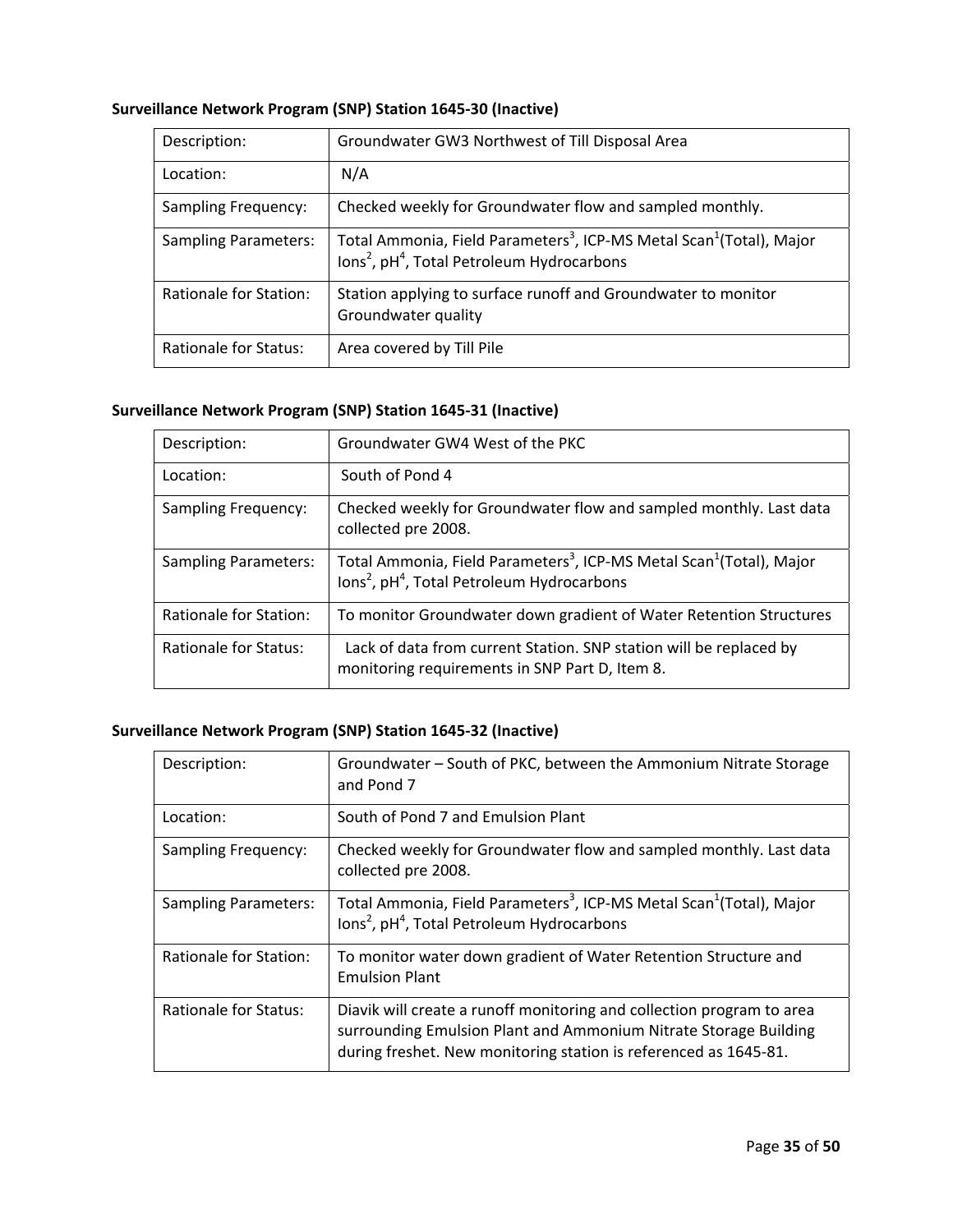**Surveillance Network Program (SNP) Station 1645-30 (Inactive)**

| Description: | Groundwater GW3 Northwest of Till Disposal Area |
|---|---|
| Location: | N/A |
| Sampling Frequency: | Checked weekly for Groundwater flow and sampled monthly. |
| Sampling Parameters: | Total Ammonia, Field Parameters[3], ICP-MS Metal Scan[1](Total), Major Ions[2], pH[4], Total Petroleum Hydrocarbons |
| Rationale for Station: | Station applying to surface runoff and Groundwater to monitor Groundwater quality |
| Rationale for Status: | Area covered by Till Pile |

**Surveillance Network Program (SNP) Station 1645-31 (Inactive)**

| Description: | Groundwater GW4 West of the PKC |
|---|---|
| Location: | South of Pond 4 |
| Sampling Frequency: | Checked weekly for Groundwater flow and sampled monthly. Last data collected pre 2008. |
| Sampling Parameters: | Total Ammonia, Field Parameters[3], ICP-MS Metal Scan[1](Total), Major Ions[2], pH[4], Total Petroleum Hydrocarbons |
| Rationale for Station: | To monitor Groundwater down gradient of Water Retention Structures |
| Rationale for Status: | Lack of data from current Station. SNP station will be replaced by monitoring requirements in SNP Part D, Item 8. |

**Surveillance Network Program (SNP) Station 1645-32 (Inactive)**

| Description: | Groundwater – South of PKC, between the Ammonium Nitrate Storage and Pond 7 |
|---|---|
| Location: | South of Pond 7 and Emulsion Plant |
| Sampling Frequency: | Checked weekly for Groundwater flow and sampled monthly. Last data collected pre 2008. |
| Sampling Parameters: | Total Ammonia, Field Parameters[3], ICP-MS Metal Scan[1](Total), Major Ions[2], pH[4], Total Petroleum Hydrocarbons |
| Rationale for Station: | To monitor water down gradient of Water Retention Structure and Emulsion Plant |
| Rationale for Status: | Diavik will create a runoff monitoring and collection program to area surrounding Emulsion Plant and Ammonium Nitrate Storage Building during freshet. New monitoring station is referenced as 1645-81. |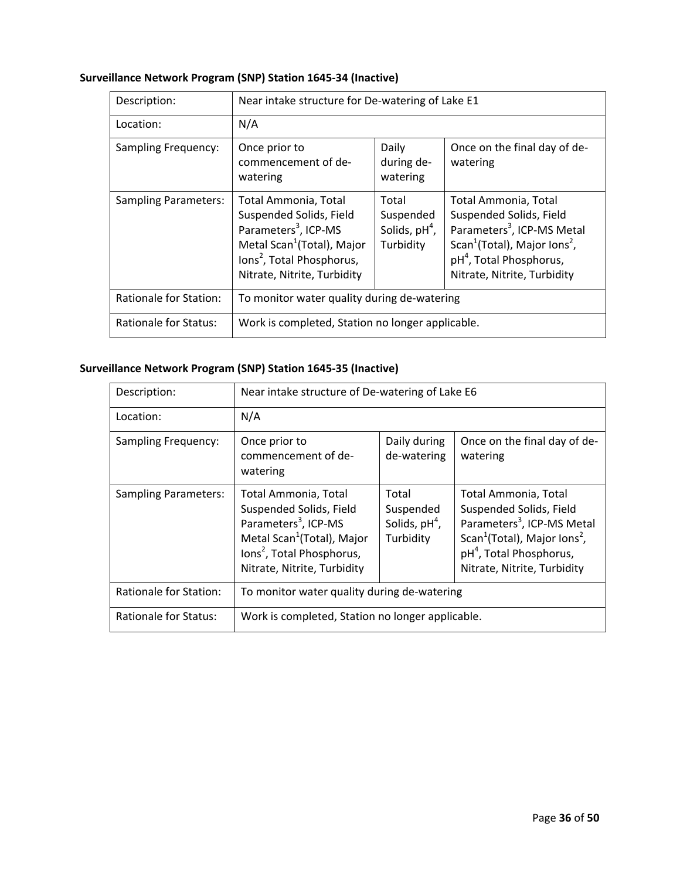**Surveillance Network Program (SNP) Station 1645-34 (Inactive)**

| Description: | Near intake structure for De-watering of Lake E1 | | |
|---|---|---|---|
| Location: | N/A | | |
| Sampling Frequency: | Once prior to commencement of de-watering | Daily during de-watering | Once on the final day of de-watering |
| Sampling Parameters: | Total Ammonia, Total Suspended Solids, Field Parameters[3], ICP-MS Metal Scan[1](Total), Major Ions[2], Total Phosphorus, Nitrate, Nitrite, Turbidity | Total Suspended Solids, pH[4], Turbidity | Total Ammonia, Total Suspended Solids, Field Parameters[3], ICP-MS Metal Scan[1](Total), Major Ions[2], pH[4], Total Phosphorus, Nitrate, Nitrite, Turbidity |
| Rationale for Station: | To monitor water quality during de-watering | | |
| Rationale for Status: | Work is completed, Station no longer applicable. | | |

**Surveillance Network Program (SNP) Station 1645-35 (Inactive)**

| Description: | Near intake structure of De-watering of Lake E6 | | |
|---|---|---|---|
| Location: | N/A | | |
| Sampling Frequency: | Once prior to commencement of de-watering | Daily during de-watering | Once on the final day of de-watering |
| Sampling Parameters: | Total Ammonia, Total Suspended Solids, Field Parameters[3], ICP-MS Metal Scan[1](Total), Major Ions[2], Total Phosphorus, Nitrate, Nitrite, Turbidity | Total Suspended Solids, pH[4], Turbidity | Total Ammonia, Total Suspended Solids, Field Parameters[3], ICP-MS Metal Scan[1](Total), Major Ions[2], pH[4], Total Phosphorus, Nitrate, Nitrite, Turbidity |
| Rationale for Station: | To monitor water quality during de-watering | | |
| Rationale for Status: | Work is completed, Station no longer applicable. | | |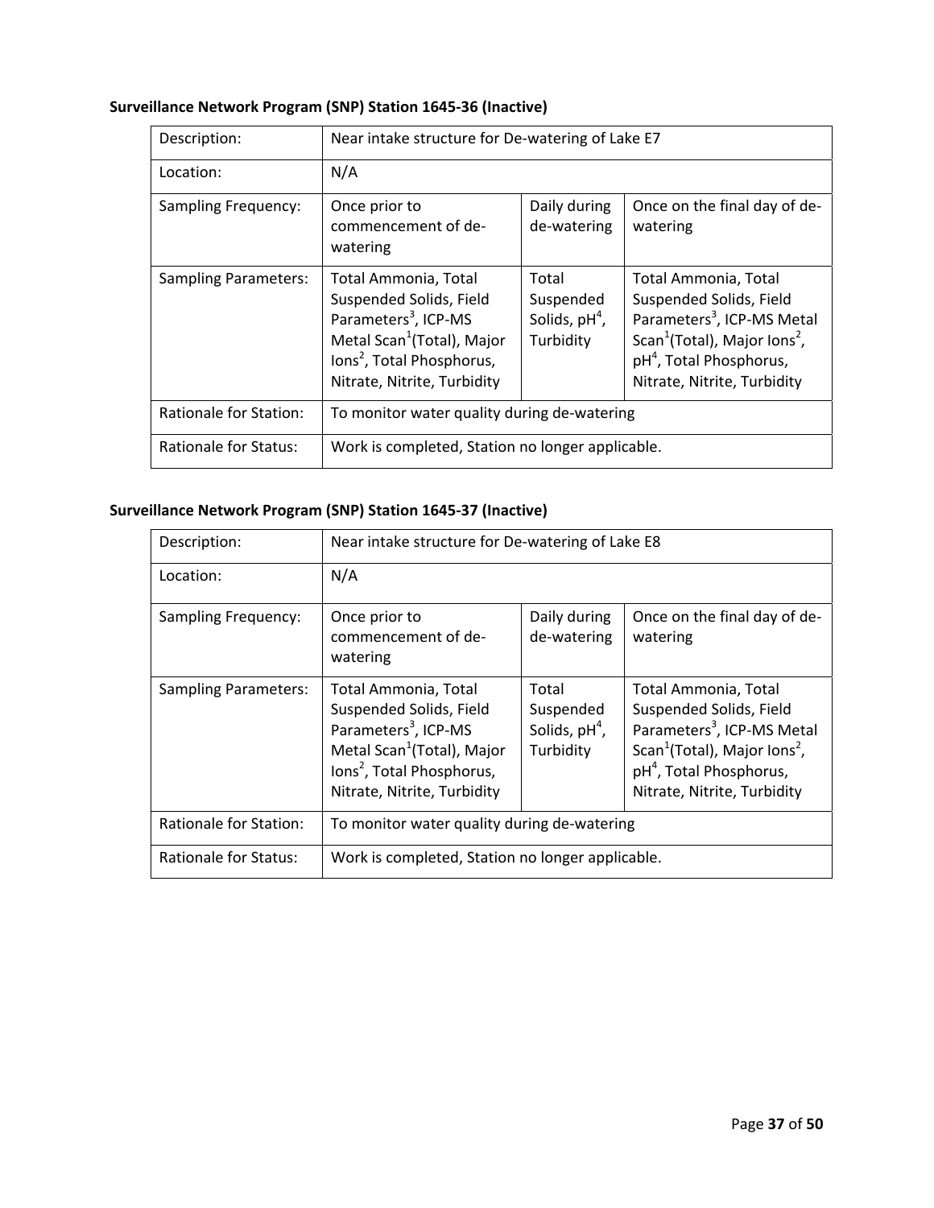**Surveillance Network Program (SNP) Station 1645-36 (Inactive)**

| Description: | Near intake structure for De-watering of Lake E7 | | |
|---|---|---|---|
| Location: | N/A | | |
| Sampling Frequency: | Once prior to commencement of de-watering | Daily during de-watering | Once on the final day of de-watering |
| Sampling Parameters: | Total Ammonia, Total Suspended Solids, Field Parameters[3], ICP-MS Metal Scan[1](Total), Major Ions[2], Total Phosphorus, Nitrate, Nitrite, Turbidity | Total Suspended Solids, pH[4], Turbidity | Total Ammonia, Total Suspended Solids, Field Parameters[3], ICP-MS Metal Scan[1](Total), Major Ions[2], pH[4], Total Phosphorus, Nitrate, Nitrite, Turbidity |
| Rationale for Station: | To monitor water quality during de-watering | | |
| Rationale for Status: | Work is completed, Station no longer applicable. | | |

**Surveillance Network Program (SNP) Station 1645-37 (Inactive)**

| Description: | Near intake structure for De-watering of Lake E8 | | |
|---|---|---|---|
| Location: | N/A | | |
| Sampling Frequency: | Once prior to commencement of de-watering | Daily during de-watering | Once on the final day of de-watering |
| Sampling Parameters: | Total Ammonia, Total Suspended Solids, Field Parameters[3], ICP-MS Metal Scan[1](Total), Major Ions[2], Total Phosphorus, Nitrate, Nitrite, Turbidity | Total Suspended Solids, pH[4], Turbidity | Total Ammonia, Total Suspended Solids, Field Parameters[3], ICP-MS Metal Scan[1](Total), Major Ions[2], pH[4], Total Phosphorus, Nitrate, Nitrite, Turbidity |
| Rationale for Station: | To monitor water quality during de-watering | | |
| Rationale for Status: | Work is completed, Station no longer applicable. | | |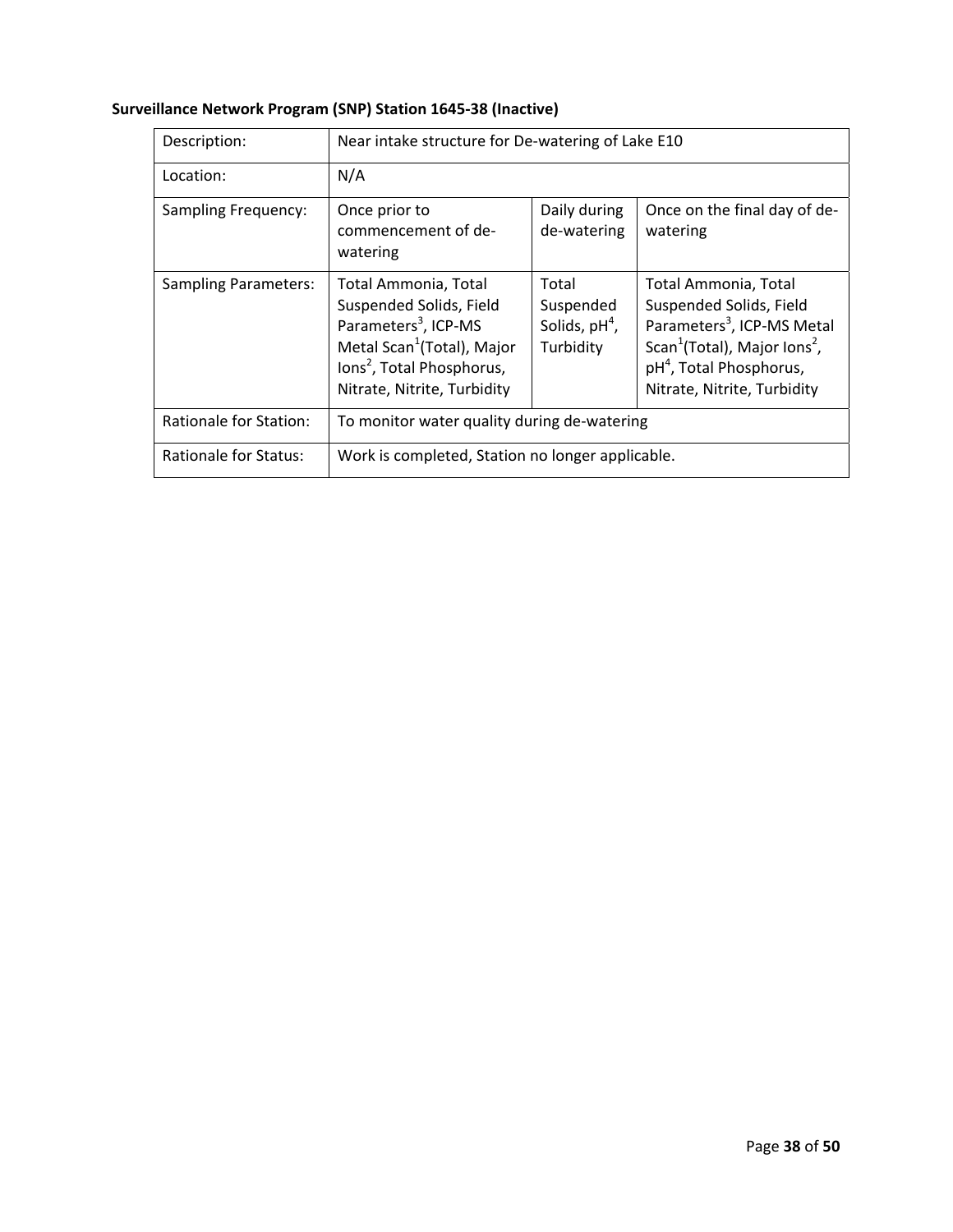**Surveillance Network Program (SNP) Station 1645-38 (Inactive)**

| Description: | Near intake structure for De-watering of Lake E10 | | |
|---|---|---|---|
| Location: | N/A | | |
| Sampling Frequency: | Once prior to commencement of de-watering | Daily during de-watering | Once on the final day of de-watering |
| Sampling Parameters: | Total Ammonia, Total Suspended Solids, Field Parameters[3], ICP-MS Metal Scan[1](Total), Major Ions[2], Total Phosphorus, Nitrate, Nitrite, Turbidity | Total Suspended Solids, pH[4], Turbidity | Total Ammonia, Total Suspended Solids, Field Parameters[3], ICP-MS Metal Scan[1](Total), Major Ions[2], pH[4], Total Phosphorus, Nitrate, Nitrite, Turbidity |
| Rationale for Station: | To monitor water quality during de-watering | | |
| Rationale for Status: | Work is completed, Station no longer applicable. | | |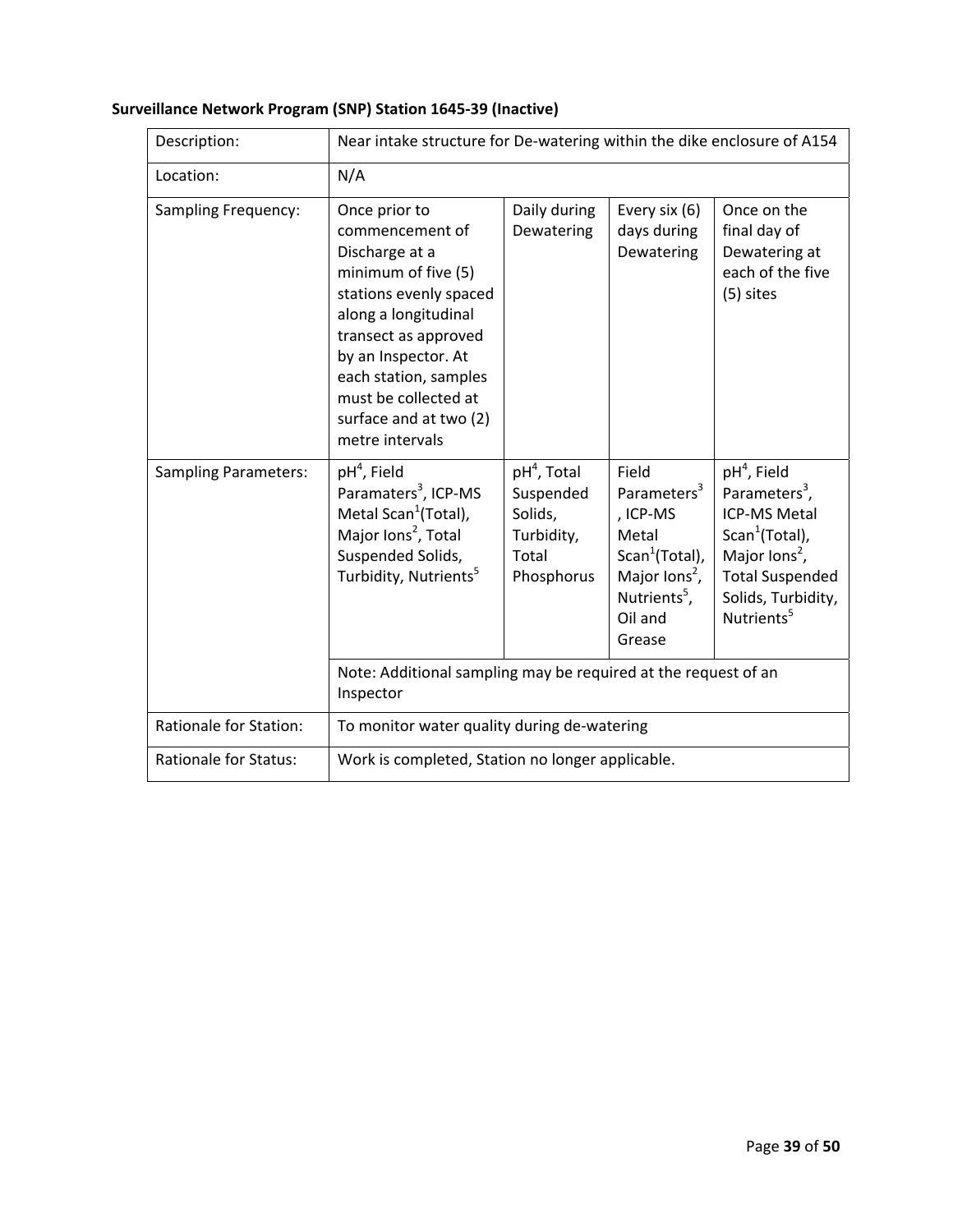**Surveillance Network Program (SNP) Station 1645-39 (Inactive)**

| | | | | |
|---|---|---|---|---|
| Description: | Near intake structure for De-watering within the dike enclosure of A154 | | | |
| Location: | N/A | | | |
| Sampling Frequency: | Once prior to commencement of Discharge at a minimum of five (5) stations evenly spaced along a longitudinal transect as approved by an Inspector. At each station, samples must be collected at surface and at two (2) metre intervals | Daily during Dewatering | Every six (6) days during Dewatering | Once on the final day of Dewatering at each of the five (5) sites |
| Sampling Parameters: | pH[4], Field Paramaters[3], ICP-MS Metal Scan[1](Total), Major Ions[2], Total Suspended Solids, Turbidity, Nutrients[5] | pH[4], Total Suspended Solids, Turbidity, Total Phosphorus | Field Parameters[3], ICP-MS Metal Scan[1](Total), Major Ions[2], Nutrients[5], Oil and Grease | pH[4], Field Parameters[3], ICP-MS Metal Scan[1](Total), Major Ions[2], Total Suspended Solids, Turbidity, Nutrients[5] |
| | Note: Additional sampling may be required at the request of an Inspector | | | |
| Rationale for Station: | To monitor water quality during de-watering | | | |
| Rationale for Status: | Work is completed, Station no longer applicable. | | | |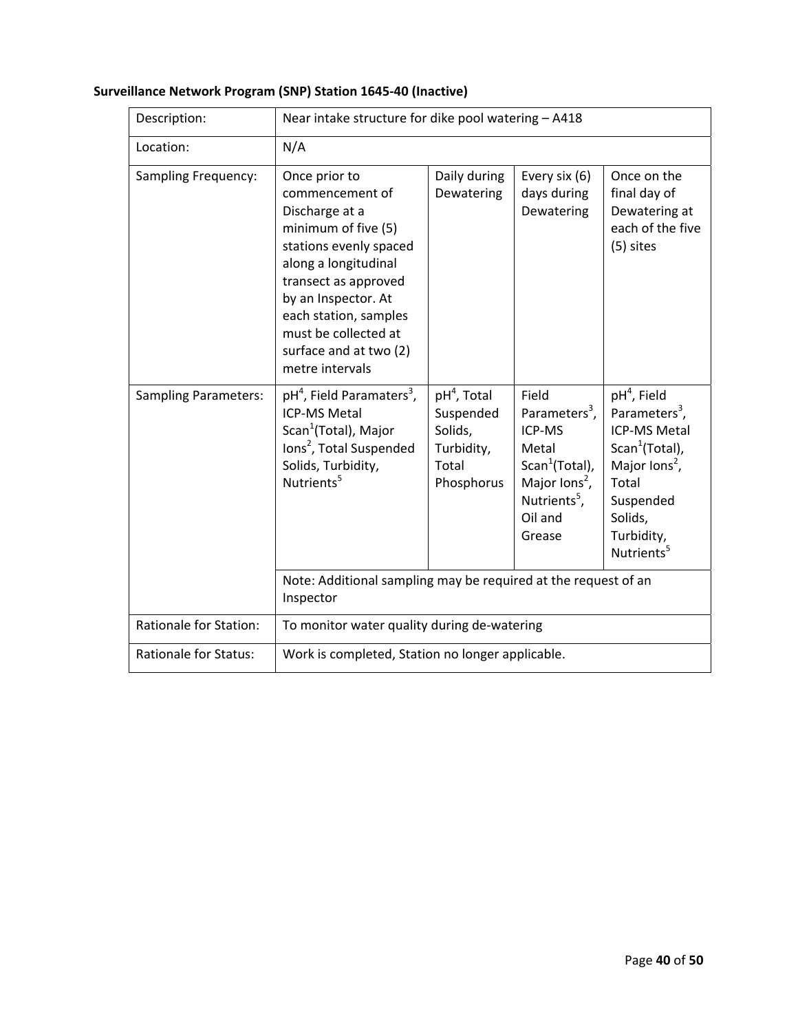**Surveillance Network Program (SNP) Station 1645-40 (Inactive)**

| Description: | Near intake structure for dike pool watering – A418 | | | |
|---|---|---|---|---|
| Location: | N/A | | | |
| Sampling Frequency: | Once prior to commencement of Discharge at a minimum of five (5) stations evenly spaced along a longitudinal transect as approved by an Inspector. At each station, samples must be collected at surface and at two (2) metre intervals | Daily during Dewatering | Every six (6) days during Dewatering | Once on the final day of Dewatering at each of the five (5) sites |
| Sampling Parameters: | pH[4], Field Paramaters[3], ICP-MS Metal Scan[1](Total), Major Ions[2], Total Suspended Solids, Turbidity, Nutrients[5] | pH[4], Total Suspended Solids, Turbidity, Total Phosphorus | Field Parameters[3], ICP-MS Metal Scan[1](Total), Major Ions[2], Nutrients[5], Oil and Grease | pH[4], Field Parameters[3], ICP-MS Metal Scan[1](Total), Major Ions[2], Total Suspended Solids, Turbidity, Nutrients[5] |
| | Note: Additional sampling may be required at the request of an Inspector | | | |
| Rationale for Station: | To monitor water quality during de-watering | | | |
| Rationale for Status: | Work is completed, Station no longer applicable. | | | |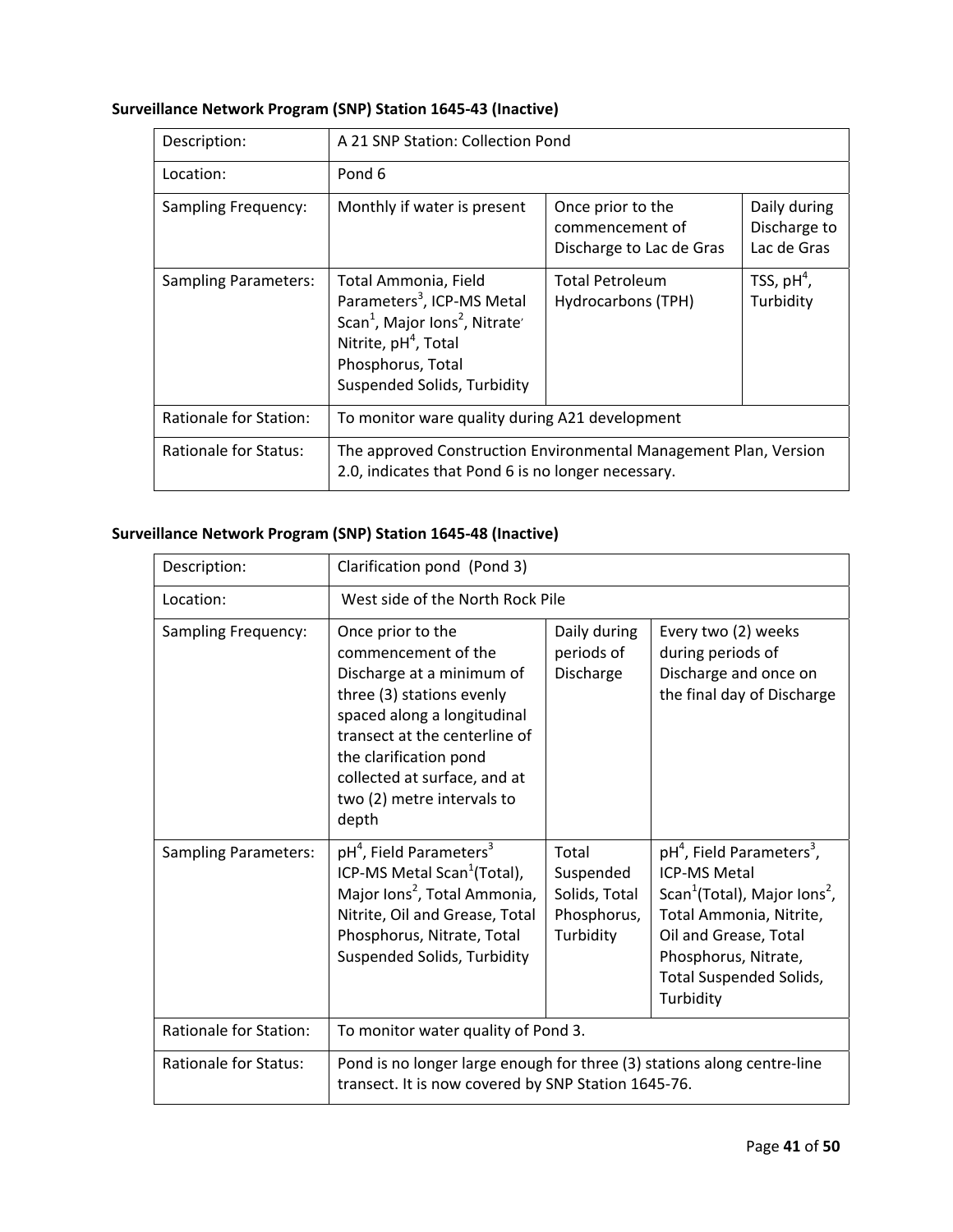**Surveillance Network Program (SNP) Station 1645-43 (Inactive)**

| Description: | A 21 SNP Station: Collection Pond | | |
|---|---|---|---|
| Location: | Pond 6 | | |
| Sampling Frequency: | Monthly if water is present | Once prior to the commencement of Discharge to Lac de Gras | Daily during Discharge to Lac de Gras |
| Sampling Parameters: | Total Ammonia, Field Parameters[3], ICP-MS Metal Scan[1], Major Ions[2], Nitrate/ Nitrite, pH[4], Total Phosphorus, Total Suspended Solids, Turbidity | Total Petroleum Hydrocarbons (TPH) | TSS, pH[4], Turbidity |
| Rationale for Station: | To monitor ware quality during A21 development | | |
| Rationale for Status: | The approved Construction Environmental Management Plan, Version 2.0, indicates that Pond 6 is no longer necessary. | | |

**Surveillance Network Program (SNP) Station 1645-48 (Inactive)**

| Description: | Clarification pond (Pond 3) | | |
|---|---|---|---|
| Location: | West side of the North Rock Pile | | |
| Sampling Frequency: | Once prior to the commencement of the Discharge at a minimum of three (3) stations evenly spaced along a longitudinal transect at the centerline of the clarification pond collected at surface, and at two (2) metre intervals to depth | Daily during periods of Discharge | Every two (2) weeks during periods of Discharge and once on the final day of Discharge |
| Sampling Parameters: | pH[4], Field Parameters[3] ICP-MS Metal Scan[1](Total), Major Ions[2], Total Ammonia, Nitrite, Oil and Grease, Total Phosphorus, Nitrate, Total Suspended Solids, Turbidity | Total Suspended Solids, Total Phosphorus, Turbidity | pH[4], Field Parameters[3], ICP-MS Metal Scan[1](Total), Major Ions[2], Total Ammonia, Nitrite, Oil and Grease, Total Phosphorus, Nitrate, Total Suspended Solids, Turbidity |
| Rationale for Station: | To monitor water quality of Pond 3. | | |
| Rationale for Status: | Pond is no longer large enough for three (3) stations along centre-line transect. It is now covered by SNP Station 1645-76. | | |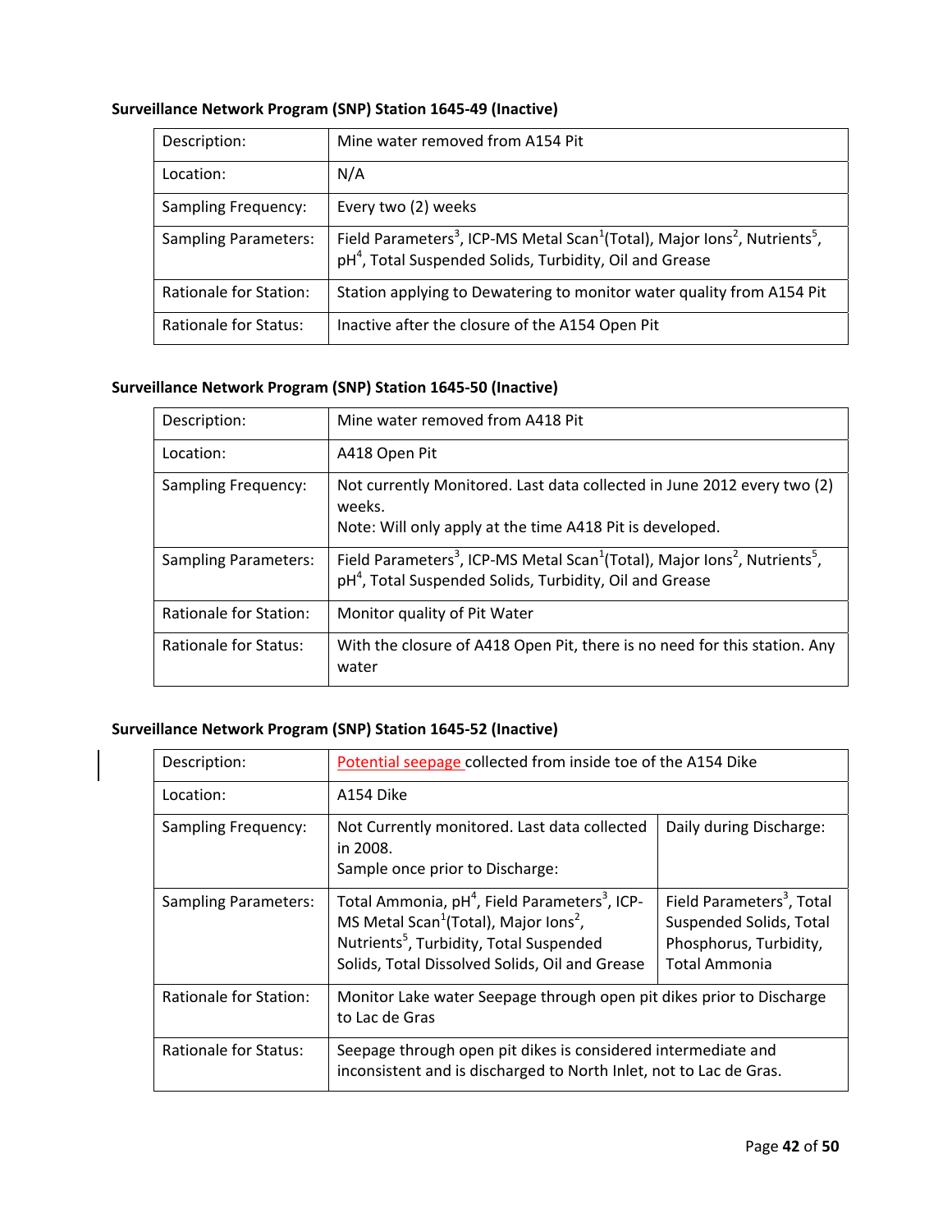**Surveillance Network Program (SNP) Station 1645-49 (Inactive)**

| Description: | Mine water removed from A154 Pit |
|---|---|
| Location: | N/A |
| Sampling Frequency: | Every two (2) weeks |
| Sampling Parameters: | Field Parameters[3], ICP-MS Metal Scan[1](Total), Major Ions[2], Nutrients[5], pH[4], Total Suspended Solids, Turbidity, Oil and Grease |
| Rationale for Station: | Station applying to Dewatering to monitor water quality from A154 Pit |
| Rationale for Status: | Inactive after the closure of the A154 Open Pit |

**Surveillance Network Program (SNP) Station 1645-50 (Inactive)**

| Description: | Mine water removed from A418 Pit |
|---|---|
| Location: | A418 Open Pit |
| Sampling Frequency: | Not currently Monitored. Last data collected in June 2012 every two (2) weeks.<br>Note: Will only apply at the time A418 Pit is developed. |
| Sampling Parameters: | Field Parameters[3], ICP-MS Metal Scan[1](Total), Major Ions[2], Nutrients[5], pH[4], Total Suspended Solids, Turbidity, Oil and Grease |
| Rationale for Station: | Monitor quality of Pit Water |
| Rationale for Status: | With the closure of A418 Open Pit, there is no need for this station. Any water |

**Surveillance Network Program (SNP) Station 1645-52 (Inactive)**

| Description: | Potential seepage collected from inside toe of the A154 Dike | |
|---|---|---|
| Location: | A154 Dike | |
| Sampling Frequency: | Not Currently monitored. Last data collected in 2008.<br>Sample once prior to Discharge: | Daily during Discharge: |
| Sampling Parameters: | Total Ammonia, pH[4], Field Parameters[3], ICP-MS Metal Scan[1](Total), Major Ions[2], Nutrients[5], Turbidity, Total Suspended Solids, Total Dissolved Solids, Oil and Grease | Field Parameters[3], Total Suspended Solids, Total Phosphorus, Turbidity, Total Ammonia |
| Rationale for Station: | Monitor Lake water Seepage through open pit dikes prior to Discharge to Lac de Gras | |
| Rationale for Status: | Seepage through open pit dikes is considered intermediate and inconsistent and is discharged to North Inlet, not to Lac de Gras. | |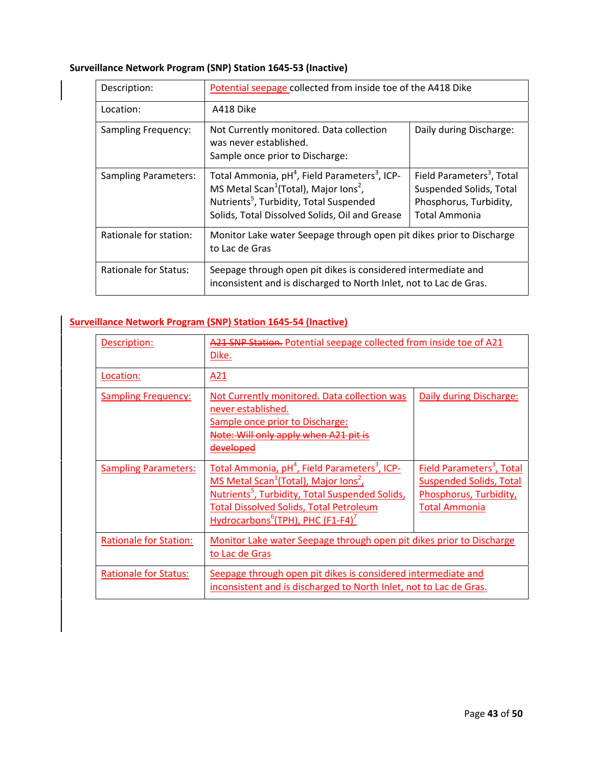**Surveillance Network Program (SNP) Station 1645-53 (Inactive)**

| | | |
|---|---|---|
| Description: | Potential seepage collected from inside toe of the A418 Dike | |
| Location: | A418 Dike | |
| Sampling Frequency: | Not Currently monitored. Data collection was never established. Sample once prior to Discharge: | Daily during Discharge: |
| Sampling Parameters: | Total Ammonia, pH[4], Field Parameters[3], ICP-MS Metal Scan[1](Total), Major Ions[2], Nutrients[5], Turbidity, Total Suspended Solids, Total Dissolved Solids, Oil and Grease | Field Parameters[3], Total Suspended Solids, Total Phosphorus, Turbidity, Total Ammonia |
| Rationale for station: | Monitor Lake water Seepage through open pit dikes prior to Discharge to Lac de Gras | |
| Rationale for Status: | Seepage through open pit dikes is considered intermediate and inconsistent and is discharged to North Inlet, not to Lac de Gras. | |

**Surveillance Network Program (SNP) Station 1645-54 (Inactive)**

| | | |
|---|---|---|
| Description: | ~~A21 SNP Station.~~ Potential seepage collected from inside toe of A21 Dike. | |
| Location: | A21 | |
| Sampling Frequency: | Not Currently monitored. Data collection was never established. Sample once prior to Discharge: ~~Note: Will only apply when A21 pit is developed~~ | Daily during Discharge: |
| Sampling Parameters: | Total Ammonia, pH[4], Field Parameters[3], ICP-MS Metal Scan[1](Total), Major Ions[2], Nutrients[5], Turbidity, Total Suspended Solids, Total Dissolved Solids, Total Petroleum Hydrocarbons[6](TPH), PHC (F1-F4)[7] | Field Parameters[3], Total Suspended Solids, Total Phosphorus, Turbidity, Total Ammonia |
| Rationale for Station: | Monitor Lake water Seepage through open pit dikes prior to Discharge to Lac de Gras | |
| Rationale for Status: | Seepage through open pit dikes is considered intermediate and inconsistent and is discharged to North Inlet, not to Lac de Gras. | |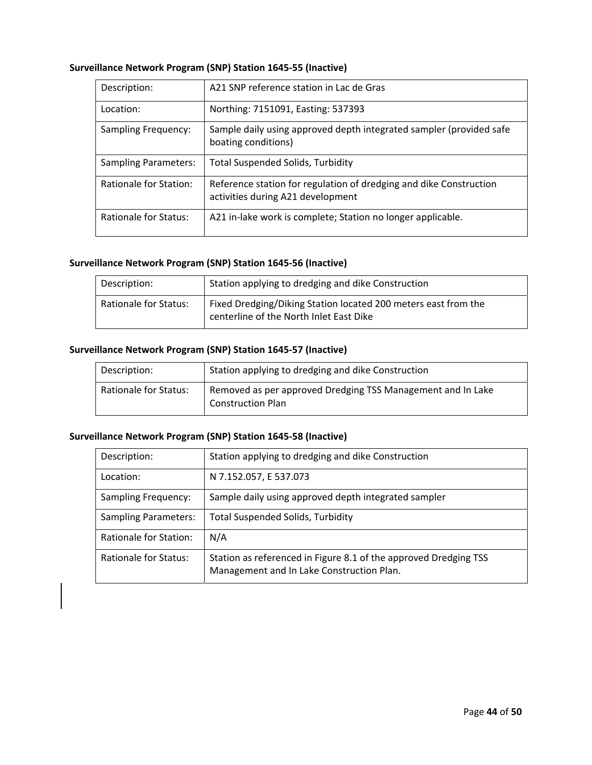**Surveillance Network Program (SNP) Station 1645-55 (Inactive)**

| Description: | A21 SNP reference station in Lac de Gras |
|---|---|
| Location: | Northing: 7151091, Easting: 537393 |
| Sampling Frequency: | Sample daily using approved depth integrated sampler (provided safe boating conditions) |
| Sampling Parameters: | Total Suspended Solids, Turbidity |
| Rationale for Station: | Reference station for regulation of dredging and dike Construction activities during A21 development |
| Rationale for Status: | A21 in-lake work is complete; Station no longer applicable. |

**Surveillance Network Program (SNP) Station 1645-56 (Inactive)**

| Description: | Station applying to dredging and dike Construction |
|---|---|
| Rationale for Status: | Fixed Dredging/Diking Station located 200 meters east from the centerline of the North Inlet East Dike |

**Surveillance Network Program (SNP) Station 1645-57 (Inactive)**

| Description: | Station applying to dredging and dike Construction |
|---|---|
| Rationale for Status: | Removed as per approved Dredging TSS Management and In Lake Construction Plan |

**Surveillance Network Program (SNP) Station 1645-58 (Inactive)**

| Description: | Station applying to dredging and dike Construction |
|---|---|
| Location: | N 7.152.057, E 537.073 |
| Sampling Frequency: | Sample daily using approved depth integrated sampler |
| Sampling Parameters: | Total Suspended Solids, Turbidity |
| Rationale for Station: | N/A |
| Rationale for Status: | Station as referenced in Figure 8.1 of the approved Dredging TSS Management and In Lake Construction Plan. |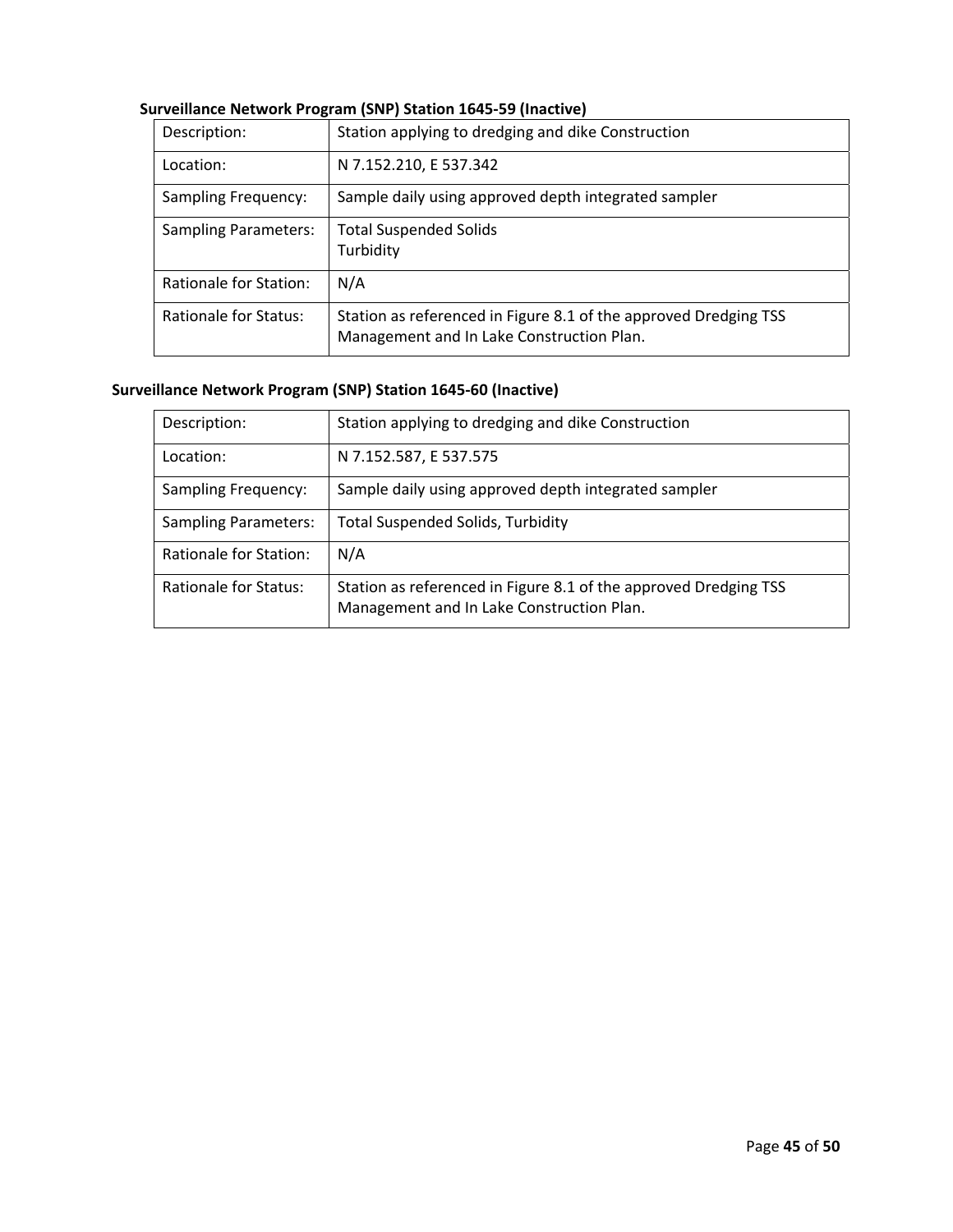**Surveillance Network Program (SNP) Station 1645-59 (Inactive)**

| Description: | Station applying to dredging and dike Construction |
|---|---|
| Location: | N 7.152.210, E 537.342 |
| Sampling Frequency: | Sample daily using approved depth integrated sampler |
| Sampling Parameters: | Total Suspended Solids<br>Turbidity |
| Rationale for Station: | N/A |
| Rationale for Status: | Station as referenced in Figure 8.1 of the approved Dredging TSS Management and In Lake Construction Plan. |

**Surveillance Network Program (SNP) Station 1645-60 (Inactive)**

| Description: | Station applying to dredging and dike Construction |
|---|---|
| Location: | N 7.152.587, E 537.575 |
| Sampling Frequency: | Sample daily using approved depth integrated sampler |
| Sampling Parameters: | Total Suspended Solids, Turbidity |
| Rationale for Station: | N/A |
| Rationale for Status: | Station as referenced in Figure 8.1 of the approved Dredging TSS Management and In Lake Construction Plan. |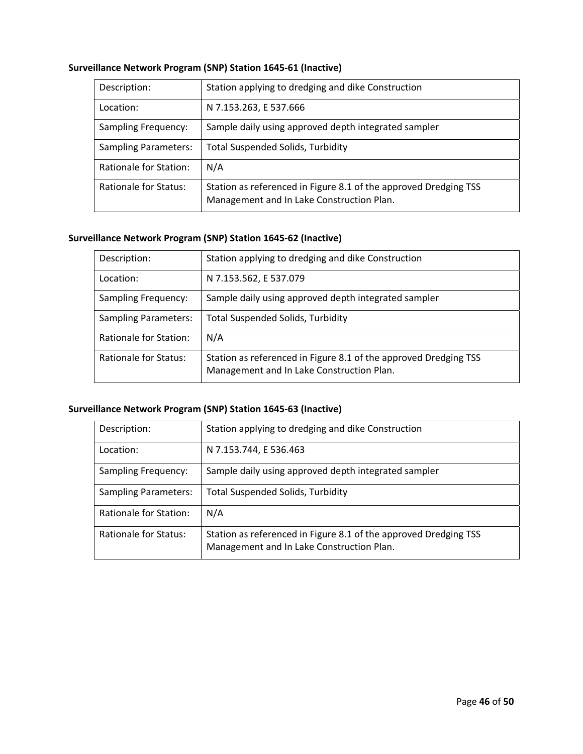**Surveillance Network Program (SNP) Station 1645-61 (Inactive)**

| Description: | Station applying to dredging and dike Construction |
|---|---|
| Location: | N 7.153.263, E 537.666 |
| Sampling Frequency: | Sample daily using approved depth integrated sampler |
| Sampling Parameters: | Total Suspended Solids, Turbidity |
| Rationale for Station: | N/A |
| Rationale for Status: | Station as referenced in Figure 8.1 of the approved Dredging TSS Management and In Lake Construction Plan. |

**Surveillance Network Program (SNP) Station 1645-62 (Inactive)**

| Description: | Station applying to dredging and dike Construction |
|---|---|
| Location: | N 7.153.562, E 537.079 |
| Sampling Frequency: | Sample daily using approved depth integrated sampler |
| Sampling Parameters: | Total Suspended Solids, Turbidity |
| Rationale for Station: | N/A |
| Rationale for Status: | Station as referenced in Figure 8.1 of the approved Dredging TSS Management and In Lake Construction Plan. |

**Surveillance Network Program (SNP) Station 1645-63 (Inactive)**

| Description: | Station applying to dredging and dike Construction |
|---|---|
| Location: | N 7.153.744, E 536.463 |
| Sampling Frequency: | Sample daily using approved depth integrated sampler |
| Sampling Parameters: | Total Suspended Solids, Turbidity |
| Rationale for Station: | N/A |
| Rationale for Status: | Station as referenced in Figure 8.1 of the approved Dredging TSS Management and In Lake Construction Plan. |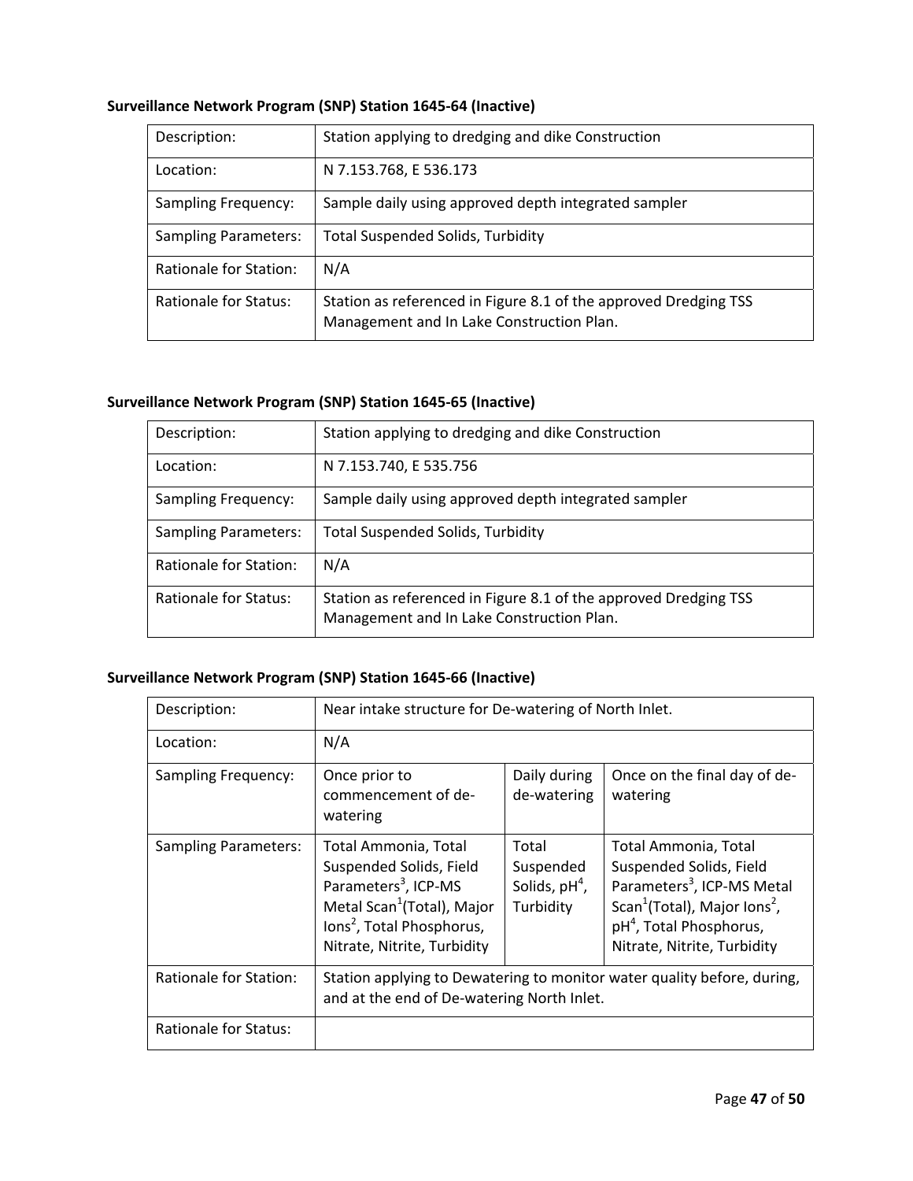**Surveillance Network Program (SNP) Station 1645-64 (Inactive)**

| Description: | Station applying to dredging and dike Construction |
| --- | --- |
| Location: | N 7.153.768, E 536.173 |
| Sampling Frequency: | Sample daily using approved depth integrated sampler |
| Sampling Parameters: | Total Suspended Solids, Turbidity |
| Rationale for Station: | N/A |
| Rationale for Status: | Station as referenced in Figure 8.1 of the approved Dredging TSS Management and In Lake Construction Plan. |

**Surveillance Network Program (SNP) Station 1645-65 (Inactive)**

| Description: | Station applying to dredging and dike Construction |
| --- | --- |
| Location: | N 7.153.740, E 535.756 |
| Sampling Frequency: | Sample daily using approved depth integrated sampler |
| Sampling Parameters: | Total Suspended Solids, Turbidity |
| Rationale for Station: | N/A |
| Rationale for Status: | Station as referenced in Figure 8.1 of the approved Dredging TSS Management and In Lake Construction Plan. |

**Surveillance Network Program (SNP) Station 1645-66 (Inactive)**

| Description: | Near intake structure for De-watering of North Inlet. | | |
| --- | --- | --- | --- |
| Location: | N/A | | |
| Sampling Frequency: | Once prior to commencement of de-watering | Daily during de-watering | Once on the final day of de-watering |
| Sampling Parameters: | Total Ammonia, Total Suspended Solids, Field Parameters[3], ICP-MS Metal Scan[1](Total), Major Ions[2], Total Phosphorus, Nitrate, Nitrite, Turbidity | Total Suspended Solids, pH[4], Turbidity | Total Ammonia, Total Suspended Solids, Field Parameters[3], ICP-MS Metal Scan[1](Total), Major Ions[2], pH[4], Total Phosphorus, Nitrate, Nitrite, Turbidity |
| Rationale for Station: | Station applying to Dewatering to monitor water quality before, during, and at the end of De-watering North Inlet. | | |
| Rationale for Status: | | | |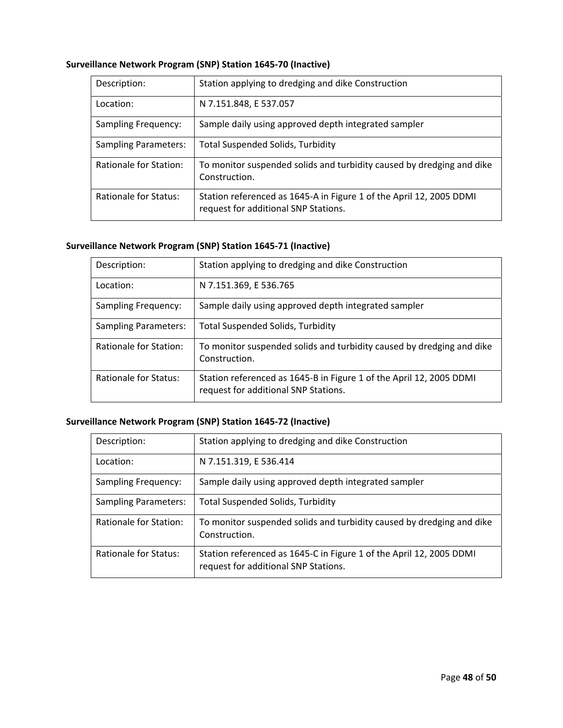**Surveillance Network Program (SNP) Station 1645-70 (Inactive)**

| Description: | Station applying to dredging and dike Construction |
|---|---|
| Location: | N 7.151.848, E 537.057 |
| Sampling Frequency: | Sample daily using approved depth integrated sampler |
| Sampling Parameters: | Total Suspended Solids, Turbidity |
| Rationale for Station: | To monitor suspended solids and turbidity caused by dredging and dike Construction. |
| Rationale for Status: | Station referenced as 1645-A in Figure 1 of the April 12, 2005 DDMI request for additional SNP Stations. |

**Surveillance Network Program (SNP) Station 1645-71 (Inactive)**

| Description: | Station applying to dredging and dike Construction |
|---|---|
| Location: | N 7.151.369, E 536.765 |
| Sampling Frequency: | Sample daily using approved depth integrated sampler |
| Sampling Parameters: | Total Suspended Solids, Turbidity |
| Rationale for Station: | To monitor suspended solids and turbidity caused by dredging and dike Construction. |
| Rationale for Status: | Station referenced as 1645-B in Figure 1 of the April 12, 2005 DDMI request for additional SNP Stations. |

**Surveillance Network Program (SNP) Station 1645-72 (Inactive)**

| Description: | Station applying to dredging and dike Construction |
|---|---|
| Location: | N 7.151.319, E 536.414 |
| Sampling Frequency: | Sample daily using approved depth integrated sampler |
| Sampling Parameters: | Total Suspended Solids, Turbidity |
| Rationale for Station: | To monitor suspended solids and turbidity caused by dredging and dike Construction. |
| Rationale for Status: | Station referenced as 1645-C in Figure 1 of the April 12, 2005 DDMI request for additional SNP Stations. |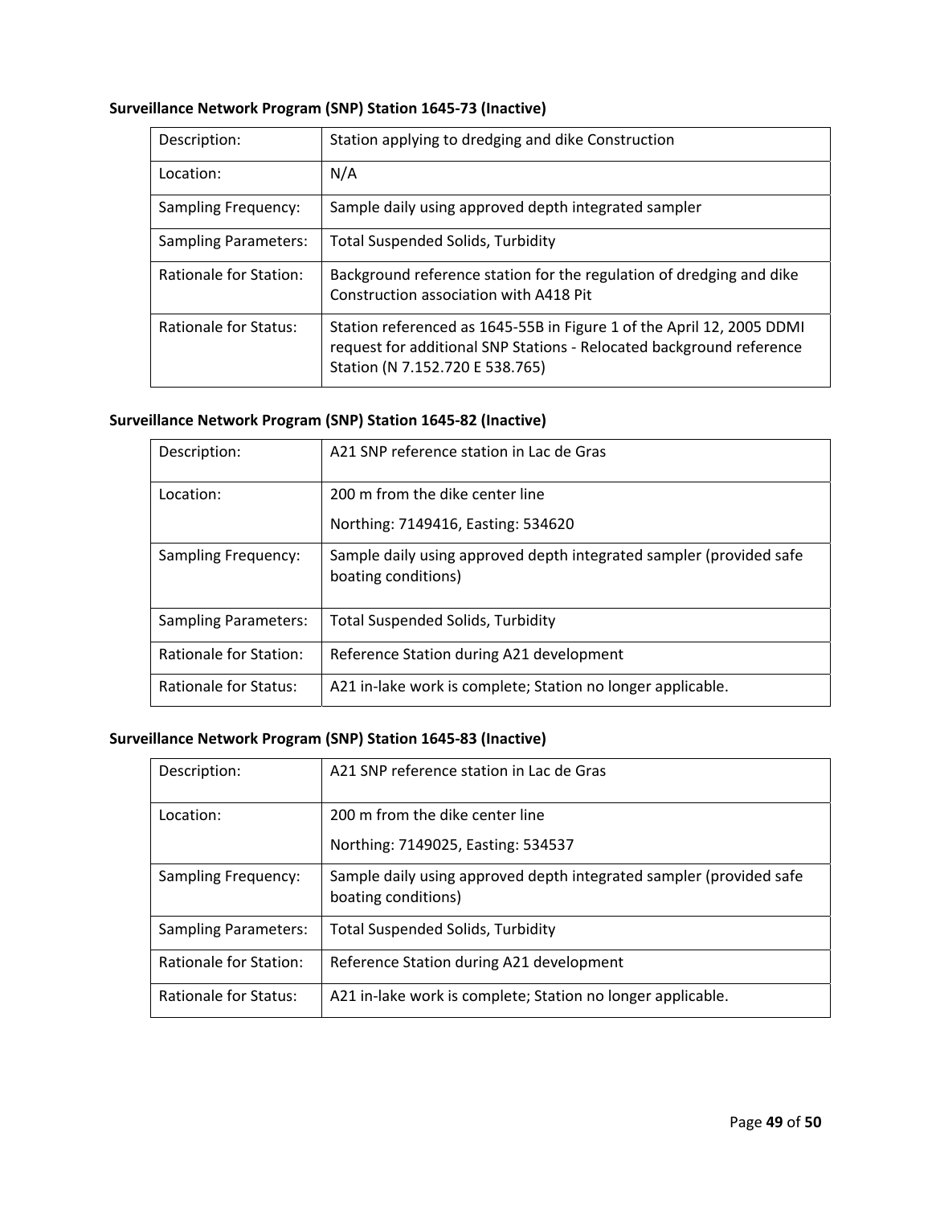**Surveillance Network Program (SNP) Station 1645-73 (Inactive)**

| | |
|---|---|
| Description: | Station applying to dredging and dike Construction |
| Location: | N/A |
| Sampling Frequency: | Sample daily using approved depth integrated sampler |
| Sampling Parameters: | Total Suspended Solids, Turbidity |
| Rationale for Station: | Background reference station for the regulation of dredging and dike Construction association with A418 Pit |
| Rationale for Status: | Station referenced as 1645-55B in Figure 1 of the April 12, 2005 DDMI request for additional SNP Stations - Relocated background reference Station (N 7.152.720 E 538.765) |

**Surveillance Network Program (SNP) Station 1645-82 (Inactive)**

| | |
|---|---|
| Description: | A21 SNP reference station in Lac de Gras |
| Location: | 200 m from the dike center line<br>Northing: 7149416, Easting: 534620 |
| Sampling Frequency: | Sample daily using approved depth integrated sampler (provided safe boating conditions) |
| Sampling Parameters: | Total Suspended Solids, Turbidity |
| Rationale for Station: | Reference Station during A21 development |
| Rationale for Status: | A21 in-lake work is complete; Station no longer applicable. |

**Surveillance Network Program (SNP) Station 1645-83 (Inactive)**

| | |
|---|---|
| Description: | A21 SNP reference station in Lac de Gras |
| Location: | 200 m from the dike center line<br>Northing: 7149025, Easting: 534537 |
| Sampling Frequency: | Sample daily using approved depth integrated sampler (provided safe boating conditions) |
| Sampling Parameters: | Total Suspended Solids, Turbidity |
| Rationale for Station: | Reference Station during A21 development |
| Rationale for Status: | A21 in-lake work is complete; Station no longer applicable. |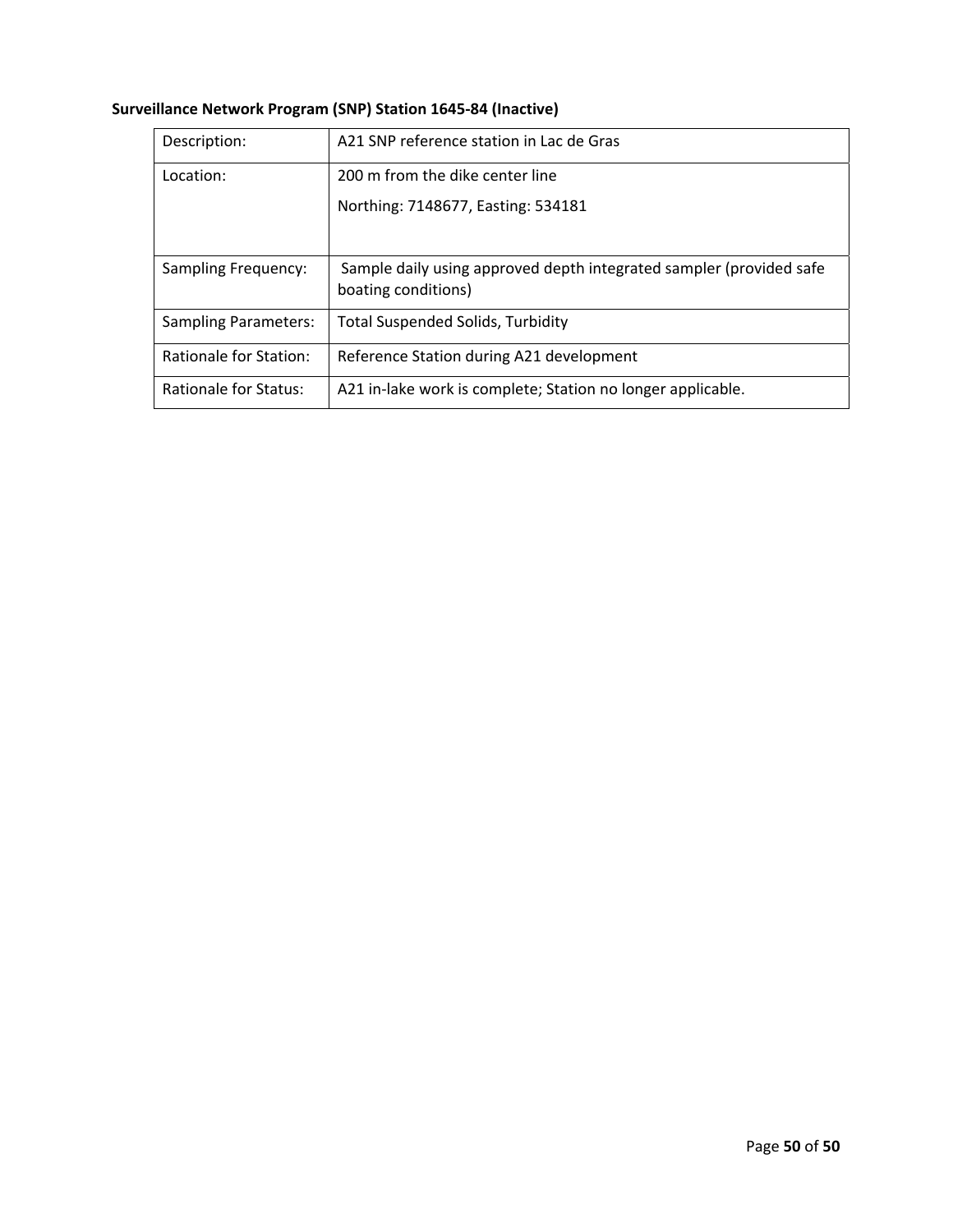**Surveillance Network Program (SNP) Station 1645-84 (Inactive)**

| | |
|---|---|
| Description: | A21 SNP reference station in Lac de Gras |
| Location: | 200 m from the dike center line<br>Northing: 7148677, Easting: 534181 |
| Sampling Frequency: | Sample daily using approved depth integrated sampler (provided safe boating conditions) |
| Sampling Parameters: | Total Suspended Solids, Turbidity |
| Rationale for Station: | Reference Station during A21 development |
| Rationale for Status: | A21 in-lake work is complete; Station no longer applicable. |